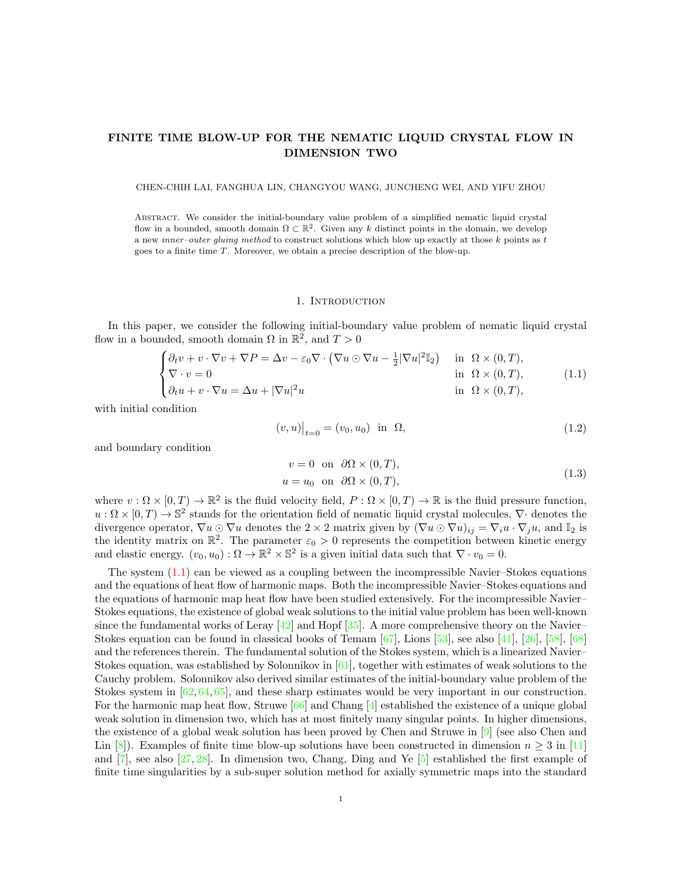# FINITE TIME BLOW-UP FOR THE NEMATIC LIQUID CRYSTAL FLOW IN DIMENSION TWO

CHEN-CHIH LAI, FANGHUA LIN, CHANGYOU WANG, JUNCHENG WEI, AND YIFU ZHOU

Abstract. We consider the initial-boundary value problem of a simplified nematic liquid crystal flow in a bounded, smooth domain $\Omega \subset \mathbb{R}^2$. Given any $k$ distinct points in the domain, we develop a new *inner–outer gluing method* to construct solutions which blow up exactly at those $k$ points as $t$ goes to a finite time $T$. Moreover, we obtain a precise description of the blow-up.

## 1. Introduction

In this paper, we consider the following initial-boundary value problem of nematic liquid crystal flow in a bounded, smooth domain $\Omega$ in $\mathbb{R}^2$, and $T > 0$

$$
\begin{cases}
\partial_t v + v \cdot \nabla v + \nabla P = \Delta v - \varepsilon_0 \nabla \cdot \left(\nabla u \odot \nabla u - \frac{1}{2}|\nabla u|^2 \mathbb{I}_2\right) & \text{in } \ \Omega \times (0,T), \\
\nabla \cdot v = 0 & \text{in } \ \Omega \times (0,T), \\
\partial_t u + v \cdot \nabla u = \Delta u + |\nabla u|^2 u & \text{in } \ \Omega \times (0,T),
\end{cases}
\tag{1.1}
$$

with initial condition

$$
(v,u)\big|_{t=0} = (v_0, u_0) \ \text{ in } \ \Omega, \tag{1.2}
$$

and boundary condition

$$
\begin{aligned}
v &= 0 \ \text{ on } \ \partial\Omega \times (0,T), \\
u &= u_0 \ \text{ on } \ \partial\Omega \times (0,T),
\end{aligned}
\tag{1.3}
$$

where $v : \Omega \times [0,T) \to \mathbb{R}^2$ is the fluid velocity field, $P : \Omega \times [0,T) \to \mathbb{R}$ is the fluid pressure function, $u : \Omega \times [0,T) \to \mathbb{S}^2$ stands for the orientation field of nematic liquid crystal molecules, $\nabla\cdot$ denotes the divergence operator, $\nabla u \odot \nabla u$ denotes the $2\times 2$ matrix given by $(\nabla u \odot \nabla u)_{ij} = \nabla_i u \cdot \nabla_j u$, and $\mathbb{I}_2$ is the identity matrix on $\mathbb{R}^2$. The parameter $\varepsilon_0 > 0$ represents the competition between kinetic energy and elastic energy. $(v_0, u_0) : \Omega \to \mathbb{R}^2 \times \mathbb{S}^2$ is a given initial data such that $\nabla \cdot v_0 = 0$.

The system (1.1) can be viewed as a coupling between the incompressible Navier–Stokes equations and the equations of heat flow of harmonic maps. Both the incompressible Navier–Stokes equations and the equations of harmonic map heat flow have been studied extensively. For the incompressible Navier–Stokes equations, the existence of global weak solutions to the initial value problem has been well-known since the fundamental works of Leray [42] and Hopf [35]. A more comprehensive theory on the Navier–Stokes equation can be found in classical books of Temam [67], Lions [53], see also [41], [26], [58], [68] and the references therein. The fundamental solution of the Stokes system, which is a linearized Navier–Stokes equation, was established by Solonnikov in [61], together with estimates of weak solutions to the Cauchy problem. Solonnikov also derived similar estimates of the initial-boundary value problem of the Stokes system in [62, 64, 65], and these sharp estimates would be very important in our construction. For the harmonic map heat flow, Struwe [66] and Chang [4] established the existence of a unique global weak solution in dimension two, which has at most finitely many singular points. In higher dimensions, the existence of a global weak solution has been proved by Chen and Struwe in [9] (see also Chen and Lin [8]). Examples of finite time blow-up solutions have been constructed in dimension $n \geq 3$ in [11] and [7], see also [27, 28]. In dimension two, Chang, Ding and Ye [5] established the first example of finite time singularities by a sub-super solution method for axially symmetric maps into the standard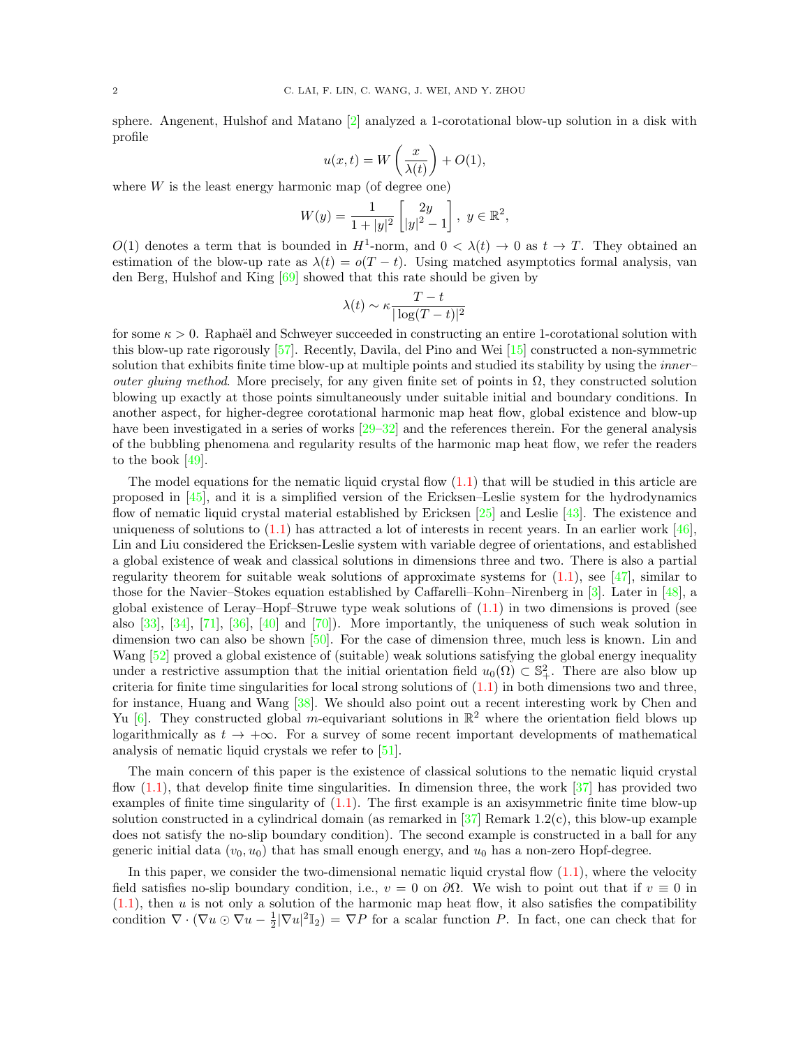sphere. Angenent, Hulshof and Matano [2] analyzed a 1-corotational blow-up solution in a disk with profile

$$u(x,t) = W\left(\frac{x}{\lambda(t)}\right) + O(1),$$

where $W$ is the least energy harmonic map (of degree one)

$$W(y) = \frac{1}{1+|y|^2}\begin{bmatrix} 2y \\ |y|^2-1 \end{bmatrix},\ y \in \mathbb{R}^2,$$

$O(1)$ denotes a term that is bounded in $H^1$-norm, and $0 < \lambda(t) \to 0$ as $t \to T$. They obtained an estimation of the blow-up rate as $\lambda(t) = o(T-t)$. Using matched asymptotics formal analysis, van den Berg, Hulshof and King [69] showed that this rate should be given by

$$\lambda(t) \sim \kappa \frac{T-t}{|\log(T-t)|^2}$$

for some $\kappa > 0$. Raphaël and Schweyer succeeded in constructing an entire 1-corotational solution with this blow-up rate rigorously [57]. Recently, Davila, del Pino and Wei [15] constructed a non-symmetric solution that exhibits finite time blow-up at multiple points and studied its stability by using the *inner–outer gluing method*. More precisely, for any given finite set of points in $\Omega$, they constructed solution blowing up exactly at those points simultaneously under suitable initial and boundary conditions. In another aspect, for higher-degree corotational harmonic map heat flow, global existence and blow-up have been investigated in a series of works [29–32] and the references therein. For the general analysis of the bubbling phenomena and regularity results of the harmonic map heat flow, we refer the readers to the book [49].

The model equations for the nematic liquid crystal flow (1.1) that will be studied in this article are proposed in [45], and it is a simplified version of the Ericksen–Leslie system for the hydrodynamics flow of nematic liquid crystal material established by Ericksen [25] and Leslie [43]. The existence and uniqueness of solutions to (1.1) has attracted a lot of interests in recent years. In an earlier work [46], Lin and Liu considered the Ericksen-Leslie system with variable degree of orientations, and established a global existence of weak and classical solutions in dimensions three and two. There is also a partial regularity theorem for suitable weak solutions of approximate systems for (1.1), see [47], similar to those for the Navier–Stokes equation established by Caffarelli–Kohn–Nirenberg in [3]. Later in [48], a global existence of Leray–Hopf–Struwe type weak solutions of (1.1) in two dimensions is proved (see also [33], [34], [71], [36], [40] and [70]). More importantly, the uniqueness of such weak solution in dimension two can also be shown [50]. For the case of dimension three, much less is known. Lin and Wang [52] proved a global existence of (suitable) weak solutions satisfying the global energy inequality under a restrictive assumption that the initial orientation field $u_0(\Omega) \subset \mathbb{S}^2_+$. There are also blow up criteria for finite time singularities for local strong solutions of (1.1) in both dimensions two and three, for instance, Huang and Wang [38]. We should also point out a recent interesting work by Chen and Yu [6]. They constructed global $m$-equivariant solutions in $\mathbb{R}^2$ where the orientation field blows up logarithmically as $t \to +\infty$. For a survey of some recent important developments of mathematical analysis of nematic liquid crystals we refer to [51].

The main concern of this paper is the existence of classical solutions to the nematic liquid crystal flow (1.1), that develop finite time singularities. In dimension three, the work [37] has provided two examples of finite time singularity of (1.1). The first example is an axisymmetric finite time blow-up solution constructed in a cylindrical domain (as remarked in [37] Remark 1.2(c), this blow-up example does not satisfy the no-slip boundary condition). The second example is constructed in a ball for any generic initial data $(v_0, u_0)$ that has small enough energy, and $u_0$ has a non-zero Hopf-degree.

In this paper, we consider the two-dimensional nematic liquid crystal flow (1.1), where the velocity field satisfies no-slip boundary condition, i.e., $v = 0$ on $\partial\Omega$. We wish to point out that if $v \equiv 0$ in (1.1), then $u$ is not only a solution of the harmonic map heat flow, it also satisfies the compatibility condition $\nabla \cdot (\nabla u \odot \nabla u - \frac{1}{2}|\nabla u|^2 \mathbb{I}_2) = \nabla P$ for a scalar function $P$. In fact, one can check that for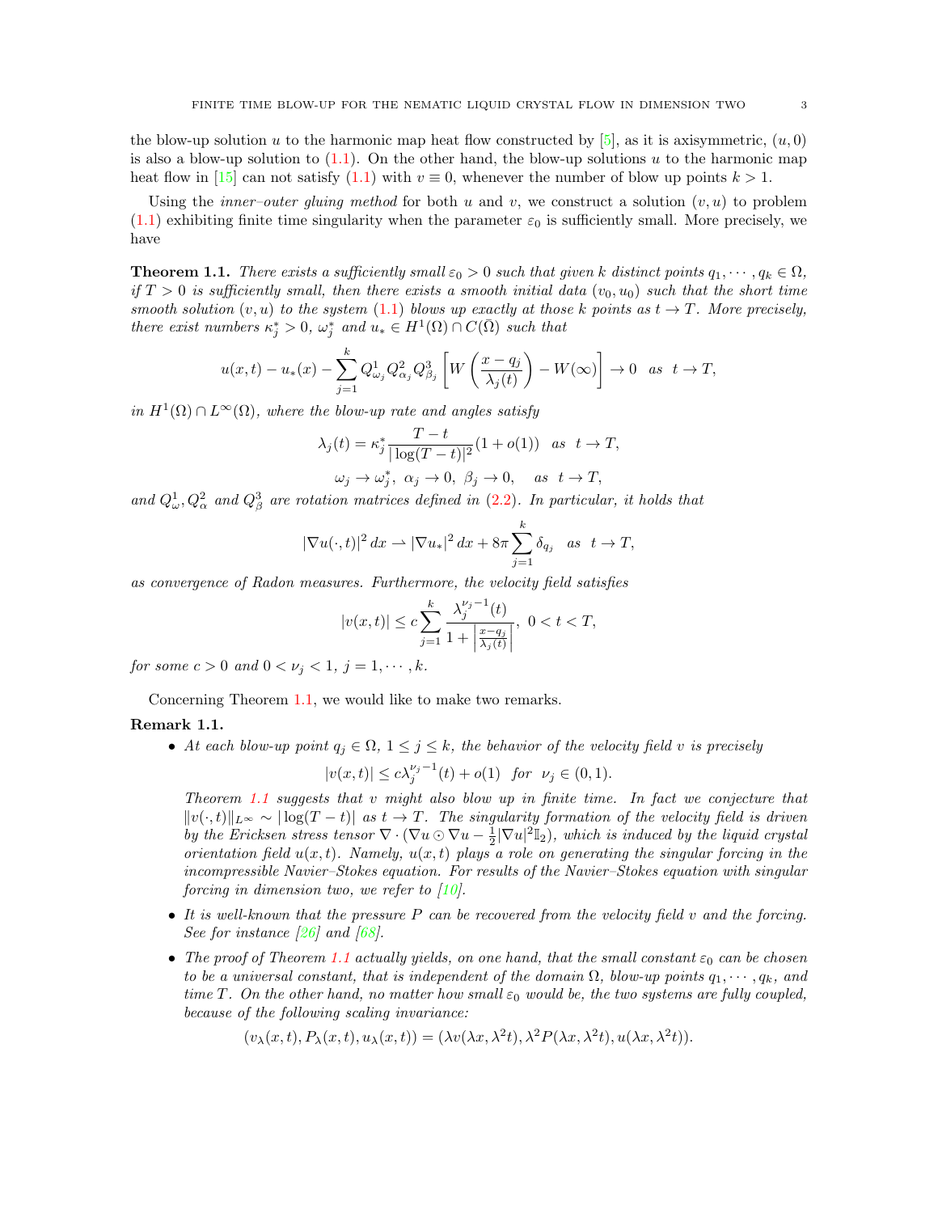the blow-up solution $u$ to the harmonic map heat flow constructed by [5], as it is axisymmetric, $(u, 0)$ is also a blow-up solution to (1.1). On the other hand, the blow-up solutions $u$ to the harmonic map heat flow in [15] can not satisfy (1.1) with $v \equiv 0$, whenever the number of blow up points $k > 1$.

Using the *inner–outer gluing method* for both $u$ and $v$, we construct a solution $(v, u)$ to problem (1.1) exhibiting finite time singularity when the parameter $\varepsilon_0$ is sufficiently small. More precisely, we have

**Theorem 1.1.** *There exists a sufficiently small $\varepsilon_0 > 0$ such that given $k$ distinct points $q_1, \cdots, q_k \in \Omega$, if $T > 0$ is sufficiently small, then there exists a smooth initial data $(v_0, u_0)$ such that the short time smooth solution $(v, u)$ to the system (1.1) blows up exactly at those $k$ points as $t \to T$. More precisely, there exist numbers $\kappa_j^* > 0$, $\omega_j^*$ and $u_* \in H^1(\Omega) \cap C(\bar{\Omega})$ such that*

$$
u(x,t) - u_*(x) - \sum_{j=1}^{k} Q^1_{\omega_j} Q^2_{\alpha_j} Q^3_{\beta_j} \left[ W\left(\frac{x - q_j}{\lambda_j(t)}\right) - W(\infty) \right] \to 0 \quad as \quad t \to T,
$$

*in $H^1(\Omega) \cap L^\infty(\Omega)$, where the blow-up rate and angles satisfy*

$$
\lambda_j(t) = \kappa_j^* \frac{T-t}{|\log(T-t)|^2}(1 + o(1)) \quad as \quad t \to T,
$$

$$
\omega_j \to \omega_j^*, \ \alpha_j \to 0, \ \beta_j \to 0, \quad as \quad t \to T,
$$

*and $Q^1_\omega, Q^2_\alpha$ and $Q^3_\beta$ are rotation matrices defined in (2.2). In particular, it holds that*

$$
|\nabla u(\cdot, t)|^2 \, dx \rightharpoonup |\nabla u_*|^2 \, dx + 8\pi \sum_{j=1}^{k} \delta_{q_j} \quad as \quad t \to T,
$$

*as convergence of Radon measures. Furthermore, the velocity field satisfies*

$$
|v(x,t)| \le c \sum_{j=1}^{k} \frac{\lambda_j^{\nu_j - 1}(t)}{1 + \left|\frac{x - q_j}{\lambda_j(t)}\right|}, \ 0 < t < T,
$$

*for some $c > 0$ and $0 < \nu_j < 1$, $j = 1, \cdots, k$.*

Concerning Theorem 1.1, we would like to make two remarks.

**Remark 1.1.**

- *At each blow-up point $q_j \in \Omega$, $1 \le j \le k$, the behavior of the velocity field $v$ is precisely*

  $$|v(x,t)| \le c\lambda_j^{\nu_j - 1}(t) + o(1) \quad for \quad \nu_j \in (0,1).$$

  *Theorem 1.1 suggests that $v$ might also blow up in finite time. In fact we conjecture that $\|v(\cdot, t)\|_{L^\infty} \sim |\log(T-t)|$ as $t \to T$. The singularity formation of the velocity field is driven by the Ericksen stress tensor $\nabla \cdot (\nabla u \odot \nabla u - \frac{1}{2}|\nabla u|^2 \mathbb{I}_2)$, which is induced by the liquid crystal orientation field $u(x,t)$. Namely, $u(x,t)$ plays a role on generating the singular forcing in the incompressible Navier–Stokes equation. For results of the Navier–Stokes equation with singular forcing in dimension two, we refer to [10].*
- *It is well-known that the pressure $P$ can be recovered from the velocity field $v$ and the forcing. See for instance [26] and [68].*
- *The proof of Theorem 1.1 actually yields, on one hand, that the small constant $\varepsilon_0$ can be chosen to be a universal constant, that is independent of the domain $\Omega$, blow-up points $q_1, \cdots, q_k$, and time $T$. On the other hand, no matter how small $\varepsilon_0$ would be, the two systems are fully coupled, because of the following scaling invariance:*

  $$(v_\lambda(x,t), P_\lambda(x,t), u_\lambda(x,t)) = (\lambda v(\lambda x, \lambda^2 t), \lambda^2 P(\lambda x, \lambda^2 t), u(\lambda x, \lambda^2 t)).$$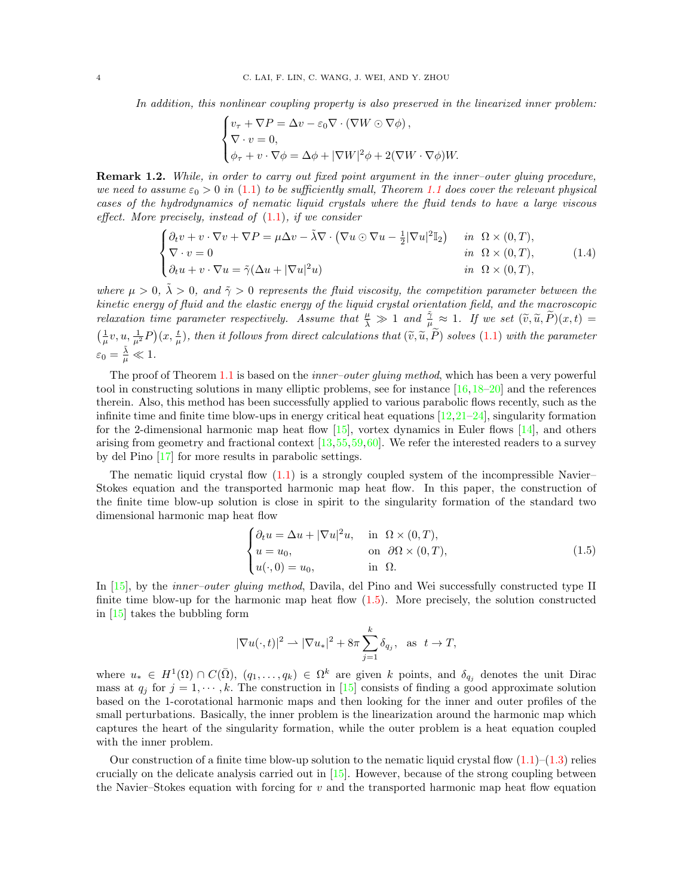*In addition, this nonlinear coupling property is also preserved in the linearized inner problem:*

$$
\begin{cases}
v_\tau + \nabla P = \Delta v - \varepsilon_0 \nabla \cdot (\nabla W \odot \nabla \phi), \\
\nabla \cdot v = 0, \\
\phi_\tau + v \cdot \nabla \phi = \Delta \phi + |\nabla W|^2 \phi + 2(\nabla W \cdot \nabla \phi) W.
\end{cases}
$$

**Remark 1.2.** *While, in order to carry out fixed point argument in the inner–outer gluing procedure, we need to assume $\varepsilon_0 > 0$ in (1.1) to be sufficiently small, Theorem 1.1 does cover the relevant physical cases of the hydrodynamics of nematic liquid crystals where the fluid tends to have a large viscous effect. More precisely, instead of (1.1), if we consider*

$$
\begin{cases}
\partial_t v + v \cdot \nabla v + \nabla P = \mu \Delta v - \tilde{\lambda} \nabla \cdot \left( \nabla u \odot \nabla u - \frac{1}{2} |\nabla u|^2 \mathbb{I}_2 \right) & \text{in } \Omega \times (0, T), \\
\nabla \cdot v = 0 & \text{in } \Omega \times (0, T), \\
\partial_t u + v \cdot \nabla u = \tilde{\gamma} (\Delta u + |\nabla u|^2 u) & \text{in } \Omega \times (0, T),
\end{cases}
\tag{1.4}
$$

*where $\mu > 0$, $\tilde{\lambda} > 0$, and $\tilde{\gamma} > 0$ represents the fluid viscosity, the competition parameter between the kinetic energy of fluid and the elastic energy of the liquid crystal orientation field, and the macroscopic relaxation time parameter respectively. Assume that $\frac{\mu}{\tilde{\lambda}} \gg 1$ and $\frac{\tilde{\gamma}}{\mu} \approx 1$. If we set $(\widetilde{v}, \widetilde{u}, \widetilde{P})(x, t) = \left( \frac{1}{\mu} v, u, \frac{1}{\mu^2} P \right)(x, \frac{t}{\mu})$, then it follows from direct calculations that $(\widetilde{v}, \widetilde{u}, \widetilde{P})$ solves (1.1) with the parameter $\varepsilon_0 = \frac{\tilde{\lambda}}{\mu} \ll 1$.*

The proof of Theorem 1.1 is based on the *inner–outer gluing method*, which has been a very powerful tool in constructing solutions in many elliptic problems, see for instance [16,18–20] and the references therein. Also, this method has been successfully applied to various parabolic flows recently, such as the infinite time and finite time blow-ups in energy critical heat equations [12,21–24], singularity formation for the 2-dimensional harmonic map heat flow [15], vortex dynamics in Euler flows [14], and others arising from geometry and fractional context [13,55,59,60]. We refer the interested readers to a survey by del Pino [17] for more results in parabolic settings.

The nematic liquid crystal flow (1.1) is a strongly coupled system of the incompressible Navier–Stokes equation and the transported harmonic map heat flow. In this paper, the construction of the finite time blow-up solution is close in spirit to the singularity formation of the standard two dimensional harmonic map heat flow

$$
\begin{cases}
\partial_t u = \Delta u + |\nabla u|^2 u, & \text{in } \Omega \times (0, T), \\
u = u_0, & \text{on } \partial\Omega \times (0, T), \\
u(\cdot, 0) = u_0, & \text{in } \Omega.
\end{cases}
\tag{1.5}
$$

In [15], by the *inner–outer gluing method*, Davila, del Pino and Wei successfully constructed type II finite time blow-up for the harmonic map heat flow (1.5). More precisely, the solution constructed in [15] takes the bubbling form

$$
|\nabla u(\cdot, t)|^2 \rightharpoonup |\nabla u_*|^2 + 8\pi \sum_{j=1}^{k} \delta_{q_j}, \quad \text{as} \quad t \to T,
$$

where $u_* \in H^1(\Omega) \cap C(\bar{\Omega})$, $(q_1, \ldots, q_k) \in \Omega^k$ are given $k$ points, and $\delta_{q_j}$ denotes the unit Dirac mass at $q_j$ for $j = 1, \cdots, k$. The construction in [15] consists of finding a good approximate solution based on the 1-corotational harmonic maps and then looking for the inner and outer profiles of the small perturbations. Basically, the inner problem is the linearization around the harmonic map which captures the heart of the singularity formation, while the outer problem is a heat equation coupled with the inner problem.

Our construction of a finite time blow-up solution to the nematic liquid crystal flow (1.1)–(1.3) relies crucially on the delicate analysis carried out in [15]. However, because of the strong coupling between the Navier–Stokes equation with forcing for $v$ and the transported harmonic map heat flow equation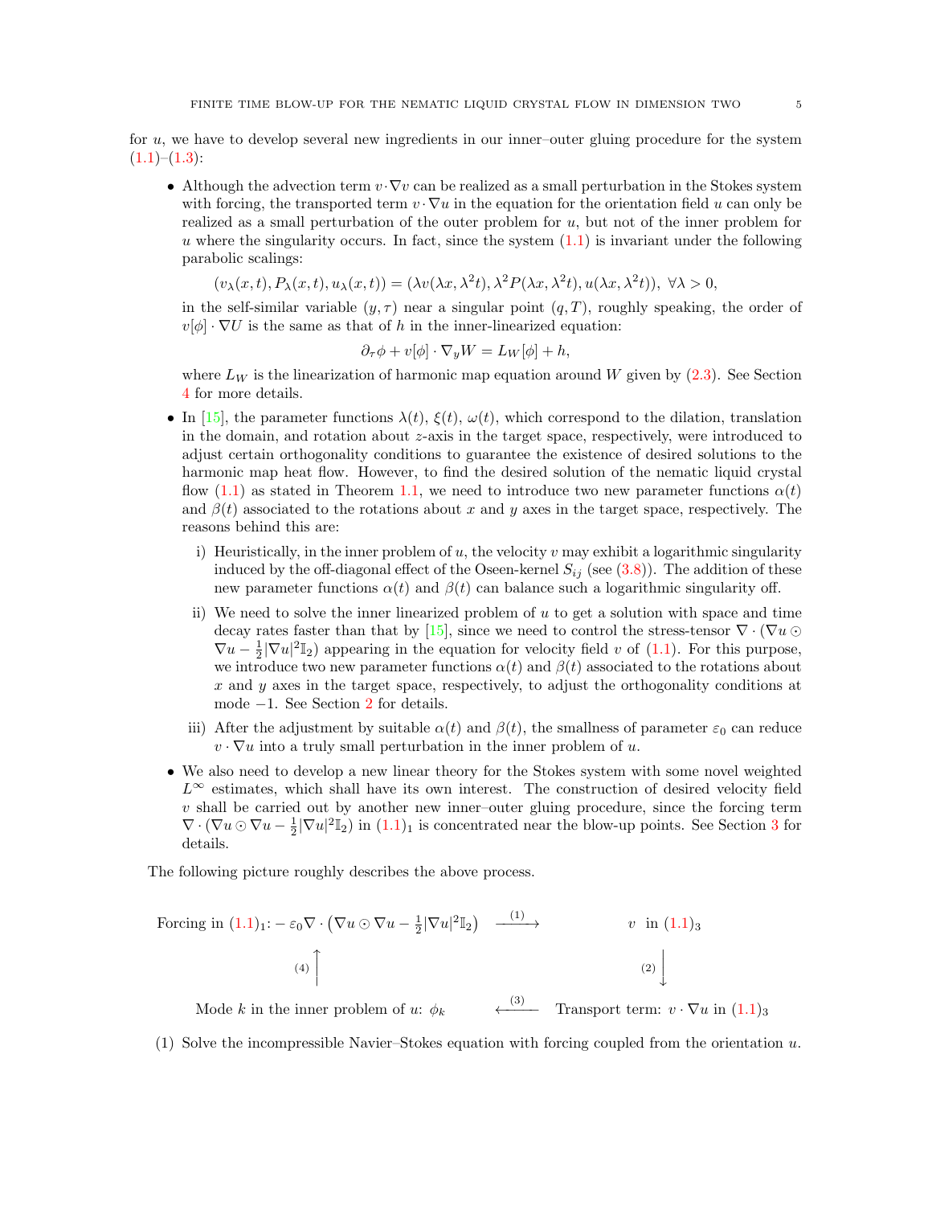for $u$, we have to develop several new ingredients in our inner–outer gluing procedure for the system (1.1)–(1.3):

- Although the advection term $v\cdot\nabla v$ can be realized as a small perturbation in the Stokes system with forcing, the transported term $v\cdot\nabla u$ in the equation for the orientation field $u$ can only be realized as a small perturbation of the outer problem for $u$, but not of the inner problem for $u$ where the singularity occurs. In fact, since the system (1.1) is invariant under the following parabolic scalings:
$$(v_\lambda(x,t), P_\lambda(x,t), u_\lambda(x,t)) = (\lambda v(\lambda x, \lambda^2 t), \lambda^2 P(\lambda x, \lambda^2 t), u(\lambda x, \lambda^2 t)),\ \forall \lambda > 0,$$
in the self-similar variable $(y,\tau)$ near a singular point $(q,T)$, roughly speaking, the order of $v[\phi]\cdot\nabla U$ is the same as that of $h$ in the inner-linearized equation:
$$\partial_\tau \phi + v[\phi]\cdot\nabla_y W = L_W[\phi] + h,$$
where $L_W$ is the linearization of harmonic map equation around $W$ given by (2.3). See Section 4 for more details.
- In [15], the parameter functions $\lambda(t)$, $\xi(t)$, $\omega(t)$, which correspond to the dilation, translation in the domain, and rotation about $z$-axis in the target space, respectively, were introduced to adjust certain orthogonality conditions to guarantee the existence of desired solutions to the harmonic map heat flow. However, to find the desired solution of the nematic liquid crystal flow (1.1) as stated in Theorem 1.1, we need to introduce two new parameter functions $\alpha(t)$ and $\beta(t)$ associated to the rotations about $x$ and $y$ axes in the target space, respectively. The reasons behind this are:
  1. i) Heuristically, in the inner problem of $u$, the velocity $v$ may exhibit a logarithmic singularity induced by the off-diagonal effect of the Oseen-kernel $S_{ij}$ (see (3.8)). The addition of these new parameter functions $\alpha(t)$ and $\beta(t)$ can balance such a logarithmic singularity off.
  2. ii) We need to solve the inner linearized problem of $u$ to get a solution with space and time decay rates faster than that by [15], since we need to control the stress-tensor $\nabla\cdot(\nabla u\odot\nabla u - \frac{1}{2}|\nabla u|^2\mathbb{I}_2)$ appearing in the equation for velocity field $v$ of (1.1). For this purpose, we introduce two new parameter functions $\alpha(t)$ and $\beta(t)$ associated to the rotations about $x$ and $y$ axes in the target space, respectively, to adjust the orthogonality conditions at mode $-1$. See Section 2 for details.
  3. iii) After the adjustment by suitable $\alpha(t)$ and $\beta(t)$, the smallness of parameter $\varepsilon_0$ can reduce $v\cdot\nabla u$ into a truly small perturbation in the inner problem of $u$.
- We also need to develop a new linear theory for the Stokes system with some novel weighted $L^\infty$ estimates, which shall have its own interest. The construction of desired velocity field $v$ shall be carried out by another new inner–outer gluing procedure, since the forcing term $\nabla\cdot(\nabla u\odot\nabla u - \frac{1}{2}|\nabla u|^2\mathbb{I}_2)$ in $(1.1)_1$ is concentrated near the blow-up points. See Section 3 for details.

The following picture roughly describes the above process.

$$\begin{array}{ccc}
\text{Forcing in } (1.1)_1\text{: } -\varepsilon_0\nabla\cdot\left(\nabla u\odot\nabla u - \frac{1}{2}|\nabla u|^2\mathbb{I}_2\right) & \xrightarrow{(1)} & v \text{ in } (1.1)_3 \\
(4)\big\uparrow & & \big\downarrow(2) \\
\text{Mode } k \text{ in the inner problem of } u\text{: } \phi_k & \xleftarrow{(3)} & \text{Transport term: } v\cdot\nabla u \text{ in } (1.1)_3
\end{array}$$

(1) Solve the incompressible Navier–Stokes equation with forcing coupled from the orientation $u$.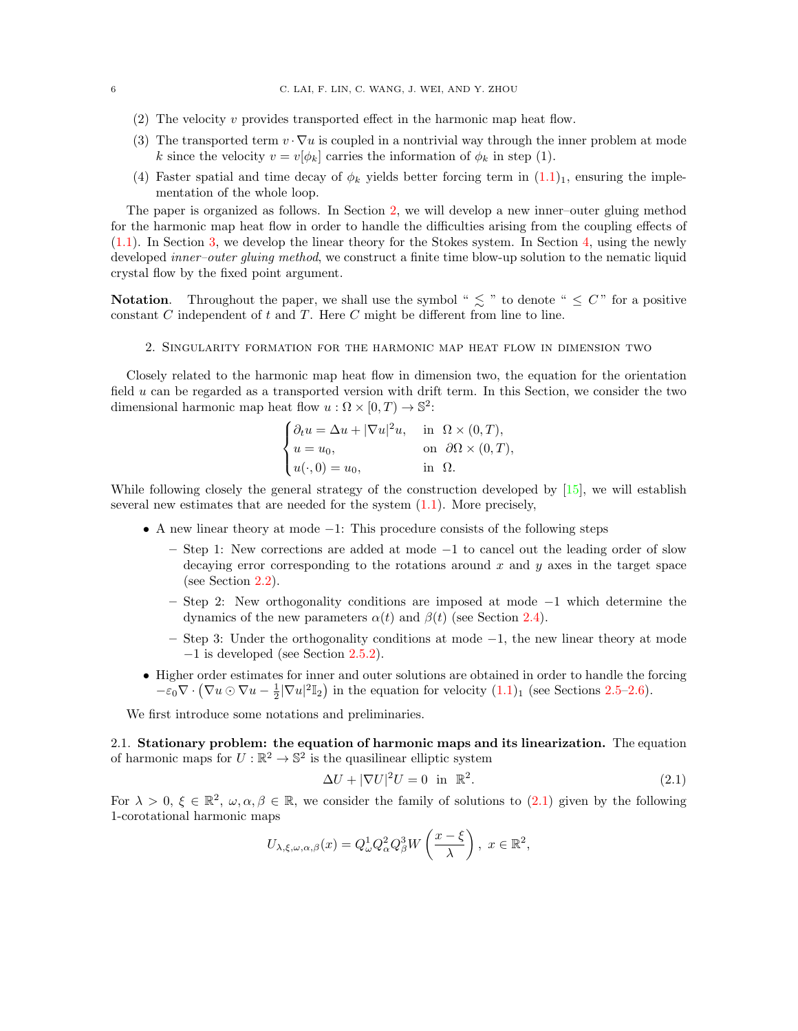(2) The velocity $v$ provides transported effect in the harmonic map heat flow.

(3) The transported term $v \cdot \nabla u$ is coupled in a nontrivial way through the inner problem at mode $k$ since the velocity $v = v[\phi_k]$ carries the information of $\phi_k$ in step (1).

(4) Faster spatial and time decay of $\phi_k$ yields better forcing term in $(1.1)_1$, ensuring the implementation of the whole loop.

The paper is organized as follows. In Section 2, we will develop a new inner–outer gluing method for the harmonic map heat flow in order to handle the difficulties arising from the coupling effects of (1.1). In Section 3, we develop the linear theory for the Stokes system. In Section 4, using the newly developed *inner–outer gluing method*, we construct a finite time blow-up solution to the nematic liquid crystal flow by the fixed point argument.

**Notation**. Throughout the paper, we shall use the symbol " $\lesssim$ " to denote " $\le C$" for a positive constant $C$ independent of $t$ and $T$. Here $C$ might be different from line to line.

## 2. Singularity formation for the harmonic map heat flow in dimension two

Closely related to the harmonic map heat flow in dimension two, the equation for the orientation field $u$ can be regarded as a transported version with drift term. In this Section, we consider the two dimensional harmonic map heat flow $u : \Omega \times [0, T) \to \mathbb{S}^2$:

$$
\begin{cases}
\partial_t u = \Delta u + |\nabla u|^2 u, & \text{in } \Omega \times (0,T),\\
u = u_0, & \text{on } \partial\Omega \times (0,T),\\
u(\cdot, 0) = u_0, & \text{in } \Omega.
\end{cases}
$$

While following closely the general strategy of the construction developed by [15], we will establish several new estimates that are needed for the system (1.1). More precisely,

- A new linear theory at mode $-1$: This procedure consists of the following steps
  - Step 1: New corrections are added at mode $-1$ to cancel out the leading order of slow decaying error corresponding to the rotations around $x$ and $y$ axes in the target space (see Section 2.2).
  - Step 2: New orthogonality conditions are imposed at mode $-1$ which determine the dynamics of the new parameters $\alpha(t)$ and $\beta(t)$ (see Section 2.4).
  - Step 3: Under the orthogonality conditions at mode $-1$, the new linear theory at mode $-1$ is developed (see Section 2.5.2).
- Higher order estimates for inner and outer solutions are obtained in order to handle the forcing $-\varepsilon_0 \nabla \cdot \left(\nabla u \odot \nabla u - \frac{1}{2}|\nabla u|^2 \mathbb{I}_2\right)$ in the equation for velocity $(1.1)_1$ (see Sections 2.5–2.6).

We first introduce some notations and preliminaries.

### 2.1. Stationary problem: the equation of harmonic maps and its linearization.

The equation of harmonic maps for $U : \mathbb{R}^2 \to \mathbb{S}^2$ is the quasilinear elliptic system

$$
\Delta U + |\nabla U|^2 U = 0 \ \text{ in } \ \mathbb{R}^2. \tag{2.1}
$$

For $\lambda > 0$, $\xi \in \mathbb{R}^2$, $\omega, \alpha, \beta \in \mathbb{R}$, we consider the family of solutions to (2.1) given by the following 1-corotational harmonic maps

$$
U_{\lambda,\xi,\omega,\alpha,\beta}(x) = Q^1_\omega Q^2_\alpha Q^3_\beta W\left(\frac{x-\xi}{\lambda}\right), \ x \in \mathbb{R}^2,
$$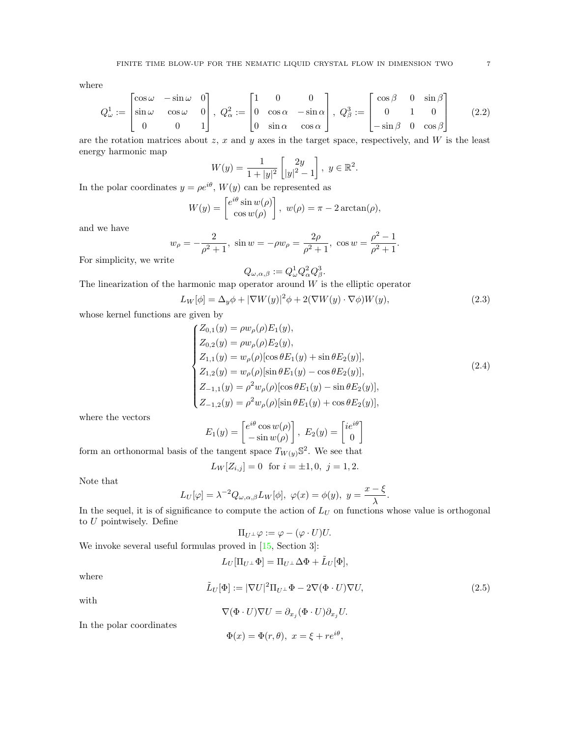where

$$
Q^1_\omega := \begin{bmatrix} \cos\omega & -\sin\omega & 0 \\ \sin\omega & \cos\omega & 0 \\ 0 & 0 & 1 \end{bmatrix},\ Q^2_\alpha := \begin{bmatrix} 1 & 0 & 0 \\ 0 & \cos\alpha & -\sin\alpha \\ 0 & \sin\alpha & \cos\alpha \end{bmatrix},\ Q^3_\beta := \begin{bmatrix} \cos\beta & 0 & \sin\beta \\ 0 & 1 & 0 \\ -\sin\beta & 0 & \cos\beta \end{bmatrix} \tag{2.2}
$$

are the rotation matrices about $z$, $x$ and $y$ axes in the target space, respectively, and $W$ is the least energy harmonic map

$$
W(y) = \frac{1}{1+|y|^2}\begin{bmatrix} 2y \\ |y|^2 - 1 \end{bmatrix},\ y \in \mathbb{R}^2.
$$

In the polar coordinates $y = \rho e^{i\theta}$, $W(y)$ can be represented as

$$
W(y) = \begin{bmatrix} e^{i\theta}\sin w(\rho) \\ \cos w(\rho) \end{bmatrix},\ w(\rho) = \pi - 2\arctan(\rho),
$$

and we have

$$
w_\rho = -\frac{2}{\rho^2+1},\ \sin w = -\rho w_\rho = \frac{2\rho}{\rho^2+1},\ \cos w = \frac{\rho^2-1}{\rho^2+1}.
$$

For simplicity, we write

$$
Q_{\omega,\alpha,\beta} := Q^1_\omega Q^2_\alpha Q^3_\beta.
$$

The linearization of the harmonic map operator around $W$ is the elliptic operator

$$
L_W[\phi] = \Delta_y \phi + |\nabla W(y)|^2\phi + 2(\nabla W(y)\cdot\nabla\phi)W(y), \tag{2.3}
$$

whose kernel functions are given by

$$
\begin{cases}
Z_{0,1}(y) = \rho w_\rho(\rho) E_1(y), \\
Z_{0,2}(y) = \rho w_\rho(\rho) E_2(y), \\
Z_{1,1}(y) = w_\rho(\rho)[\cos\theta E_1(y) + \sin\theta E_2(y)], \\
Z_{1,2}(y) = w_\rho(\rho)[\sin\theta E_1(y) - \cos\theta E_2(y)], \\
Z_{-1,1}(y) = \rho^2 w_\rho(\rho)[\cos\theta E_1(y) - \sin\theta E_2(y)], \\
Z_{-1,2}(y) = \rho^2 w_\rho(\rho)[\sin\theta E_1(y) + \cos\theta E_2(y)],
\end{cases} \tag{2.4}
$$

where the vectors

$$
E_1(y) = \begin{bmatrix} e^{i\theta}\cos w(\rho) \\ -\sin w(\rho) \end{bmatrix},\ E_2(y) = \begin{bmatrix} ie^{i\theta} \\ 0 \end{bmatrix}
$$

form an orthonormal basis of the tangent space $T_{W(y)}\mathbb{S}^2$. We see that

$$
L_W[Z_{i,j}] = 0 \ \text{ for } i = \pm1, 0,\ j = 1, 2.
$$

Note that

$$
L_U[\varphi] = \lambda^{-2} Q_{\omega,\alpha,\beta} L_W[\phi],\ \varphi(x) = \phi(y),\ y = \frac{x-\xi}{\lambda}.
$$

In the sequel, it is of significance to compute the action of $L_U$ on functions whose value is orthogonal to $U$ pointwisely. Define

$$
\Pi_{U^\perp}\varphi := \varphi - (\varphi\cdot U)U.
$$

We invoke several useful formulas proved in [15, Section 3]:

$$
L_U[\Pi_{U^\perp}\Phi] = \Pi_{U^\perp}\Delta\Phi + \tilde{L}_U[\Phi],
$$

where

$$
\tilde{L}_U[\Phi] := |\nabla U|^2 \Pi_{U^\perp}\Phi - 2\nabla(\Phi\cdot U)\nabla U, \tag{2.5}
$$

with

$$
\nabla(\Phi\cdot U)\nabla U = \partial_{x_j}(\Phi\cdot U)\partial_{x_j}U.
$$

In the polar coordinates

$$
\Phi(x) = \Phi(r,\theta),\ x = \xi + re^{i\theta},
$$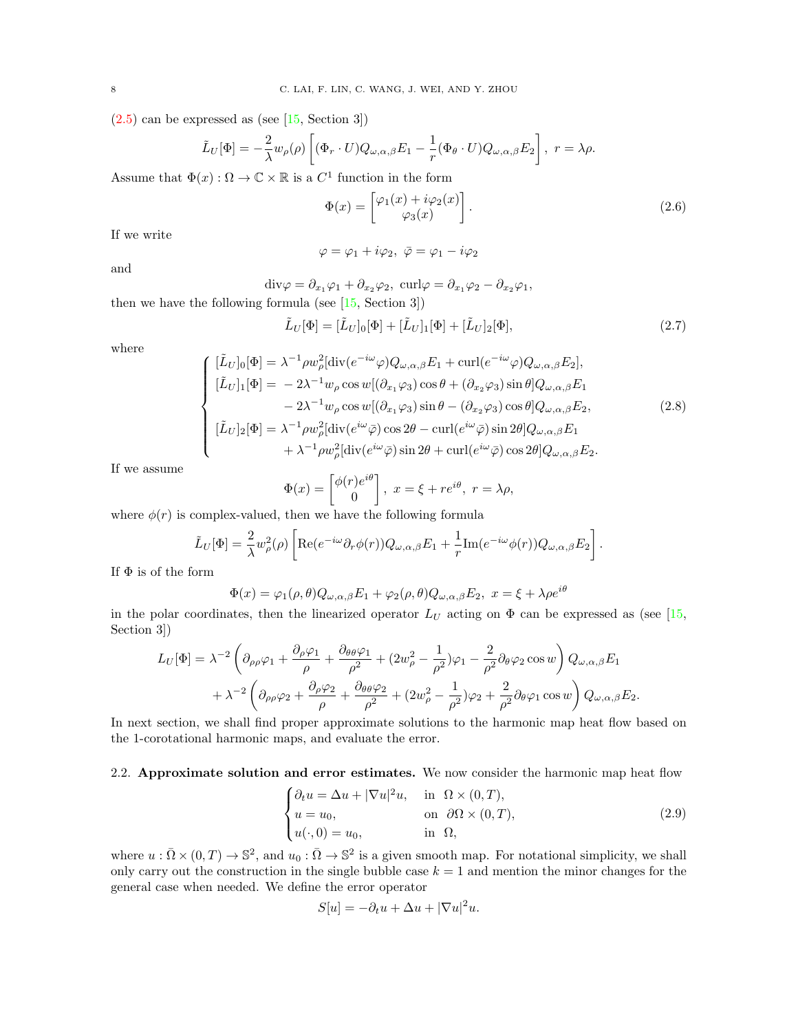(2.5) can be expressed as (see [15, Section 3])

$$\tilde{L}_U[\Phi] = -\frac{2}{\lambda} w_\rho(\rho) \left[ (\Phi_r \cdot U) Q_{\omega,\alpha,\beta} E_1 - \frac{1}{r}(\Phi_\theta \cdot U) Q_{\omega,\alpha,\beta} E_2 \right],\ r = \lambda\rho.$$

Assume that $\Phi(x) : \Omega \to \mathbb{C} \times \mathbb{R}$ is a $C^1$ function in the form

$$\Phi(x) = \begin{bmatrix} \varphi_1(x) + i\varphi_2(x) \\ \varphi_3(x) \end{bmatrix}. \tag{2.6}$$

If we write

$$\varphi = \varphi_1 + i\varphi_2,\ \bar{\varphi} = \varphi_1 - i\varphi_2$$

and

$$\text{div}\varphi = \partial_{x_1}\varphi_1 + \partial_{x_2}\varphi_2,\ \text{curl}\varphi = \partial_{x_1}\varphi_2 - \partial_{x_2}\varphi_1,$$

then we have the following formula (see [15, Section 3])

$$\tilde{L}_U[\Phi] = [\tilde{L}_U]_0[\Phi] + [\tilde{L}_U]_1[\Phi] + [\tilde{L}_U]_2[\Phi], \tag{2.7}$$

where

$$\begin{cases} [\tilde{L}_U]_0[\Phi] = \lambda^{-1}\rho w_\rho^2[\text{div}(e^{-i\omega}\varphi) Q_{\omega,\alpha,\beta} E_1 + \text{curl}(e^{-i\omega}\varphi) Q_{\omega,\alpha,\beta} E_2], \\ [\tilde{L}_U]_1[\Phi] = -2\lambda^{-1} w_\rho \cos w[(\partial_{x_1}\varphi_3)\cos\theta + (\partial_{x_2}\varphi_3)\sin\theta] Q_{\omega,\alpha,\beta} E_1 \\ \qquad\qquad - 2\lambda^{-1} w_\rho \cos w[(\partial_{x_1}\varphi_3)\sin\theta - (\partial_{x_2}\varphi_3)\cos\theta] Q_{\omega,\alpha,\beta} E_2, \\ [\tilde{L}_U]_2[\Phi] = \lambda^{-1}\rho w_\rho^2[\text{div}(e^{i\omega}\bar{\varphi})\cos 2\theta - \text{curl}(e^{i\omega}\bar{\varphi})\sin 2\theta] Q_{\omega,\alpha,\beta} E_1 \\ \qquad\qquad + \lambda^{-1}\rho w_\rho^2[\text{div}(e^{i\omega}\bar{\varphi})\sin 2\theta + \text{curl}(e^{i\omega}\bar{\varphi})\cos 2\theta] Q_{\omega,\alpha,\beta} E_2. \end{cases} \tag{2.8}$$

If we assume

$$\Phi(x) = \begin{bmatrix} \phi(r)e^{i\theta} \\ 0 \end{bmatrix},\ x = \xi + re^{i\theta},\ r = \lambda\rho,$$

where $\phi(r)$ is complex-valued, then we have the following formula

$$\tilde{L}_U[\Phi] = \frac{2}{\lambda} w_\rho^2(\rho) \left[ \text{Re}(e^{-i\omega}\partial_r\phi(r)) Q_{\omega,\alpha,\beta} E_1 + \frac{1}{r}\text{Im}(e^{-i\omega}\phi(r)) Q_{\omega,\alpha,\beta} E_2 \right].$$

If $\Phi$ is of the form

$$\Phi(x) = \varphi_1(\rho,\theta) Q_{\omega,\alpha,\beta} E_1 + \varphi_2(\rho,\theta) Q_{\omega,\alpha,\beta} E_2,\ x = \xi + \lambda\rho e^{i\theta}$$

in the polar coordinates, then the linearized operator $L_U$ acting on $\Phi$ can be expressed as (see [15, Section 3])

$$\begin{aligned} L_U[\Phi] = {} & \lambda^{-2}\left( \partial_{\rho\rho}\varphi_1 + \frac{\partial_\rho\varphi_1}{\rho} + \frac{\partial_{\theta\theta}\varphi_1}{\rho^2} + (2w_\rho^2 - \frac{1}{\rho^2})\varphi_1 - \frac{2}{\rho^2}\partial_\theta\varphi_2 \cos w \right) Q_{\omega,\alpha,\beta} E_1 \\ & + \lambda^{-2}\left( \partial_{\rho\rho}\varphi_2 + \frac{\partial_\rho\varphi_2}{\rho} + \frac{\partial_{\theta\theta}\varphi_2}{\rho^2} + (2w_\rho^2 - \frac{1}{\rho^2})\varphi_2 + \frac{2}{\rho^2}\partial_\theta\varphi_1 \cos w \right) Q_{\omega,\alpha,\beta} E_2. \end{aligned}$$

In next section, we shall find proper approximate solutions to the harmonic map heat flow based on the 1-corotational harmonic maps, and evaluate the error.

### 2.2. Approximate solution and error estimates.

We now consider the harmonic map heat flow

$$\begin{cases} \partial_t u = \Delta u + |\nabla u|^2 u, & \text{in } \Omega \times (0,T), \\ u = u_0, & \text{on } \partial\Omega \times (0,T), \\ u(\cdot, 0) = u_0, & \text{in } \Omega, \end{cases} \tag{2.9}$$

where $u : \bar{\Omega} \times (0,T) \to \mathbb{S}^2$, and $u_0 : \bar{\Omega} \to \mathbb{S}^2$ is a given smooth map. For notational simplicity, we shall only carry out the construction in the single bubble case $k = 1$ and mention the minor changes for the general case when needed. We define the error operator

$$S[u] = -\partial_t u + \Delta u + |\nabla u|^2 u.$$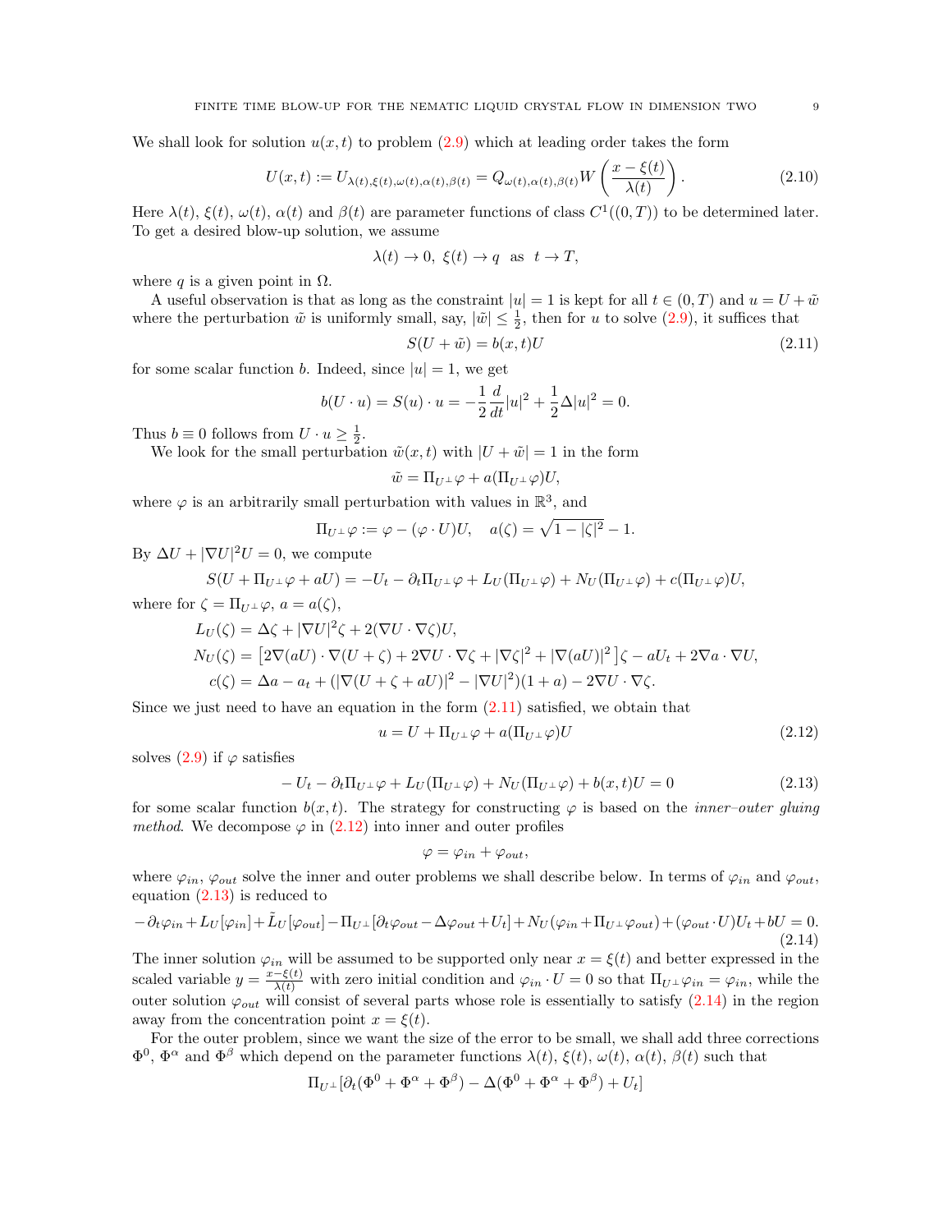We shall look for solution $u(x,t)$ to problem (2.9) which at leading order takes the form

$$U(x,t) := U_{\lambda(t),\xi(t),\omega(t),\alpha(t),\beta(t)} = Q_{\omega(t),\alpha(t),\beta(t)} W\left(\frac{x-\xi(t)}{\lambda(t)}\right). \tag{2.10}$$

Here $\lambda(t)$, $\xi(t)$, $\omega(t)$, $\alpha(t)$ and $\beta(t)$ are parameter functions of class $C^1((0,T))$ to be determined later. To get a desired blow-up solution, we assume

$$\lambda(t) \to 0,\ \xi(t) \to q \ \text{ as } \ t \to T,$$

where $q$ is a given point in $\Omega$.

A useful observation is that as long as the constraint $|u| = 1$ is kept for all $t \in (0,T)$ and $u = U + \tilde{w}$ where the perturbation $\tilde{w}$ is uniformly small, say, $|\tilde{w}| \le \frac{1}{2}$, then for $u$ to solve (2.9), it suffices that

$$S(U + \tilde{w}) = b(x,t)U \tag{2.11}$$

for some scalar function $b$. Indeed, since $|u| = 1$, we get

$$b(U \cdot u) = S(u) \cdot u = -\frac{1}{2}\frac{d}{dt}|u|^2 + \frac{1}{2}\Delta |u|^2 = 0.$$

Thus $b \equiv 0$ follows from $U \cdot u \ge \frac{1}{2}$.

We look for the small perturbation $\tilde{w}(x,t)$ with $|U + \tilde{w}| = 1$ in the form

$$\tilde{w} = \Pi_{U^\perp}\varphi + a(\Pi_{U^\perp}\varphi)U,$$

where $\varphi$ is an arbitrarily small perturbation with values in $\mathbb{R}^3$, and

$$\Pi_{U^\perp}\varphi := \varphi - (\varphi \cdot U)U, \quad a(\zeta) = \sqrt{1 - |\zeta|^2} - 1.$$

By $\Delta U + |\nabla U|^2 U = 0$, we compute

$$S(U + \Pi_{U^\perp}\varphi + aU) = -U_t - \partial_t \Pi_{U^\perp}\varphi + L_U(\Pi_{U^\perp}\varphi) + N_U(\Pi_{U^\perp}\varphi) + c(\Pi_{U^\perp}\varphi)U,$$

where for $\zeta = \Pi_{U^\perp}\varphi$, $a = a(\zeta)$,

$$\begin{aligned}
L_U(\zeta) &= \Delta\zeta + |\nabla U|^2\zeta + 2(\nabla U \cdot \nabla\zeta)U,\\
N_U(\zeta) &= \left[2\nabla(aU)\cdot\nabla(U+\zeta) + 2\nabla U \cdot \nabla\zeta + |\nabla\zeta|^2 + |\nabla(aU)|^2\right]\zeta - aU_t + 2\nabla a \cdot \nabla U,\\
c(\zeta) &= \Delta a - a_t + (|\nabla(U + \zeta + aU)|^2 - |\nabla U|^2)(1+a) - 2\nabla U \cdot \nabla\zeta.
\end{aligned}$$

Since we just need to have an equation in the form (2.11) satisfied, we obtain that

$$u = U + \Pi_{U^\perp}\varphi + a(\Pi_{U^\perp}\varphi)U \tag{2.12}$$

solves (2.9) if $\varphi$ satisfies

$$-U_t - \partial_t \Pi_{U^\perp}\varphi + L_U(\Pi_{U^\perp}\varphi) + N_U(\Pi_{U^\perp}\varphi) + b(x,t)U = 0 \tag{2.13}$$

for some scalar function $b(x,t)$. The strategy for constructing $\varphi$ is based on the *inner–outer gluing method*. We decompose $\varphi$ in (2.12) into inner and outer profiles

$$\varphi = \varphi_{in} + \varphi_{out},$$

where $\varphi_{in}$, $\varphi_{out}$ solve the inner and outer problems we shall describe below. In terms of $\varphi_{in}$ and $\varphi_{out}$, equation (2.13) is reduced to

$$-\partial_t\varphi_{in} + L_U[\varphi_{in}] + \tilde{L}_U[\varphi_{out}] - \Pi_{U^\perp}[\partial_t\varphi_{out} - \Delta\varphi_{out} + U_t] + N_U(\varphi_{in} + \Pi_{U^\perp}\varphi_{out}) + (\varphi_{out}\cdot U)U_t + bU = 0. \tag{2.14}$$

The inner solution $\varphi_{in}$ will be assumed to be supported only near $x = \xi(t)$ and better expressed in the scaled variable $y = \frac{x-\xi(t)}{\lambda(t)}$ with zero initial condition and $\varphi_{in}\cdot U = 0$ so that $\Pi_{U^\perp}\varphi_{in} = \varphi_{in}$, while the outer solution $\varphi_{out}$ will consist of several parts whose role is essentially to satisfy (2.14) in the region away from the concentration point $x = \xi(t)$.

For the outer problem, since we want the size of the error to be small, we shall add three corrections $\Phi^0$, $\Phi^\alpha$ and $\Phi^\beta$ which depend on the parameter functions $\lambda(t)$, $\xi(t)$, $\omega(t)$, $\alpha(t)$, $\beta(t)$ such that

$$\Pi_{U^\perp}[\partial_t(\Phi^0 + \Phi^\alpha + \Phi^\beta) - \Delta(\Phi^0 + \Phi^\alpha + \Phi^\beta) + U_t]$$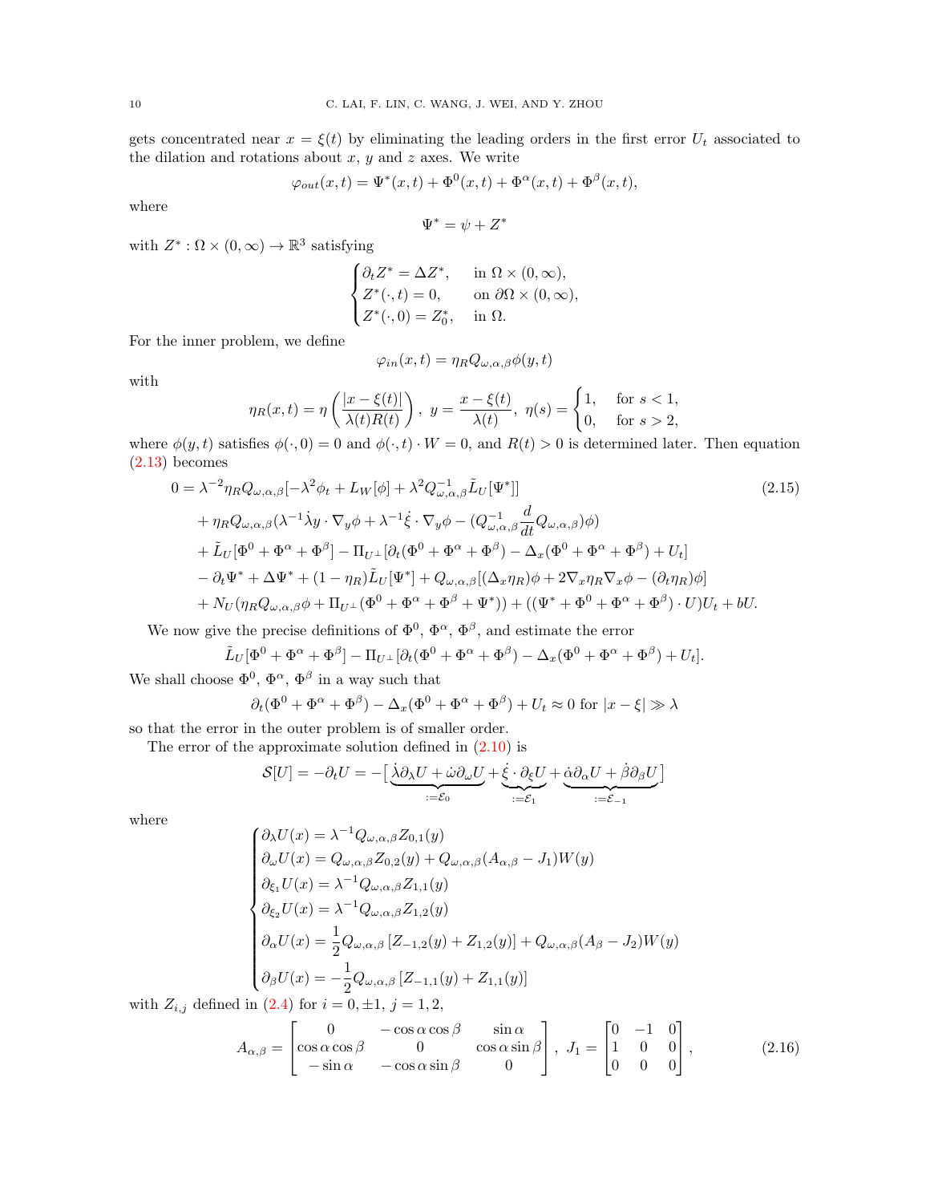gets concentrated near $x = \xi(t)$ by eliminating the leading orders in the first error $U_t$ associated to the dilation and rotations about $x$, $y$ and $z$ axes. We write

$$\varphi_{out}(x,t) = \Psi^*(x,t) + \Phi^0(x,t) + \Phi^\alpha(x,t) + \Phi^\beta(x,t),$$

where

$$\Psi^* = \psi + Z^*$$

with $Z^* : \Omega \times (0,\infty) \to \mathbb{R}^3$ satisfying

$$\begin{cases} \partial_t Z^* = \Delta Z^*, & \text{in } \Omega \times (0,\infty), \\ Z^*(\cdot,t) = 0, & \text{on } \partial\Omega \times (0,\infty), \\ Z^*(\cdot,0) = Z_0^*, & \text{in } \Omega. \end{cases}$$

For the inner problem, we define

$$\varphi_{in}(x,t) = \eta_R Q_{\omega,\alpha,\beta}\phi(y,t)$$

with

$$\eta_R(x,t) = \eta\left(\frac{|x-\xi(t)|}{\lambda(t)R(t)}\right),\ y = \frac{x-\xi(t)}{\lambda(t)},\ \eta(s) = \begin{cases} 1, & \text{for } s<1, \\ 0, & \text{for } s>2, \end{cases}$$

where $\phi(y,t)$ satisfies $\phi(\cdot,0)=0$ and $\phi(\cdot,t)\cdot W = 0$, and $R(t)>0$ is determined later. Then equation (2.13) becomes

$$\begin{aligned} 0 = {} & \lambda^{-2}\eta_R Q_{\omega,\alpha,\beta}[-\lambda^2\phi_t + L_W[\phi] + \lambda^2 Q_{\omega,\alpha,\beta}^{-1}\tilde{L}_U[\Psi^*]] \qquad (2.15) \\ & + \eta_R Q_{\omega,\alpha,\beta}(\lambda^{-1}\dot{\lambda}y\cdot\nabla_y\phi + \lambda^{-1}\dot{\xi}\cdot\nabla_y\phi - (Q_{\omega,\alpha,\beta}^{-1}\frac{d}{dt}Q_{\omega,\alpha,\beta})\phi) \\ & + \tilde{L}_U[\Phi^0+\Phi^\alpha+\Phi^\beta] - \Pi_{U^\perp}[\partial_t(\Phi^0+\Phi^\alpha+\Phi^\beta) - \Delta_x(\Phi^0+\Phi^\alpha+\Phi^\beta) + U_t] \\ & - \partial_t\Psi^* + \Delta\Psi^* + (1-\eta_R)\tilde{L}_U[\Psi^*] + Q_{\omega,\alpha,\beta}[(\Delta_x\eta_R)\phi + 2\nabla_x\eta_R\nabla_x\phi - (\partial_t\eta_R)\phi] \\ & + N_U(\eta_R Q_{\omega,\alpha,\beta}\phi + \Pi_{U^\perp}(\Phi^0+\Phi^\alpha+\Phi^\beta+\Psi^*)) + ((\Psi^*+\Phi^0+\Phi^\alpha+\Phi^\beta)\cdot U)U_t + bU. \end{aligned}$$

We now give the precise definitions of $\Phi^0$, $\Phi^\alpha$, $\Phi^\beta$, and estimate the error

$$\tilde{L}_U[\Phi^0+\Phi^\alpha+\Phi^\beta] - \Pi_{U^\perp}[\partial_t(\Phi^0+\Phi^\alpha+\Phi^\beta) - \Delta_x(\Phi^0+\Phi^\alpha+\Phi^\beta) + U_t].$$

We shall choose $\Phi^0$, $\Phi^\alpha$, $\Phi^\beta$ in a way such that

$$\partial_t(\Phi^0+\Phi^\alpha+\Phi^\beta) - \Delta_x(\Phi^0+\Phi^\alpha+\Phi^\beta) + U_t \approx 0 \text{ for } |x-\xi| \gg \lambda$$

so that the error in the outer problem is of smaller order.

The error of the approximate solution defined in (2.10) is

$$\mathcal{S}[U] = -\partial_t U = -\big[\underbrace{\dot{\lambda}\partial_\lambda U + \dot{\omega}\partial_\omega U}_{:=\mathcal{E}_0} + \underbrace{\dot{\xi}\cdot\partial_\xi U}_{:=\mathcal{E}_1} + \underbrace{\dot{\alpha}\partial_\alpha U + \dot{\beta}\partial_\beta U}_{:=\mathcal{E}_{-1}}\big]$$

where

$$\begin{cases} \partial_\lambda U(x) = \lambda^{-1}Q_{\omega,\alpha,\beta}Z_{0,1}(y) \\ \partial_\omega U(x) = Q_{\omega,\alpha,\beta}Z_{0,2}(y) + Q_{\omega,\alpha,\beta}(A_{\alpha,\beta}-J_1)W(y) \\ \partial_{\xi_1}U(x) = \lambda^{-1}Q_{\omega,\alpha,\beta}Z_{1,1}(y) \\ \partial_{\xi_2}U(x) = \lambda^{-1}Q_{\omega,\alpha,\beta}Z_{1,2}(y) \\ \partial_\alpha U(x) = \dfrac{1}{2}Q_{\omega,\alpha,\beta}\left[Z_{-1,2}(y)+Z_{1,2}(y)\right] + Q_{\omega,\alpha,\beta}(A_\beta - J_2)W(y) \\ \partial_\beta U(x) = -\dfrac{1}{2}Q_{\omega,\alpha,\beta}\left[Z_{-1,1}(y)+Z_{1,1}(y)\right] \end{cases}$$

with $Z_{i,j}$ defined in (2.4) for $i=0,\pm1$, $j=1,2$,

$$A_{\alpha,\beta} = \begin{bmatrix} 0 & -\cos\alpha\cos\beta & \sin\alpha \\ \cos\alpha\cos\beta & 0 & \cos\alpha\sin\beta \\ -\sin\alpha & -\cos\alpha\sin\beta & 0 \end{bmatrix},\ J_1 = \begin{bmatrix} 0 & -1 & 0 \\ 1 & 0 & 0 \\ 0 & 0 & 0 \end{bmatrix}, \qquad (2.16)$$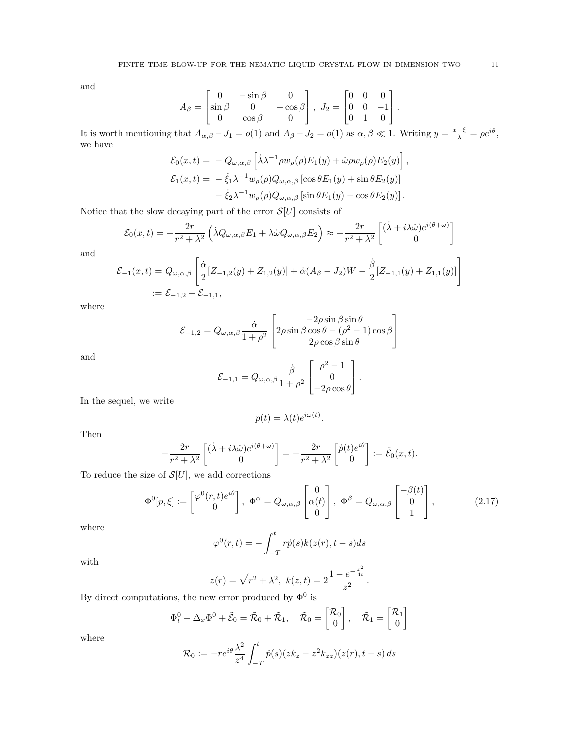and

$$
A_\beta = \begin{bmatrix} 0 & -\sin\beta & 0 \\ \sin\beta & 0 & -\cos\beta \\ 0 & \cos\beta & 0 \end{bmatrix}, \ J_2 = \begin{bmatrix} 0 & 0 & 0 \\ 0 & 0 & -1 \\ 0 & 1 & 0 \end{bmatrix}.
$$

It is worth mentioning that $A_{\alpha,\beta} - J_1 = o(1)$ and $A_\beta - J_2 = o(1)$ as $\alpha, \beta \ll 1$. Writing $y = \frac{x-\xi}{\lambda} = \rho e^{i\theta}$, we have

$$
\begin{aligned}
\mathcal{E}_0(x,t) =& \ -Q_{\omega,\alpha,\beta}\left[\dot\lambda\lambda^{-1}\rho w_\rho(\rho)E_1(y) + \dot\omega\rho w_\rho(\rho)E_2(y)\right], \\
\mathcal{E}_1(x,t) =& \ -\dot\xi_1\lambda^{-1}w_\rho(\rho)Q_{\omega,\alpha,\beta}\left[\cos\theta E_1(y) + \sin\theta E_2(y)\right] \\
& -\dot\xi_2\lambda^{-1}w_\rho(\rho)Q_{\omega,\alpha,\beta}\left[\sin\theta E_1(y) - \cos\theta E_2(y)\right].
\end{aligned}
$$

Notice that the slow decaying part of the error $\mathcal{S}[U]$ consists of

$$
\mathcal{E}_0(x,t) = -\frac{2r}{r^2+\lambda^2}\left(\dot\lambda Q_{\omega,\alpha,\beta}E_1 + \lambda\dot\omega Q_{\omega,\alpha,\beta}E_2\right) \approx -\frac{2r}{r^2+\lambda^2}\begin{bmatrix}(\dot\lambda + i\lambda\dot\omega)e^{i(\theta+\omega)} \\ 0\end{bmatrix}
$$

and

$$
\begin{aligned}
\mathcal{E}_{-1}(x,t) &= Q_{\omega,\alpha,\beta}\left[\frac{\dot\alpha}{2}[Z_{-1,2}(y) + Z_{1,2}(y)] + \dot\alpha(A_\beta - J_2)W - \frac{\dot\beta}{2}[Z_{-1,1}(y) + Z_{1,1}(y)]\right] \\
&:= \mathcal{E}_{-1,2} + \mathcal{E}_{-1,1},
\end{aligned}
$$

where

$$
\mathcal{E}_{-1,2} = Q_{\omega,\alpha,\beta}\frac{\dot\alpha}{1+\rho^2}\begin{bmatrix} -2\rho\sin\beta\sin\theta \\ 2\rho\sin\beta\cos\theta - (\rho^2-1)\cos\beta \\ 2\rho\cos\beta\sin\theta \end{bmatrix}
$$

and

$$
\mathcal{E}_{-1,1} = Q_{\omega,\alpha,\beta}\frac{\dot\beta}{1+\rho^2}\begin{bmatrix}\rho^2-1 \\ 0 \\ -2\rho\cos\theta\end{bmatrix}.
$$

In the sequel, we write

$$
p(t) = \lambda(t)e^{i\omega(t)}.
$$

Then

$$
-\frac{2r}{r^2+\lambda^2}\begin{bmatrix}(\dot\lambda + i\lambda\dot\omega)e^{i(\theta+\omega)} \\ 0\end{bmatrix} = -\frac{2r}{r^2+\lambda^2}\begin{bmatrix}\dot p(t)e^{i\theta} \\ 0\end{bmatrix} := \tilde{\mathcal{E}}_0(x,t).
$$

To reduce the size of $\mathcal{S}[U]$, we add corrections

$$
\Phi^0[p,\xi] := \begin{bmatrix}\varphi^0(r,t)e^{i\theta} \\ 0\end{bmatrix}, \ \Phi^\alpha = Q_{\omega,\alpha,\beta}\begin{bmatrix}0 \\ \alpha(t) \\ 0\end{bmatrix}, \ \Phi^\beta = Q_{\omega,\alpha,\beta}\begin{bmatrix}-\beta(t) \\ 0 \\ 1\end{bmatrix}, \tag{2.17}
$$

where

$$
\varphi^0(r,t) = -\int_{-T}^t r\dot p(s)k(z(r),t-s)ds
$$

with

$$
z(r) = \sqrt{r^2+\lambda^2}, \ k(z,t) = 2\frac{1-e^{-\frac{z^2}{4t}}}{z^2}.
$$

By direct computations, the new error produced by $\Phi^0$ is

$$
\Phi^0_t - \Delta_x\Phi^0 + \tilde{\mathcal{E}}_0 = \tilde{\mathcal{R}}_0 + \tilde{\mathcal{R}}_1, \quad \tilde{\mathcal{R}}_0 = \begin{bmatrix}\mathcal{R}_0 \\ 0\end{bmatrix}, \quad \tilde{\mathcal{R}}_1 = \begin{bmatrix}\mathcal{R}_1 \\ 0\end{bmatrix}
$$

where

$$
\mathcal{R}_0 := -re^{i\theta}\frac{\lambda^2}{z^4}\int_{-T}^t \dot p(s)(zk_z - z^2k_{zz})(z(r),t-s)\,ds
$$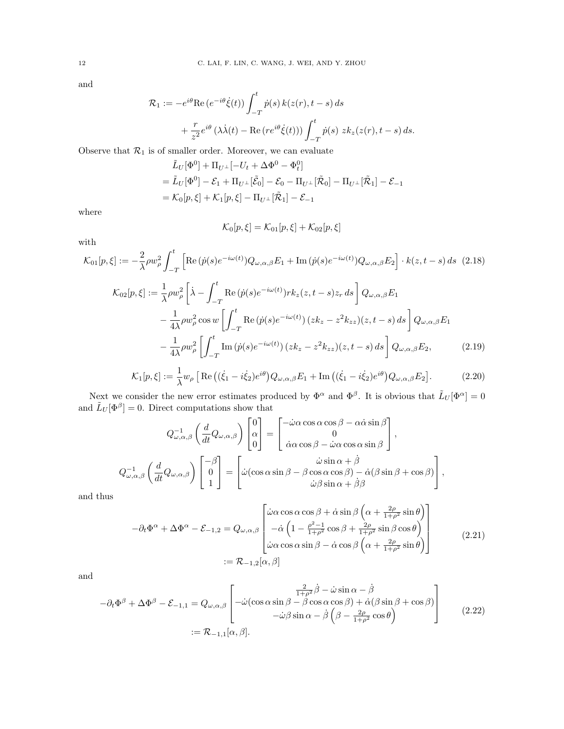and

$$
\begin{aligned}
\mathcal{R}_1 := & -e^{i\theta}\mathrm{Re}\,(e^{-i\theta}\dot{\xi}(t)) \int_{-T}^{t} \dot{p}(s)\, k(z(r), t-s)\, ds \\
& + \frac{r}{z^2} e^{i\theta}\,(\lambda\dot{\lambda}(t) - \mathrm{Re}\,(re^{i\theta}\dot{\xi}(t))) \int_{-T}^{t} \dot{p}(s)\; zk_z(z(r), t-s)\, ds.
\end{aligned}
$$

Observe that $\mathcal{R}_1$ is of smaller order. Moreover, we can evaluate

$$
\begin{aligned}
& \tilde{L}_U[\Phi^0] + \Pi_{U^\perp}[-U_t + \Delta\Phi^0 - \Phi^0_t] \\
& = \tilde{L}_U[\Phi^0] - \mathcal{E}_1 + \Pi_{U^\perp}[\tilde{\mathcal{E}}_0] - \mathcal{E}_0 - \Pi_{U^\perp}[\tilde{\mathcal{R}}_0] - \Pi_{U^\perp}[\tilde{\mathcal{R}}_1] - \mathcal{E}_{-1} \\
& = \mathcal{K}_0[p,\xi] + \mathcal{K}_1[p,\xi] - \Pi_{U^\perp}[\tilde{\mathcal{R}}_1] - \mathcal{E}_{-1}
\end{aligned}
$$

where

$$
\mathcal{K}_0[p,\xi] = \mathcal{K}_{01}[p,\xi] + \mathcal{K}_{02}[p,\xi]
$$

with

$$
\mathcal{K}_{01}[p,\xi] := -\frac{2}{\lambda}\rho w_\rho^2 \int_{-T}^{t} \Big[\mathrm{Re}\,(\dot{p}(s)e^{-i\omega(t)})Q_{\omega,\alpha,\beta}E_1 + \mathrm{Im}\,(\dot{p}(s)e^{-i\omega(t)})Q_{\omega,\alpha,\beta}E_2\Big] \cdot k(z, t-s)\, ds \tag{2.18}
$$

$$
\begin{aligned}
\mathcal{K}_{02}[p,\xi] := & \frac{1}{\lambda}\rho w_\rho^2 \left[\dot{\lambda} - \int_{-T}^{t} \mathrm{Re}\,(\dot{p}(s)e^{-i\omega(t)}) rk_z(z, t-s) z_r\, ds\right] Q_{\omega,\alpha,\beta}E_1 \\
& - \frac{1}{4\lambda}\rho w_\rho^2 \cos w \left[\int_{-T}^{t} \mathrm{Re}\,(\dot{p}(s)e^{-i\omega(t)})\,(zk_z - z^2 k_{zz})(z, t-s)\, ds\right] Q_{\omega,\alpha,\beta}E_1 \\
& - \frac{1}{4\lambda}\rho w_\rho^2 \left[\int_{-T}^{t} \mathrm{Im}\,(\dot{p}(s)e^{-i\omega(t)})\,(zk_z - z^2 k_{zz})(z, t-s)\, ds\right] Q_{\omega,\alpha,\beta}E_2,
\end{aligned} \tag{2.19}
$$

$$
\mathcal{K}_1[p,\xi] := \frac{1}{\lambda} w_\rho \left[\,\mathrm{Re}\,\big((\dot{\xi}_1 - i\dot{\xi}_2)e^{i\theta}\big) Q_{\omega,\alpha,\beta}E_1 + \mathrm{Im}\,\big((\dot{\xi}_1 - i\dot{\xi}_2)e^{i\theta}\big) Q_{\omega,\alpha,\beta}E_2\right]. \tag{2.20}
$$

Next we consider the new error estimates produced by $\Phi^\alpha$ and $\Phi^\beta$. It is obvious that $\tilde{L}_U[\Phi^\alpha] = 0$ and $\tilde{L}_U[\Phi^\beta] = 0$. Direct computations show that

$$
Q^{-1}_{\omega,\alpha,\beta}\left(\frac{d}{dt}Q_{\omega,\alpha,\beta}\right)\begin{bmatrix} 0 \\ \alpha \\ 0 \end{bmatrix} = \begin{bmatrix} -\dot{\omega}\alpha\cos\alpha\cos\beta - \alpha\dot{\alpha}\sin\beta \\ 0 \\ \dot{\alpha}\alpha\cos\beta - \dot{\omega}\alpha\cos\alpha\sin\beta \end{bmatrix},
$$

$$
Q^{-1}_{\omega,\alpha,\beta}\left(\frac{d}{dt}Q_{\omega,\alpha,\beta}\right)\begin{bmatrix} -\beta \\ 0 \\ 1 \end{bmatrix} = \begin{bmatrix} \dot{\omega}\sin\alpha + \dot{\beta} \\ \dot{\omega}(\cos\alpha\sin\beta - \beta\cos\alpha\cos\beta) - \dot{\alpha}(\beta\sin\beta + \cos\beta) \\ \dot{\omega}\beta\sin\alpha + \dot{\beta}\beta \end{bmatrix},
$$

and thus

$$
\begin{aligned}
-\partial_t\Phi^\alpha + \Delta\Phi^\alpha - \mathcal{E}_{-1,2} &= Q_{\omega,\alpha,\beta}\begin{bmatrix} \dot{\omega}\alpha\cos\alpha\cos\beta + \dot{\alpha}\sin\beta\left(\alpha + \frac{2\rho}{1+\rho^2}\sin\theta\right) \\ -\dot{\alpha}\left(1 - \frac{\rho^2-1}{1+\rho^2}\cos\beta + \frac{2\rho}{1+\rho^2}\sin\beta\cos\theta\right) \\ \dot{\omega}\alpha\cos\alpha\sin\beta - \dot{\alpha}\cos\beta\left(\alpha + \frac{2\rho}{1+\rho^2}\sin\theta\right) \end{bmatrix} \\
&:= \mathcal{R}_{-1,2}[\alpha,\beta]
\end{aligned} \tag{2.21}
$$

and

$$
\begin{aligned}
-\partial_t\Phi^\beta + \Delta\Phi^\beta - \mathcal{E}_{-1,1} &= Q_{\omega,\alpha,\beta}\begin{bmatrix} \frac{2}{1+\rho^2}\dot{\beta} - \dot{\omega}\sin\alpha - \dot{\beta} \\ -\dot{\omega}(\cos\alpha\sin\beta - \beta\cos\alpha\cos\beta) + \dot{\alpha}(\beta\sin\beta + \cos\beta) \\ -\dot{\omega}\beta\sin\alpha - \dot{\beta}\left(\beta - \frac{2\rho}{1+\rho^2}\cos\theta\right) \end{bmatrix} \\
&:= \mathcal{R}_{-1,1}[\alpha,\beta].
\end{aligned} \tag{2.22}
$$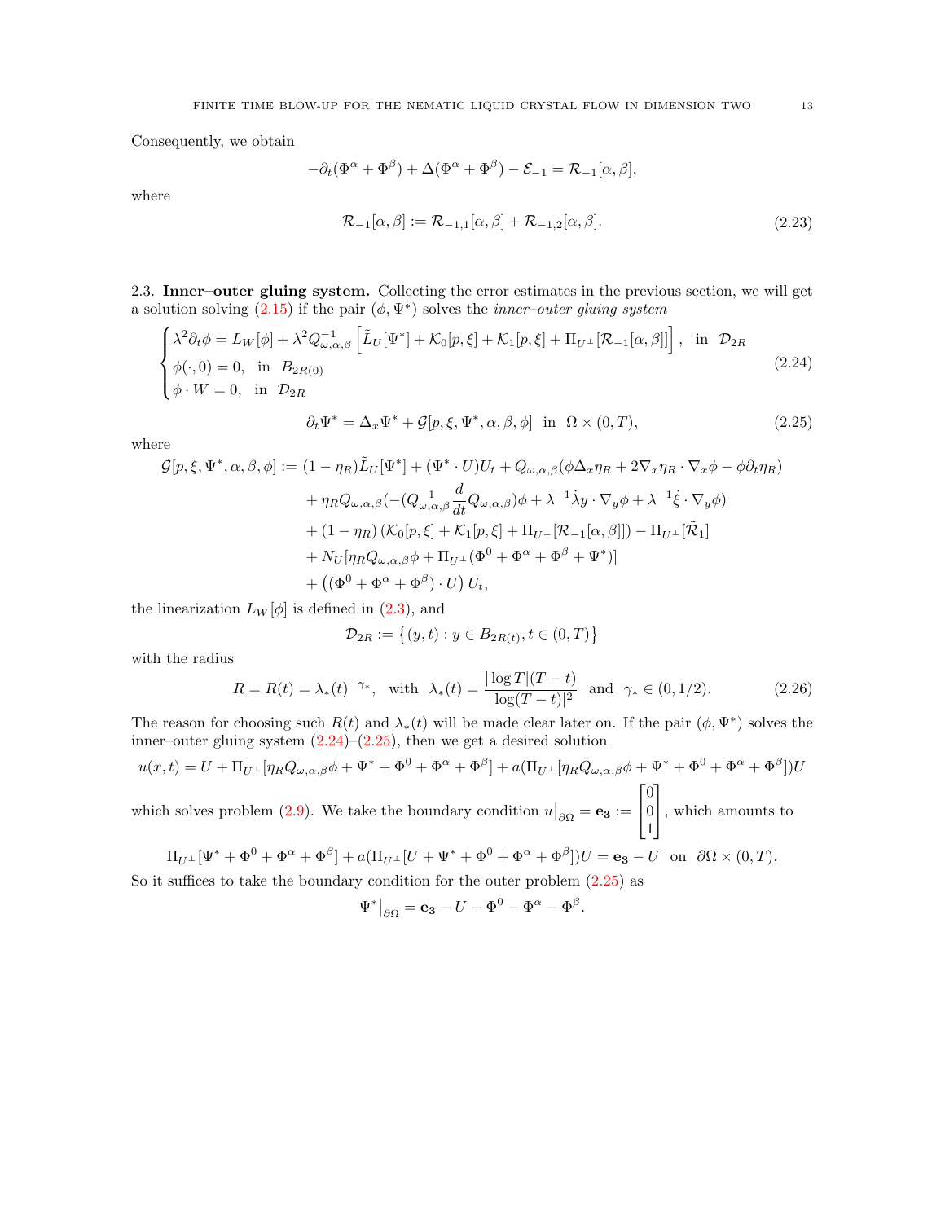Consequently, we obtain

$$
-\partial_t(\Phi^\alpha + \Phi^\beta) + \Delta(\Phi^\alpha + \Phi^\beta) - \mathcal{E}_{-1} = \mathcal{R}_{-1}[\alpha, \beta],
$$

where

$$
\mathcal{R}_{-1}[\alpha, \beta] := \mathcal{R}_{-1,1}[\alpha, \beta] + \mathcal{R}_{-1,2}[\alpha, \beta]. \tag{2.23}
$$

## 2.3. Inner–outer gluing system.

Collecting the error estimates in the previous section, we will get a solution solving (2.15) if the pair $(\phi, \Psi^*)$ solves the *inner–outer gluing system*

$$
\begin{cases}
\lambda^2 \partial_t \phi = L_W[\phi] + \lambda^2 Q^{-1}_{\omega,\alpha,\beta} \left[ \tilde{L}_U[\Psi^*] + \mathcal{K}_0[p, \xi] + \mathcal{K}_1[p, \xi] + \Pi_{U^\perp}[\mathcal{R}_{-1}[\alpha, \beta]] \right], & \text{in } \mathcal{D}_{2R} \\
\phi(\cdot, 0) = 0, & \text{in } B_{2R(0)} \\
\phi \cdot W = 0, & \text{in } \mathcal{D}_{2R}
\end{cases} \tag{2.24}
$$

$$
\partial_t \Psi^* = \Delta_x \Psi^* + \mathcal{G}[p, \xi, \Psi^*, \alpha, \beta, \phi] \quad \text{in } \Omega \times (0, T), \tag{2.25}
$$

where

$$
\begin{aligned}
\mathcal{G}[p, \xi, \Psi^*, \alpha, \beta, \phi] := {} & (1 - \eta_R)\tilde{L}_U[\Psi^*] + (\Psi^* \cdot U)U_t + Q_{\omega,\alpha,\beta}(\phi \Delta_x \eta_R + 2\nabla_x \eta_R \cdot \nabla_x \phi - \phi \partial_t \eta_R) \\
& + \eta_R Q_{\omega,\alpha,\beta}(-(Q^{-1}_{\omega,\alpha,\beta} \frac{d}{dt} Q_{\omega,\alpha,\beta})\phi + \lambda^{-1}\dot{\lambda} y \cdot \nabla_y \phi + \lambda^{-1} \dot{\xi} \cdot \nabla_y \phi) \\
& + (1 - \eta_R)\left( \mathcal{K}_0[p, \xi] + \mathcal{K}_1[p, \xi] + \Pi_{U^\perp}[\mathcal{R}_{-1}[\alpha, \beta]] \right) - \Pi_{U^\perp}[\tilde{\mathcal{R}}_1] \\
& + N_U[\eta_R Q_{\omega,\alpha,\beta}\phi + \Pi_{U^\perp}(\Phi^0 + \Phi^\alpha + \Phi^\beta + \Psi^*)] \\
& + \left( (\Phi^0 + \Phi^\alpha + \Phi^\beta) \cdot U \right) U_t,
\end{aligned}
$$

the linearization $L_W[\phi]$ is defined in (2.3), and

$$
\mathcal{D}_{2R} := \left\{ (y, t) : y \in B_{2R(t)}, t \in (0, T) \right\}
$$

with the radius

$$
R = R(t) = \lambda_*(t)^{-\gamma_*}, \quad \text{with} \quad \lambda_*(t) = \frac{|\log T|(T - t)}{|\log(T - t)|^2} \quad \text{and} \quad \gamma_* \in (0, 1/2). \tag{2.26}
$$

The reason for choosing such $R(t)$ and $\lambda_*(t)$ will be made clear later on. If the pair $(\phi, \Psi^*)$ solves the inner–outer gluing system (2.24)–(2.25), then we get a desired solution

$$
u(x, t) = U + \Pi_{U^\perp}[\eta_R Q_{\omega,\alpha,\beta}\phi + \Psi^* + \Phi^0 + \Phi^\alpha + \Phi^\beta] + a(\Pi_{U^\perp}[\eta_R Q_{\omega,\alpha,\beta}\phi + \Psi^* + \Phi^0 + \Phi^\alpha + \Phi^\beta])U
$$

which solves problem (2.9). We take the boundary condition $u\big|_{\partial\Omega} = \mathbf{e_3} := \begin{bmatrix} 0 \\ 0 \\ 1 \end{bmatrix}$, which amounts to

$$
\Pi_{U^\perp}[\Psi^* + \Phi^0 + \Phi^\alpha + \Phi^\beta] + a(\Pi_{U^\perp}[U + \Psi^* + \Phi^0 + \Phi^\alpha + \Phi^\beta])U = \mathbf{e_3} - U \quad \text{on} \quad \partial\Omega \times (0, T).
$$

So it suffices to take the boundary condition for the outer problem (2.25) as

$$
\Psi^*\big|_{\partial\Omega} = \mathbf{e_3} - U - \Phi^0 - \Phi^\alpha - \Phi^\beta.
$$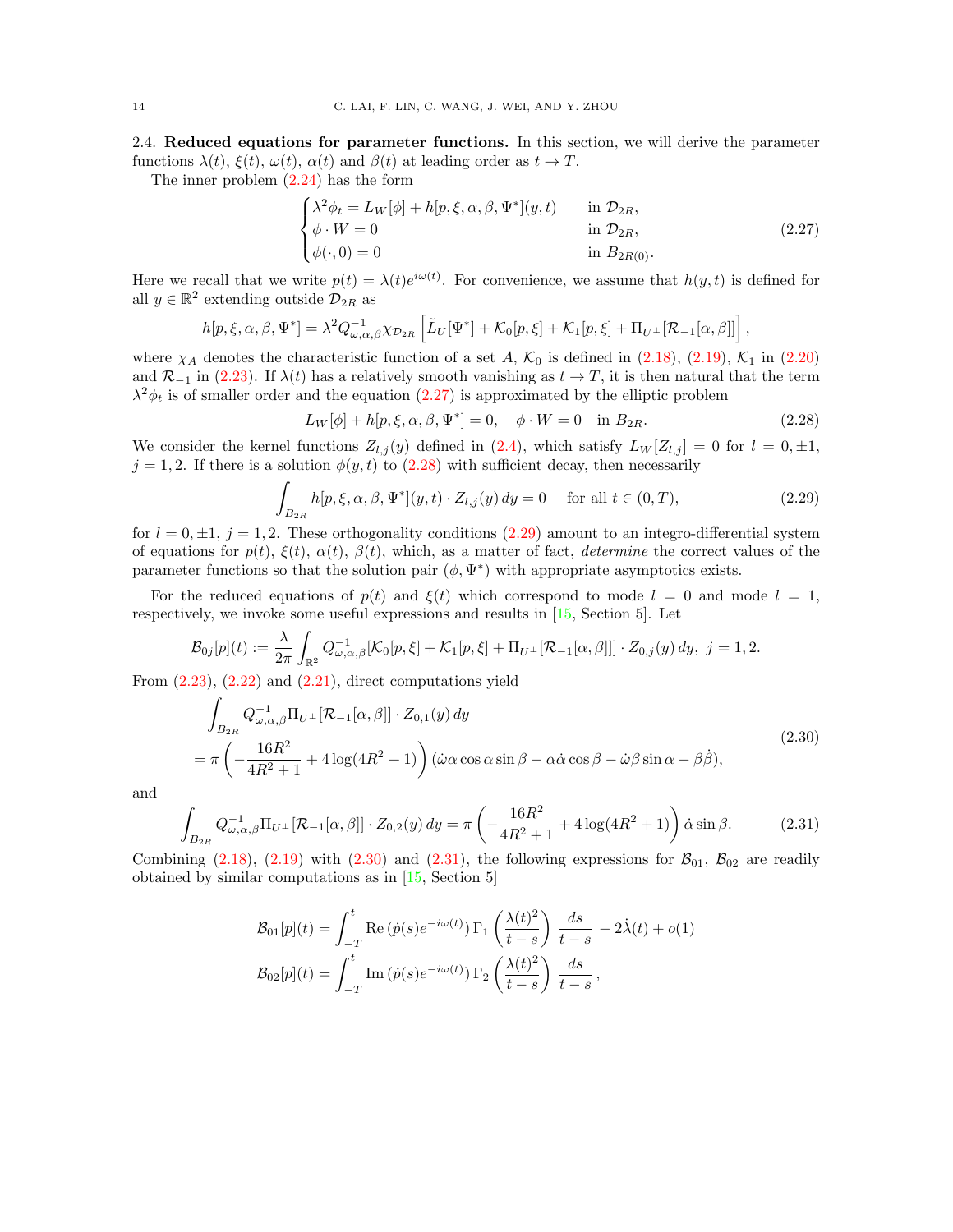### 2.4. **Reduced equations for parameter functions.**

In this section, we will derive the parameter functions $\lambda(t)$, $\xi(t)$, $\omega(t)$, $\alpha(t)$ and $\beta(t)$ at leading order as $t \to T$.

The inner problem (2.24) has the form

$$
\begin{cases}
\lambda^2 \phi_t = L_W[\phi] + h[p, \xi, \alpha, \beta, \Psi^*](y,t) & \text{in } \mathcal{D}_{2R}, \\
\phi \cdot W = 0 & \text{in } \mathcal{D}_{2R}, \\
\phi(\cdot, 0) = 0 & \text{in } B_{2R(0)}.
\end{cases}
\tag{2.27}
$$

Here we recall that we write $p(t) = \lambda(t) e^{i\omega(t)}$. For convenience, we assume that $h(y,t)$ is defined for all $y \in \mathbb{R}^2$ extending outside $\mathcal{D}_{2R}$ as

$$
h[p, \xi, \alpha, \beta, \Psi^*] = \lambda^2 Q^{-1}_{\omega,\alpha,\beta} \chi_{\mathcal{D}_{2R}} \left[ \tilde{L}_U[\Psi^*] + \mathcal{K}_0[p, \xi] + \mathcal{K}_1[p, \xi] + \Pi_{U^\perp}[\mathcal{R}_{-1}[\alpha, \beta]] \right],
$$

where $\chi_A$ denotes the characteristic function of a set $A$, $\mathcal{K}_0$ is defined in (2.18), (2.19), $\mathcal{K}_1$ in (2.20) and $\mathcal{R}_{-1}$ in (2.23). If $\lambda(t)$ has a relatively smooth vanishing as $t \to T$, it is then natural that the term $\lambda^2 \phi_t$ is of smaller order and the equation (2.27) is approximated by the elliptic problem

$$
L_W[\phi] + h[p, \xi, \alpha, \beta, \Psi^*] = 0, \quad \phi \cdot W = 0 \quad \text{in } B_{2R}. \tag{2.28}
$$

We consider the kernel functions $Z_{l,j}(y)$ defined in (2.4), which satisfy $L_W[Z_{l,j}] = 0$ for $l = 0, \pm 1$, $j = 1, 2$. If there is a solution $\phi(y,t)$ to (2.28) with sufficient decay, then necessarily

$$
\int_{B_{2R}} h[p, \xi, \alpha, \beta, \Psi^*](y,t) \cdot Z_{l,j}(y) \, dy = 0 \quad \text{ for all } t \in (0, T), \tag{2.29}
$$

for $l = 0, \pm 1$, $j = 1, 2$. These orthogonality conditions (2.29) amount to an integro-differential system of equations for $p(t)$, $\xi(t)$, $\alpha(t)$, $\beta(t)$, which, as a matter of fact, *determine* the correct values of the parameter functions so that the solution pair $(\phi, \Psi^*)$ with appropriate asymptotics exists.

For the reduced equations of $p(t)$ and $\xi(t)$ which correspond to mode $l = 0$ and mode $l = 1$, respectively, we invoke some useful expressions and results in [15, Section 5]. Let

$$
\mathcal{B}_{0j}[p](t) := \frac{\lambda}{2\pi} \int_{\mathbb{R}^2} Q^{-1}_{\omega,\alpha,\beta}[\mathcal{K}_0[p, \xi] + \mathcal{K}_1[p, \xi] + \Pi_{U^\perp}[\mathcal{R}_{-1}[\alpha, \beta]]] \cdot Z_{0,j}(y) \, dy, \ \ j = 1, 2.
$$

From (2.23), (2.22) and (2.21), direct computations yield

$$
\begin{aligned}
&\int_{B_{2R}} Q^{-1}_{\omega,\alpha,\beta} \Pi_{U^\perp}[\mathcal{R}_{-1}[\alpha, \beta]] \cdot Z_{0,1}(y) \, dy \\
&= \pi \left( -\frac{16R^2}{4R^2 + 1} + 4 \log(4R^2 + 1) \right) (\dot{\omega} \alpha \cos \alpha \sin \beta - \alpha \dot{\alpha} \cos \beta - \dot{\omega} \beta \sin \alpha - \beta \dot{\beta}),
\end{aligned}
\tag{2.30}
$$

and

$$
\int_{B_{2R}} Q^{-1}_{\omega,\alpha,\beta} \Pi_{U^\perp}[\mathcal{R}_{-1}[\alpha, \beta]] \cdot Z_{0,2}(y) \, dy = \pi \left( -\frac{16R^2}{4R^2 + 1} + 4 \log(4R^2 + 1) \right) \dot{\alpha} \sin \beta. \tag{2.31}
$$

Combining (2.18), (2.19) with (2.30) and (2.31), the following expressions for $\mathcal{B}_{01}$, $\mathcal{B}_{02}$ are readily obtained by similar computations as in [15, Section 5]

$$
\begin{aligned}
\mathcal{B}_{01}[p](t) &= \int_{-T}^{t} \operatorname{Re}\,(\dot{p}(s) e^{-i\omega(t)})\, \Gamma_1 \left( \frac{\lambda(t)^2}{t - s} \right) \frac{ds}{t - s} \, - 2\dot{\lambda}(t) + o(1) \\
\mathcal{B}_{02}[p](t) &= \int_{-T}^{t} \operatorname{Im}\,(\dot{p}(s) e^{-i\omega(t)})\, \Gamma_2 \left( \frac{\lambda(t)^2}{t - s} \right) \frac{ds}{t - s} \,,
\end{aligned}
$$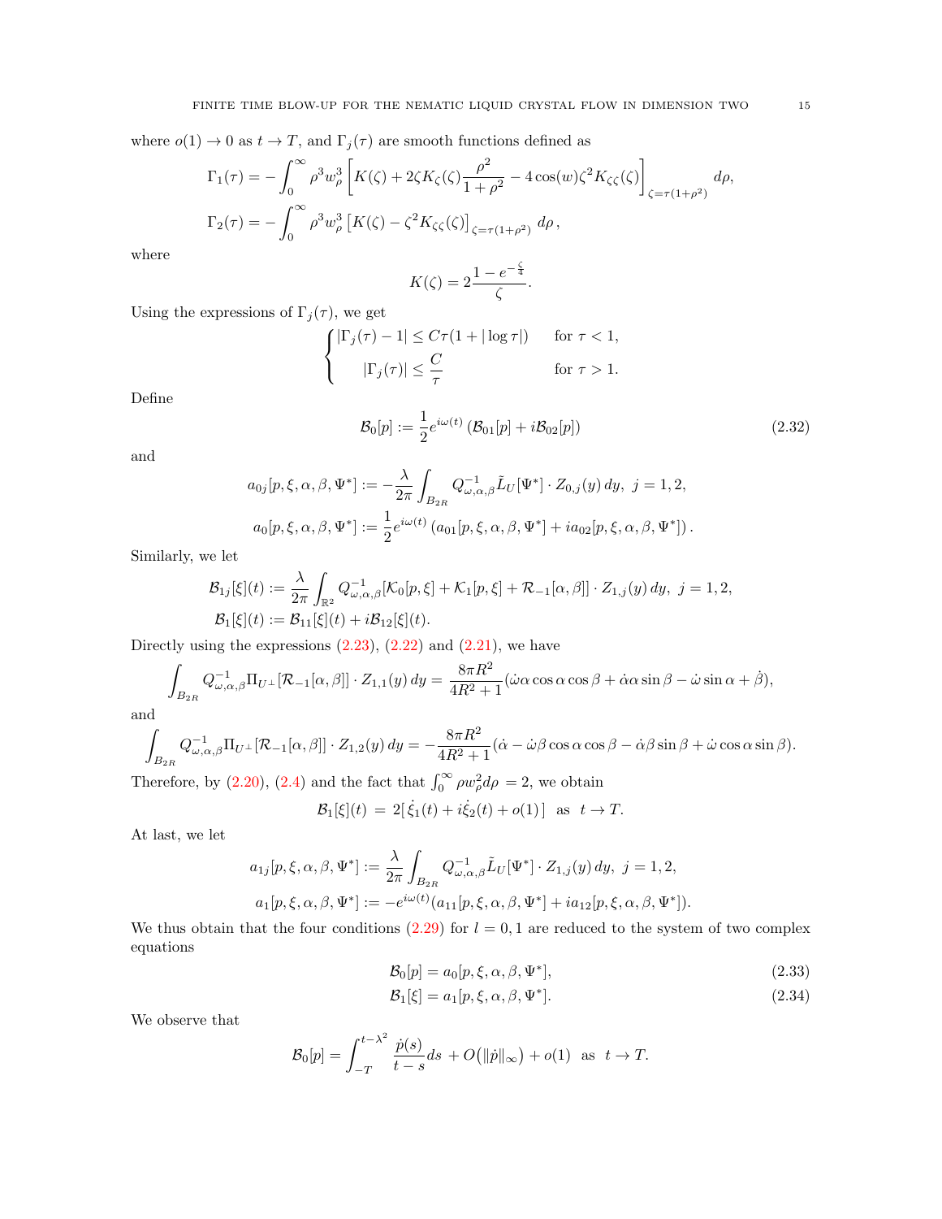where $o(1) \to 0$ as $t \to T$, and $\Gamma_j(\tau)$ are smooth functions defined as

$$\Gamma_1(\tau) = -\int_0^\infty \rho^3 w_\rho^3 \left[ K(\zeta) + 2\zeta K_\zeta(\zeta) \frac{\rho^2}{1+\rho^2} - 4\cos(w)\zeta^2 K_{\zeta\zeta}(\zeta) \right]_{\zeta = \tau(1+\rho^2)} d\rho,$$

$$\Gamma_2(\tau) = -\int_0^\infty \rho^3 w_\rho^3 \left[ K(\zeta) - \zeta^2 K_{\zeta\zeta}(\zeta) \right]_{\zeta=\tau(1+\rho^2)} d\rho\,,$$

where

$$K(\zeta) = 2\frac{1-e^{-\frac{\zeta}{4}}}{\zeta}.$$

Using the expressions of $\Gamma_j(\tau)$, we get

$$\begin{cases} |\Gamma_j(\tau) - 1| \le C\tau(1 + |\log \tau|) & \text{for } \tau < 1, \\ |\Gamma_j(\tau)| \le \dfrac{C}{\tau} & \text{for } \tau > 1. \end{cases}$$

Define

$$\mathcal{B}_0[p] := \frac{1}{2} e^{i\omega(t)} \left( \mathcal{B}_{01}[p] + i\mathcal{B}_{02}[p] \right) \tag{2.32}$$

and

$$a_{0j}[p,\xi,\alpha,\beta,\Psi^*] := -\frac{\lambda}{2\pi} \int_{B_{2R}} Q^{-1}_{\omega,\alpha,\beta} \tilde{L}_U[\Psi^*] \cdot Z_{0,j}(y)\, dy, \ j = 1, 2,$$

$$a_0[p,\xi,\alpha,\beta,\Psi^*] := \frac{1}{2} e^{i\omega(t)} \left( a_{01}[p,\xi,\alpha,\beta,\Psi^*] + i a_{02}[p,\xi,\alpha,\beta,\Psi^*] \right).$$

Similarly, we let

$$\mathcal{B}_{1j}[\xi](t) := \frac{\lambda}{2\pi} \int_{\mathbb{R}^2} Q^{-1}_{\omega,\alpha,\beta} [\mathcal{K}_0[p,\xi] + \mathcal{K}_1[p,\xi] + \mathcal{R}_{-1}[\alpha,\beta]] \cdot Z_{1,j}(y)\, dy, \ j = 1, 2,$$

$$\mathcal{B}_1[\xi](t) := \mathcal{B}_{11}[\xi](t) + i\mathcal{B}_{12}[\xi](t).$$

Directly using the expressions (2.23), (2.22) and (2.21), we have

$$\int_{B_{2R}} Q^{-1}_{\omega,\alpha,\beta} \Pi_{U^\perp}[\mathcal{R}_{-1}[\alpha,\beta]] \cdot Z_{1,1}(y)\, dy = \frac{8\pi R^2}{4R^2+1} (\dot{\omega}\alpha \cos\alpha \cos\beta + \dot{\alpha}\alpha \sin\beta - \dot{\omega} \sin\alpha + \dot{\beta}),$$

and

$$\int_{B_{2R}} Q^{-1}_{\omega,\alpha,\beta} \Pi_{U^\perp}[\mathcal{R}_{-1}[\alpha,\beta]] \cdot Z_{1,2}(y)\, dy = -\frac{8\pi R^2}{4R^2+1} (\dot{\alpha} - \dot{\omega}\beta \cos\alpha \cos\beta - \dot{\alpha}\beta \sin\beta + \dot{\omega} \cos\alpha \sin\beta).$$

Therefore, by (2.20), (2.4) and the fact that $\int_0^\infty \rho w_\rho^2 d\rho = 2$, we obtain

$$\mathcal{B}_1[\xi](t) \,=\, 2[\,\dot{\xi}_1(t) + i\dot{\xi}_2(t) + o(1)\,] \ \text{ as } \ t \to T.$$

At last, we let

$$a_{1j}[p,\xi,\alpha,\beta,\Psi^*] := \frac{\lambda}{2\pi} \int_{B_{2R}} Q^{-1}_{\omega,\alpha,\beta} \tilde{L}_U[\Psi^*] \cdot Z_{1,j}(y)\, dy, \ j = 1, 2,$$

$$a_1[p,\xi,\alpha,\beta,\Psi^*] := -e^{i\omega(t)} (a_{11}[p,\xi,\alpha,\beta,\Psi^*] + i a_{12}[p,\xi,\alpha,\beta,\Psi^*]).$$

We thus obtain that the four conditions (2.29) for $l = 0, 1$ are reduced to the system of two complex equations

$$\mathcal{B}_0[p] = a_0[p,\xi,\alpha,\beta,\Psi^*], \tag{2.33}$$

$$\mathcal{B}_1[\xi] = a_1[p,\xi,\alpha,\beta,\Psi^*]. \tag{2.34}$$

We observe that

$$\mathcal{B}_0[p] = \int_{-T}^{t-\lambda^2} \frac{\dot{p}(s)}{t-s} ds \,+ O\big(\|\dot{p}\|_\infty\big) + o(1) \ \text{ as } \ t \to T.$$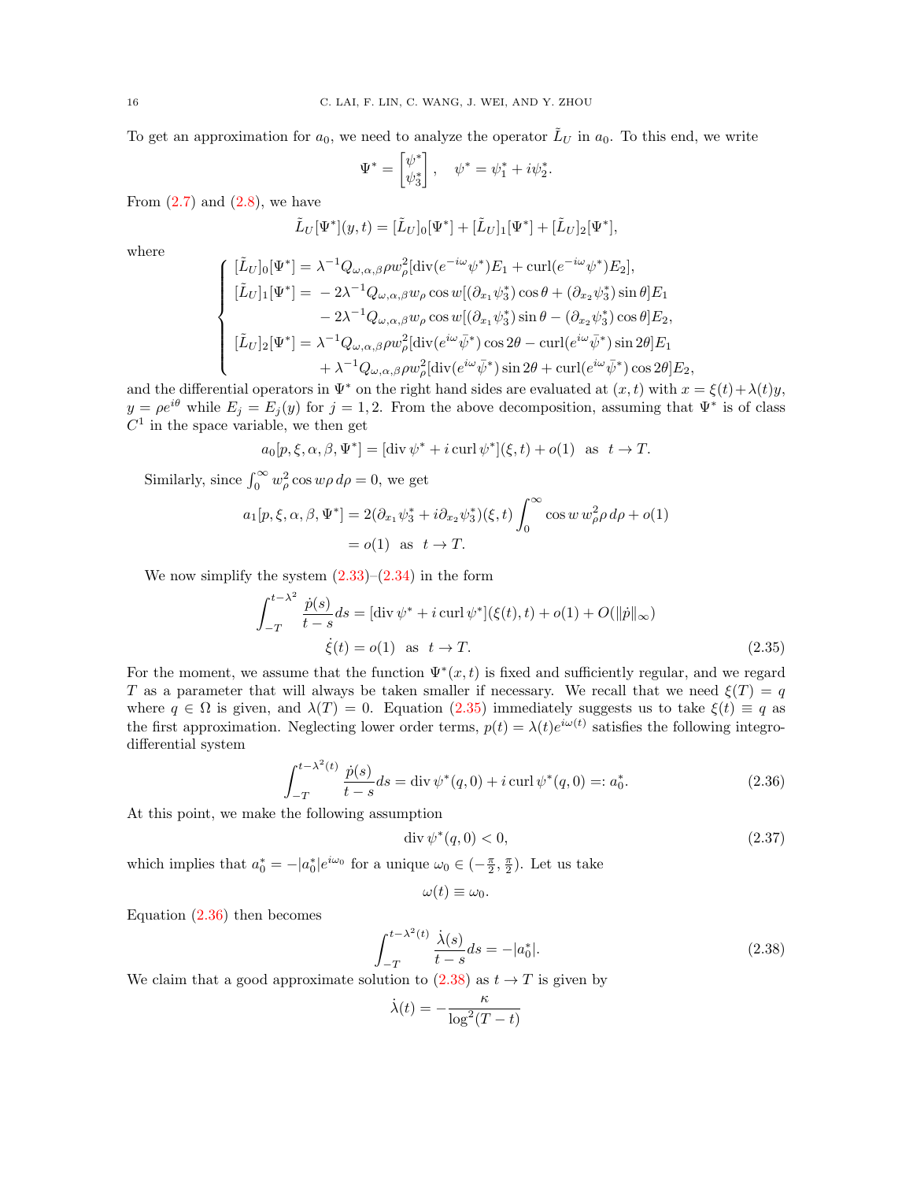To get an approximation for $a_0$, we need to analyze the operator $\tilde{L}_U$ in $a_0$. To this end, we write

$$\Psi^* = \begin{bmatrix} \psi^* \\ \psi_3^* \end{bmatrix}, \quad \psi^* = \psi_1^* + i\psi_2^*.$$

From (2.7) and (2.8), we have

$$\tilde{L}_U[\Psi^*](y,t) = [\tilde{L}_U]_0[\Psi^*] + [\tilde{L}_U]_1[\Psi^*] + [\tilde{L}_U]_2[\Psi^*],$$

where

$$\begin{cases} [\tilde{L}_U]_0[\Psi^*] = \lambda^{-1} Q_{\omega,\alpha,\beta} \rho w_\rho^2 [\operatorname{div}(e^{-i\omega}\psi^*) E_1 + \operatorname{curl}(e^{-i\omega}\psi^*) E_2], \\ [\tilde{L}_U]_1[\Psi^*] = \; -2\lambda^{-1} Q_{\omega,\alpha,\beta} w_\rho \cos w [(\partial_{x_1}\psi_3^*)\cos\theta + (\partial_{x_2}\psi_3^*)\sin\theta] E_1 \\ \qquad\qquad\quad - 2\lambda^{-1} Q_{\omega,\alpha,\beta} w_\rho \cos w [(\partial_{x_1}\psi_3^*)\sin\theta - (\partial_{x_2}\psi_3^*)\cos\theta] E_2, \\ [\tilde{L}_U]_2[\Psi^*] = \lambda^{-1} Q_{\omega,\alpha,\beta} \rho w_\rho^2 [\operatorname{div}(e^{i\omega}\bar{\psi}^*)\cos 2\theta - \operatorname{curl}(e^{i\omega}\bar{\psi}^*)\sin 2\theta] E_1 \\ \qquad\qquad\quad + \lambda^{-1} Q_{\omega,\alpha,\beta} \rho w_\rho^2 [\operatorname{div}(e^{i\omega}\bar{\psi}^*)\sin 2\theta + \operatorname{curl}(e^{i\omega}\bar{\psi}^*)\cos 2\theta] E_2, \end{cases}$$

and the differential operators in $\Psi^*$ on the right hand sides are evaluated at $(x,t)$ with $x = \xi(t) + \lambda(t)y$, $y = \rho e^{i\theta}$ while $E_j = E_j(y)$ for $j = 1,2$. From the above decomposition, assuming that $\Psi^*$ is of class $C^1$ in the space variable, we then get

$$a_0[p,\xi,\alpha,\beta,\Psi^*] = [\operatorname{div}\psi^* + i\operatorname{curl}\psi^*](\xi,t) + o(1) \quad \text{as} \quad t \to T.$$

Similarly, since $\int_0^\infty w_\rho^2 \cos w \rho \, d\rho = 0$, we get

$$\begin{aligned} a_1[p,\xi,\alpha,\beta,\Psi^*] &= 2(\partial_{x_1}\psi_3^* + i\partial_{x_2}\psi_3^*)(\xi,t) \int_0^\infty \cos w \, w_\rho^2 \rho \, d\rho + o(1) \\ &= o(1) \quad \text{as} \quad t \to T. \end{aligned}$$

We now simplify the system (2.33)–(2.34) in the form

$$\begin{aligned} \int_{-T}^{t-\lambda^2} \frac{\dot{p}(s)}{t-s} ds &= [\operatorname{div}\psi^* + i\operatorname{curl}\psi^*](\xi(t),t) + o(1) + O(\|\dot{p}\|_\infty) \\ \dot{\xi}(t) &= o(1) \quad \text{as} \quad t \to T. \end{aligned} \tag{2.35}$$

For the moment, we assume that the function $\Psi^*(x,t)$ is fixed and sufficiently regular, and we regard $T$ as a parameter that will always be taken smaller if necessary. We recall that we need $\xi(T) = q$ where $q \in \Omega$ is given, and $\lambda(T) = 0$. Equation (2.35) immediately suggests us to take $\xi(t) \equiv q$ as the first approximation. Neglecting lower order terms, $p(t) = \lambda(t)e^{i\omega(t)}$ satisfies the following integro-differential system

$$\int_{-T}^{t-\lambda^2(t)} \frac{\dot{p}(s)}{t-s} ds = \operatorname{div}\psi^*(q,0) + i\operatorname{curl}\psi^*(q,0) =: a_0^*. \tag{2.36}$$

At this point, we make the following assumption

$$\operatorname{div}\psi^*(q,0) < 0, \tag{2.37}$$

which implies that $a_0^* = -|a_0^*|e^{i\omega_0}$ for a unique $\omega_0 \in (-\frac{\pi}{2}, \frac{\pi}{2})$. Let us take

$$\omega(t) \equiv \omega_0.$$

Equation (2.36) then becomes

$$\int_{-T}^{t-\lambda^2(t)} \frac{\dot{\lambda}(s)}{t-s} ds = -|a_0^*|. \tag{2.38}$$

We claim that a good approximate solution to (2.38) as $t \to T$ is given by

$$\dot{\lambda}(t) = -\frac{\kappa}{\log^2(T-t)}$$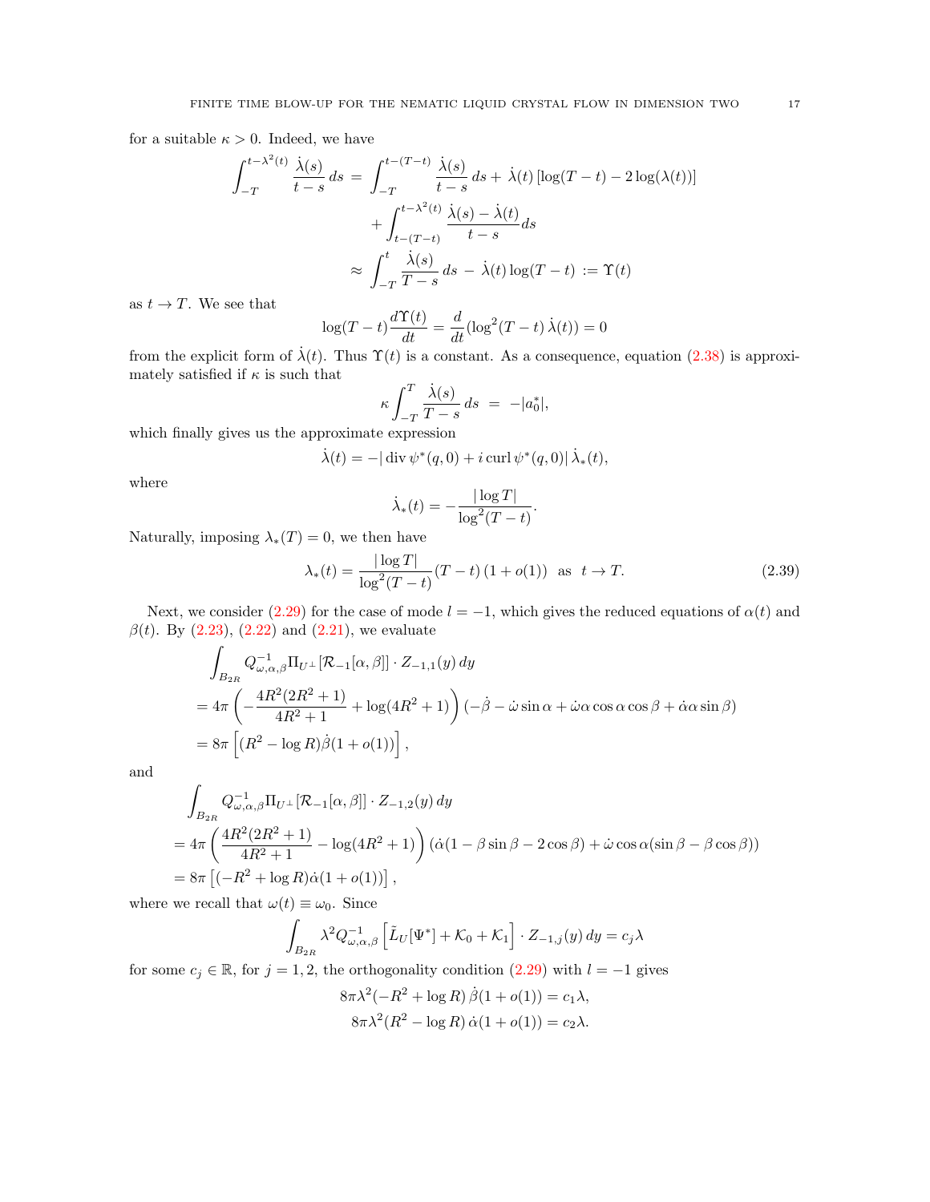for a suitable $\kappa > 0$. Indeed, we have

$$
\begin{aligned}
\int_{-T}^{t-\lambda^2(t)} \frac{\dot\lambda(s)}{t-s}\,ds \;&=\; \int_{-T}^{t-(T-t)} \frac{\dot\lambda(s)}{t-s}\,ds + \,\dot\lambda(t)\left[\log(T-t) - 2\log(\lambda(t))\right] \\
&\quad + \int_{t-(T-t)}^{t-\lambda^2(t)} \frac{\dot\lambda(s)-\dot\lambda(t)}{t-s}ds \\
&\approx\; \int_{-T}^{t} \frac{\dot\lambda(s)}{T-s}\,ds \;-\; \dot\lambda(t)\log(T-t) \;:=\; \Upsilon(t)
\end{aligned}
$$

as $t \to T$. We see that

$$
\log(T-t)\frac{d\Upsilon(t)}{dt} = \frac{d}{dt}(\log^2(T-t)\,\dot\lambda(t)) = 0
$$

from the explicit form of $\dot\lambda(t)$. Thus $\Upsilon(t)$ is a constant. As a consequence, equation (2.38) is approximately satisfied if $\kappa$ is such that

$$
\kappa\int_{-T}^{T} \frac{\dot\lambda(s)}{T-s}\,ds \;=\; -|a_0^*|,
$$

which finally gives us the approximate expression

$$
\dot\lambda(t) = -|\operatorname{div}\psi^*(q,0) + i\operatorname{curl}\psi^*(q,0)|\,\dot\lambda_*(t),
$$

where

$$
\dot\lambda_*(t) = -\frac{|\log T|}{\log^2(T-t)}.
$$

Naturally, imposing $\lambda_*(T) = 0$, we then have

$$
\lambda_*(t) = \frac{|\log T|}{\log^2(T-t)}(T-t)\,(1+o(1)) \;\text{ as }\; t \to T. \tag{2.39}
$$

Next, we consider (2.29) for the case of mode $l = -1$, which gives the reduced equations of $\alpha(t)$ and $\beta(t)$. By (2.23), (2.22) and (2.21), we evaluate

$$
\begin{aligned}
&\int_{B_{2R}} Q^{-1}_{\omega,\alpha,\beta}\Pi_{U^\perp}[\mathcal{R}_{-1}[\alpha,\beta]]\cdot Z_{-1,1}(y)\,dy \\
&= 4\pi\left(-\frac{4R^2(2R^2+1)}{4R^2+1} + \log(4R^2+1)\right)(-\dot\beta - \dot\omega\sin\alpha + \dot\omega\alpha\cos\alpha\cos\beta + \dot\alpha\alpha\sin\beta) \\
&= 8\pi\left[(R^2 - \log R)\dot\beta(1+o(1))\right],
\end{aligned}
$$

and

$$
\begin{aligned}
&\int_{B_{2R}} Q^{-1}_{\omega,\alpha,\beta}\Pi_{U^\perp}[\mathcal{R}_{-1}[\alpha,\beta]]\cdot Z_{-1,2}(y)\,dy \\
&= 4\pi\left(\frac{4R^2(2R^2+1)}{4R^2+1} - \log(4R^2+1)\right)(\dot\alpha(1-\beta\sin\beta - 2\cos\beta) + \dot\omega\cos\alpha(\sin\beta - \beta\cos\beta)) \\
&= 8\pi\left[(-R^2 + \log R)\dot\alpha(1+o(1))\right],
\end{aligned}
$$

where we recall that $\omega(t) \equiv \omega_0$. Since

$$
\int_{B_{2R}} \lambda^2 Q^{-1}_{\omega,\alpha,\beta}\left[\tilde L_U[\Psi^*] + \mathcal{K}_0 + \mathcal{K}_1\right]\cdot Z_{-1,j}(y)\,dy = c_j\lambda
$$

for some $c_j \in \mathbb{R}$, for $j = 1, 2$, the orthogonality condition (2.29) with $l = -1$ gives

$$
\begin{aligned}
8\pi\lambda^2(-R^2 + \log R)\,\dot\beta(1+o(1)) &= c_1\lambda, \\
8\pi\lambda^2(R^2 - \log R)\,\dot\alpha(1+o(1)) &= c_2\lambda.
\end{aligned}
$$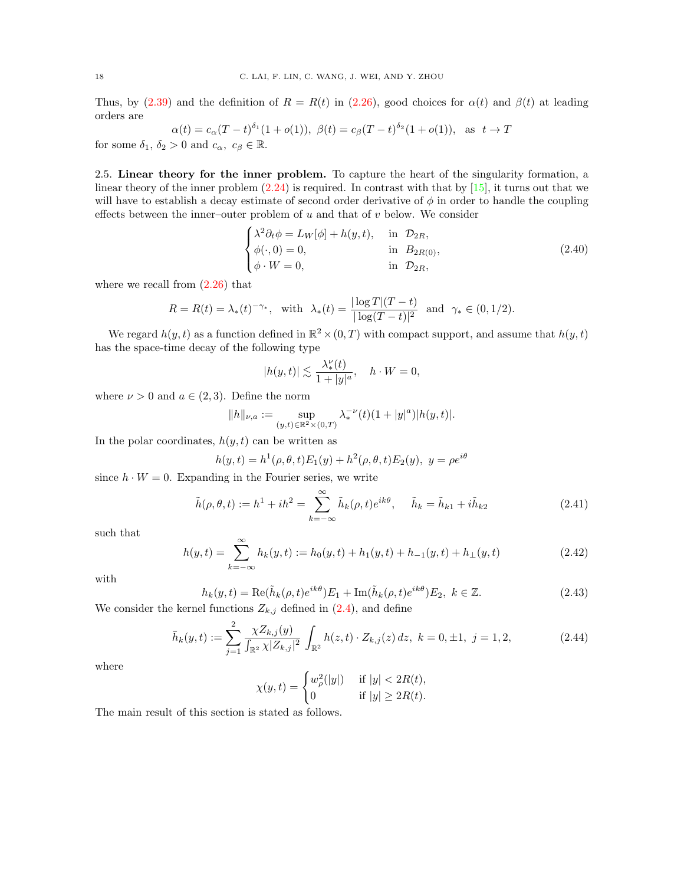Thus, by (2.39) and the definition of $R = R(t)$ in (2.26), good choices for $\alpha(t)$ and $\beta(t)$ at leading orders are

$$\alpha(t) = c_\alpha (T-t)^{\delta_1}(1+o(1)),\ \ \beta(t) = c_\beta (T-t)^{\delta_2}(1+o(1)), \ \text{ as } \ t \to T$$

for some $\delta_1,\ \delta_2 > 0$ and $c_\alpha,\ c_\beta \in \mathbb{R}$.

2.5. **Linear theory for the inner problem.** To capture the heart of the singularity formation, a linear theory of the inner problem (2.24) is required. In contrast with that by [15], it turns out that we will have to establish a decay estimate of second order derivative of $\phi$ in order to handle the coupling effects between the inner–outer problem of $u$ and that of $v$ below. We consider

$$\begin{cases} \lambda^2 \partial_t \phi = L_W[\phi] + h(y,t), & \text{in } \ \mathcal{D}_{2R}, \\ \phi(\cdot, 0) = 0, & \text{in } \ B_{2R(0)}, \\ \phi \cdot W = 0, & \text{in } \ \mathcal{D}_{2R}, \end{cases} \tag{2.40}$$

where we recall from (2.26) that

$$R = R(t) = \lambda_*(t)^{-\gamma_*}, \ \text{ with } \ \lambda_*(t) = \frac{|\log T|(T-t)}{|\log(T-t)|^2} \ \text{ and } \ \gamma_* \in (0, 1/2).$$

We regard $h(y,t)$ as a function defined in $\mathbb{R}^2 \times (0,T)$ with compact support, and assume that $h(y,t)$ has the space-time decay of the following type

$$|h(y,t)| \lesssim \frac{\lambda_*^\nu(t)}{1+|y|^a}, \quad h \cdot W = 0,$$

where $\nu > 0$ and $a \in (2,3)$. Define the norm

$$\|h\|_{\nu,a} := \sup_{(y,t)\in\mathbb{R}^2\times(0,T)} \lambda_*^{-\nu}(t)(1+|y|^a)|h(y,t)|.$$

In the polar coordinates, $h(y,t)$ can be written as

$$h(y,t) = h^1(\rho,\theta,t)E_1(y) + h^2(\rho,\theta,t)E_2(y), \ \ y = \rho e^{i\theta}$$

since $h \cdot W = 0$. Expanding in the Fourier series, we write

$$\tilde{h}(\rho,\theta,t) := h^1 + ih^2 = \sum_{k=-\infty}^{\infty} \tilde{h}_k(\rho,t)e^{ik\theta}, \quad \tilde{h}_k = \tilde{h}_{k1} + i\tilde{h}_{k2} \tag{2.41}$$

such that

$$h(y,t) = \sum_{k=-\infty}^{\infty} h_k(y,t) := h_0(y,t) + h_1(y,t) + h_{-1}(y,t) + h_\perp(y,t) \tag{2.42}$$

with

$$h_k(y,t) = \mathrm{Re}(\tilde{h}_k(\rho,t)e^{ik\theta})E_1 + \mathrm{Im}(\tilde{h}_k(\rho,t)e^{ik\theta})E_2, \ \ k \in \mathbb{Z}. \tag{2.43}$$

We consider the kernel functions $Z_{k,j}$ defined in (2.4), and define

$$\bar{h}_k(y,t) := \sum_{j=1}^{2} \frac{\chi Z_{k,j}(y)}{\int_{\mathbb{R}^2} \chi |Z_{k,j}|^2} \int_{\mathbb{R}^2} h(z,t) \cdot Z_{k,j}(z)\, dz, \ \ k = 0, \pm 1, \ \ j = 1, 2, \tag{2.44}$$

where

$$\chi(y,t) = \begin{cases} w_\rho^2(|y|) & \text{if } |y| < 2R(t), \\ 0 & \text{if } |y| \ge 2R(t). \end{cases}$$

The main result of this section is stated as follows.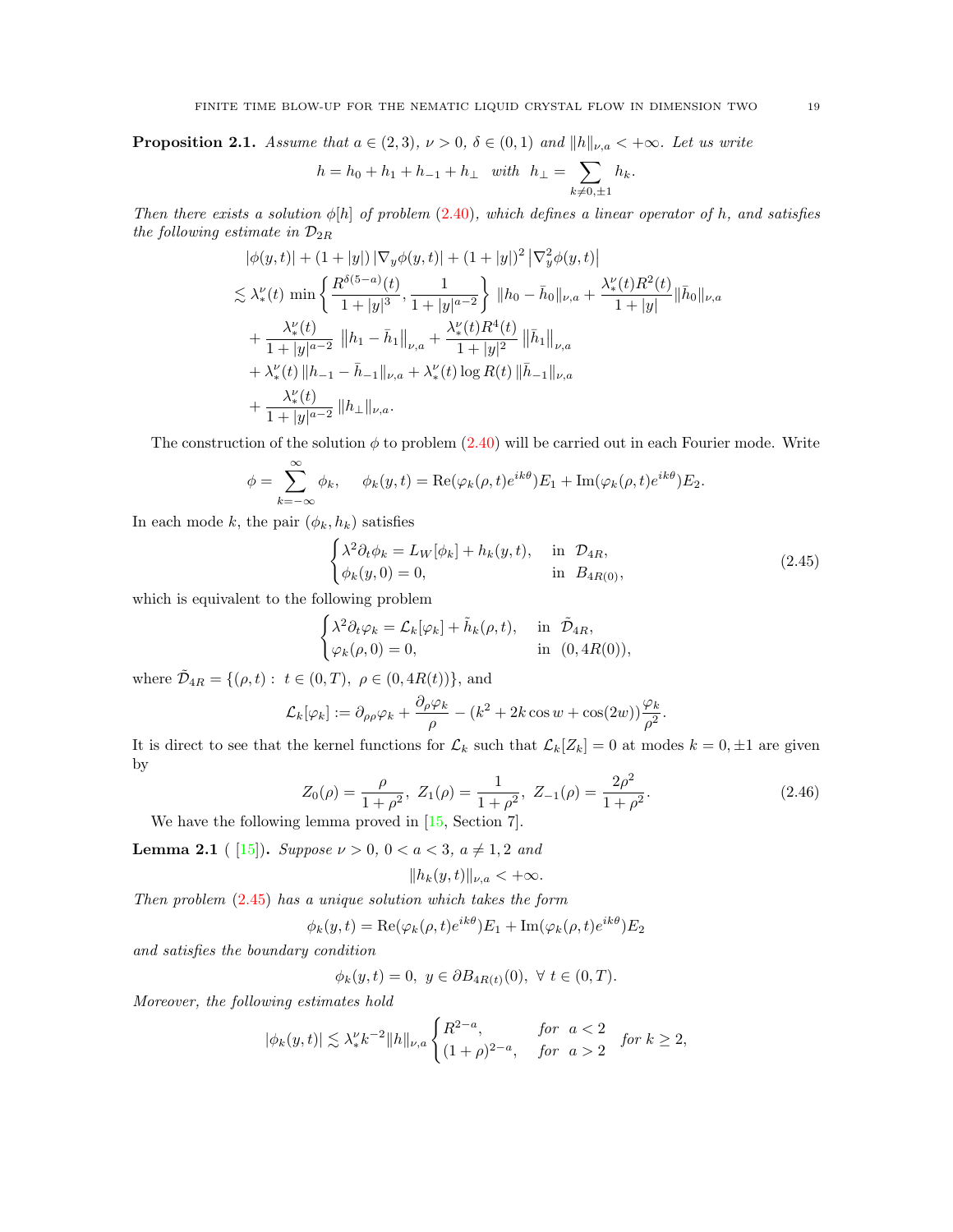**Proposition 2.1.** *Assume that $a \in (2,3)$, $\nu > 0$, $\delta \in (0,1)$ and $\|h\|_{\nu,a} < +\infty$. Let us write*

$$h = h_0 + h_1 + h_{-1} + h_\perp \quad \text{with} \quad h_\perp = \sum_{k \neq 0, \pm 1} h_k.$$

*Then there exists a solution $\phi[h]$ of problem (2.40), which defines a linear operator of $h$, and satisfies the following estimate in $\mathcal{D}_{2R}$*

$$\begin{aligned}
&|\phi(y,t)| + (1+|y|)\,|\nabla_y \phi(y,t)| + (1+|y|)^2 \left|\nabla_y^2 \phi(y,t)\right| \\
&\lesssim \lambda_*^\nu(t) \min\left\{ \frac{R^{\delta(5-a)}(t)}{1+|y|^3}, \frac{1}{1+|y|^{a-2}} \right\} \|h_0 - \bar{h}_0\|_{\nu,a} + \frac{\lambda_*^\nu(t) R^2(t)}{1+|y|} \|\bar{h}_0\|_{\nu,a} \\
&\quad + \frac{\lambda_*^\nu(t)}{1+|y|^{a-2}} \left\|h_1 - \bar{h}_1\right\|_{\nu,a} + \frac{\lambda_*^\nu(t) R^4(t)}{1+|y|^2} \left\|\bar{h}_1\right\|_{\nu,a} \\
&\quad + \lambda_*^\nu(t) \|h_{-1} - \bar{h}_{-1}\|_{\nu,a} + \lambda_*^\nu(t) \log R(t) \|\bar{h}_{-1}\|_{\nu,a} \\
&\quad + \frac{\lambda_*^\nu(t)}{1+|y|^{a-2}} \|h_\perp\|_{\nu,a}.
\end{aligned}$$

The construction of the solution $\phi$ to problem (2.40) will be carried out in each Fourier mode. Write

$$\phi = \sum_{k=-\infty}^{\infty} \phi_k, \qquad \phi_k(y,t) = \mathrm{Re}(\varphi_k(\rho,t) e^{ik\theta}) E_1 + \mathrm{Im}(\varphi_k(\rho,t) e^{ik\theta}) E_2.$$

In each mode $k$, the pair $(\phi_k, h_k)$ satisfies

$$\begin{cases} \lambda^2 \partial_t \phi_k = L_W[\phi_k] + h_k(y,t), & \text{in } \ \mathcal{D}_{4R}, \\ \phi_k(y,0) = 0, & \text{in } \ B_{4R(0)}, \end{cases} \tag{2.45}$$

which is equivalent to the following problem

$$\begin{cases} \lambda^2 \partial_t \varphi_k = \mathcal{L}_k[\varphi_k] + \tilde{h}_k(\rho,t), & \text{in } \ \tilde{\mathcal{D}}_{4R}, \\ \varphi_k(\rho,0) = 0, & \text{in } \ (0, 4R(0)), \end{cases}$$

where $\tilde{\mathcal{D}}_{4R} = \{(\rho,t): \ t \in (0,T), \ \rho \in (0, 4R(t))\}$, and

$$\mathcal{L}_k[\varphi_k] := \partial_{\rho\rho}\varphi_k + \frac{\partial_\rho \varphi_k}{\rho} - (k^2 + 2k\cos w + \cos(2w))\frac{\varphi_k}{\rho^2}.$$

It is direct to see that the kernel functions for $\mathcal{L}_k$ such that $\mathcal{L}_k[Z_k] = 0$ at modes $k = 0, \pm 1$ are given by

$$Z_0(\rho) = \frac{\rho}{1+\rho^2}, \ Z_1(\rho) = \frac{1}{1+\rho^2}, \ Z_{-1}(\rho) = \frac{2\rho^2}{1+\rho^2}. \tag{2.46}$$

We have the following lemma proved in [15, Section 7].

**Lemma 2.1** ( [15]). *Suppose $\nu > 0$, $0 < a < 3$, $a \neq 1, 2$ and*

$$\|h_k(y,t)\|_{\nu,a} < +\infty.$$

*Then problem (2.45) has a unique solution which takes the form*

$$\phi_k(y,t) = \mathrm{Re}(\varphi_k(\rho,t) e^{ik\theta}) E_1 + \mathrm{Im}(\varphi_k(\rho,t) e^{ik\theta}) E_2$$

*and satisfies the boundary condition*

$$\phi_k(y,t) = 0, \ y \in \partial B_{4R(t)}(0), \ \forall \ t \in (0,T).$$

*Moreover, the following estimates hold*

$$|\phi_k(y,t)| \lesssim \lambda_*^\nu k^{-2} \|h\|_{\nu,a} \begin{cases} R^{2-a}, & \text{for } \ a < 2 \\ (1+\rho)^{2-a}, & \text{for } \ a > 2 \end{cases} \ \text{for } k \geq 2,$$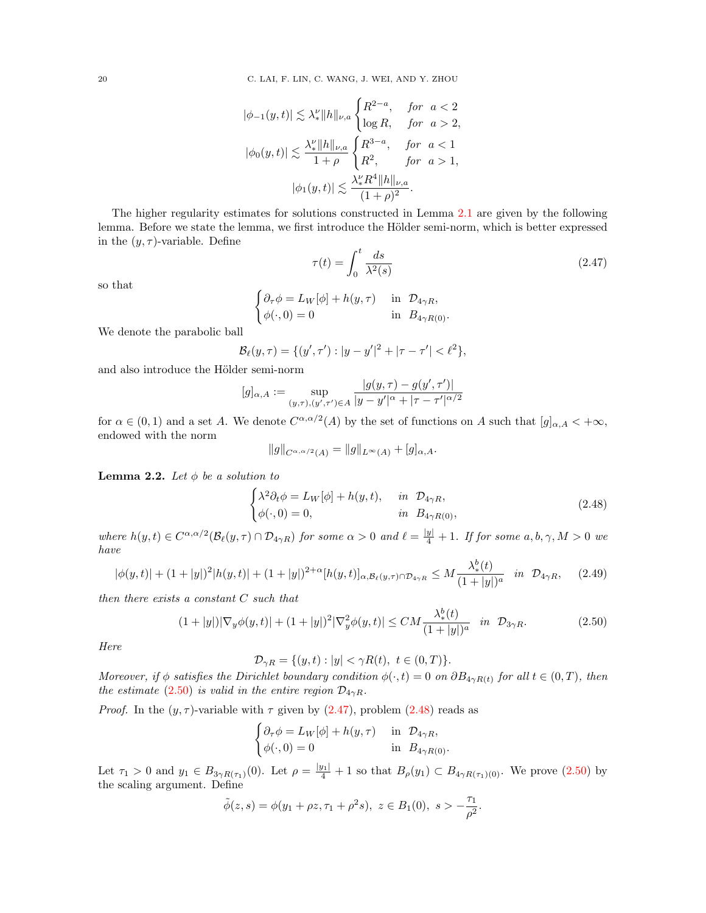$$|\phi_{-1}(y,t)| \lesssim \lambda_*^\nu \|h\|_{\nu,a} \begin{cases} R^{2-a}, & \text{for } \ a<2 \\ \log R, & \text{for } \ a>2, \end{cases}$$

$$|\phi_0(y,t)| \lesssim \frac{\lambda_*^\nu \|h\|_{\nu,a}}{1+\rho} \begin{cases} R^{3-a}, & \text{for } \ a<1 \\ R^2, & \text{for } \ a>1, \end{cases}$$

$$|\phi_1(y,t)| \lesssim \frac{\lambda_*^\nu R^4 \|h\|_{\nu,a}}{(1+\rho)^2}.$$

The higher regularity estimates for solutions constructed in Lemma 2.1 are given by the following lemma. Before we state the lemma, we first introduce the Hölder semi-norm, which is better expressed in the $(y,\tau)$-variable. Define

$$\tau(t) = \int_0^t \frac{ds}{\lambda^2(s)} \tag{2.47}$$

so that

$$\begin{cases} \partial_\tau \phi = L_W[\phi] + h(y,\tau) & \text{in } \ \mathcal{D}_{4\gamma R}, \\ \phi(\cdot,0) = 0 & \text{in } \ B_{4\gamma R(0)}. \end{cases}$$

We denote the parabolic ball

$$\mathcal{B}_\ell(y,\tau) = \{(y',\tau') : |y-y'|^2 + |\tau-\tau'| < \ell^2\},$$

and also introduce the Hölder semi-norm

$$[g]_{\alpha,A} := \sup_{(y,\tau),(y',\tau')\in A} \frac{|g(y,\tau) - g(y',\tau')|}{|y-y'|^\alpha + |\tau-\tau'|^{\alpha/2}}$$

for $\alpha \in (0,1)$ and a set $A$. We denote $C^{\alpha,\alpha/2}(A)$ by the set of functions on $A$ such that $[g]_{\alpha,A} < +\infty$, endowed with the norm

$$\|g\|_{C^{\alpha,\alpha/2}(A)} = \|g\|_{L^\infty(A)} + [g]_{\alpha,A}.$$

**Lemma 2.2.** *Let $\phi$ be a solution to*

$$\begin{cases} \lambda^2 \partial_t \phi = L_W[\phi] + h(y,t), & \text{in } \ \mathcal{D}_{4\gamma R}, \\ \phi(\cdot,0) = 0, & \text{in } \ B_{4\gamma R(0)}, \end{cases} \tag{2.48}$$

*where $h(y,t) \in C^{\alpha,\alpha/2}(\mathcal{B}_\ell(y,\tau) \cap \mathcal{D}_{4\gamma R})$ for some $\alpha > 0$ and $\ell = \frac{|y|}{4} + 1$. If for some $a,b,\gamma,M > 0$ we have*

$$|\phi(y,t)| + (1+|y|)^2 |h(y,t)| + (1+|y|)^{2+\alpha} [h(y,t)]_{\alpha,\mathcal{B}_\ell(y,\tau)\cap\mathcal{D}_{4\gamma R}} \le M \frac{\lambda_*^b(t)}{(1+|y|)^a} \quad \text{in } \ \mathcal{D}_{4\gamma R}, \tag{2.49}$$

*then there exists a constant $C$ such that*

$$(1+|y|)|\nabla_y \phi(y,t)| + (1+|y|)^2 |\nabla_y^2 \phi(y,t)| \le CM \frac{\lambda_*^b(t)}{(1+|y|)^a} \quad \text{in } \ \mathcal{D}_{3\gamma R}. \tag{2.50}$$

*Here*

$$\mathcal{D}_{\gamma R} = \{(y,t) : |y| < \gamma R(t), \ t \in (0,T)\}.$$

*Moreover, if $\phi$ satisfies the Dirichlet boundary condition $\phi(\cdot,t) = 0$ on $\partial B_{4\gamma R(t)}$ for all $t \in (0,T)$, then the estimate (2.50) is valid in the entire region $\mathcal{D}_{4\gamma R}$.*

*Proof.* In the $(y,\tau)$-variable with $\tau$ given by (2.47), problem (2.48) reads as

$$\begin{cases} \partial_\tau \phi = L_W[\phi] + h(y,\tau) & \text{in } \ \mathcal{D}_{4\gamma R}, \\ \phi(\cdot,0) = 0 & \text{in } \ B_{4\gamma R(0)}. \end{cases}$$

Let $\tau_1 > 0$ and $y_1 \in B_{3\gamma R(\tau_1)}(0)$. Let $\rho = \frac{|y_1|}{4} + 1$ so that $B_\rho(y_1) \subset B_{4\gamma R(\tau_1)(0)}$. We prove (2.50) by the scaling argument. Define

$$\tilde{\phi}(z,s) = \phi(y_1 + \rho z, \tau_1 + \rho^2 s), \ z \in B_1(0), \ s > -\frac{\tau_1}{\rho^2}.$$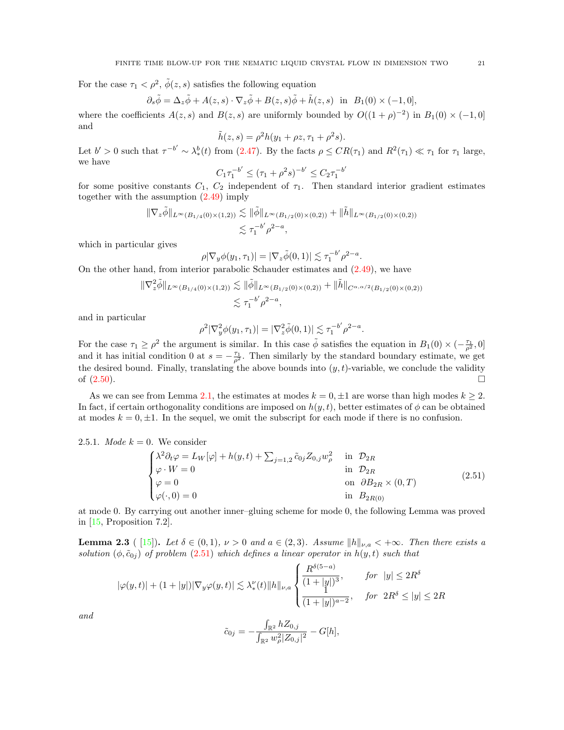For the case $\tau_1 < \rho^2$, $\tilde{\phi}(z,s)$ satisfies the following equation

$$\partial_s \tilde{\phi} = \Delta_z \tilde{\phi} + A(z,s) \cdot \nabla_z \tilde{\phi} + B(z,s)\tilde{\phi} + \tilde{h}(z,s) \quad \text{in} \quad B_1(0) \times (-1, 0],$$

where the coefficients $A(z,s)$ and $B(z,s)$ are uniformly bounded by $O((1+\rho)^{-2})$ in $B_1(0) \times (-1,0]$ and

$$\tilde{h}(z,s) = \rho^2 h(y_1 + \rho z, \tau_1 + \rho^2 s).$$

Let $b' > 0$ such that $\tau^{-b'} \sim \lambda_*^b(t)$ from (2.47). By the facts $\rho \le CR(\tau_1)$ and $R^2(\tau_1) \ll \tau_1$ for $\tau_1$ large, we have

$$C_1 \tau_1^{-b'} \le (\tau_1 + \rho^2 s)^{-b'} \le C_2 \tau_1^{-b'}$$

for some positive constants $C_1$, $C_2$ independent of $\tau_1$. Then standard interior gradient estimates together with the assumption (2.49) imply

$$\begin{aligned} \|\nabla_z \tilde{\phi}\|_{L^\infty(B_{1/4}(0)\times(1,2))} &\lesssim \|\tilde{\phi}\|_{L^\infty(B_{1/2}(0)\times(0,2))} + \|\tilde{h}\|_{L^\infty(B_{1/2}(0)\times(0,2))} \\ &\lesssim \tau_1^{-b'} \rho^{2-a}, \end{aligned}$$

which in particular gives

$$\rho |\nabla_y \phi(y_1, \tau_1)| = |\nabla_z \tilde{\phi}(0,1)| \lesssim \tau_1^{-b'} \rho^{2-a}.$$

On the other hand, from interior parabolic Schauder estimates and (2.49), we have

$$\begin{aligned} \|\nabla_z^2 \tilde{\phi}\|_{L^\infty(B_{1/4}(0)\times(1,2))} &\lesssim \|\tilde{\phi}\|_{L^\infty(B_{1/2}(0)\times(0,2))} + \|\tilde{h}\|_{C^{\alpha,\alpha/2}(B_{1/2}(0)\times(0,2))} \\ &\lesssim \tau_1^{-b'} \rho^{2-a}, \end{aligned}$$

and in particular

$$\rho^2 |\nabla_y^2 \phi(y_1, \tau_1)| = |\nabla_z^2 \tilde{\phi}(0,1)| \lesssim \tau_1^{-b'} \rho^{2-a}.$$

For the case $\tau_1 \ge \rho^2$ the argument is similar. In this case $\tilde{\phi}$ satisfies the equation in $B_1(0) \times (-\frac{\tau_1}{\rho^2}, 0]$ and it has initial condition 0 at $s = -\frac{\tau_1}{\rho^2}$. Then similarly by the standard boundary estimate, we get the desired bound. Finally, translating the above bounds into $(y,t)$-variable, we conclude the validity of (2.50). $\square$

As we can see from Lemma 2.1, the estimates at modes $k = 0, \pm 1$ are worse than high modes $k \ge 2$. In fact, if certain orthogonality conditions are imposed on $h(y,t)$, better estimates of $\phi$ can be obtained at modes $k = 0, \pm 1$. In the sequel, we omit the subscript for each mode if there is no confusion.

2.5.1. *Mode $k = 0$.* We consider

$$\begin{cases} \lambda^2 \partial_t \varphi = L_W[\varphi] + h(y,t) + \sum_{j=1,2} \tilde{c}_{0j} Z_{0,j} w_\rho^2 & \text{in } \mathcal{D}_{2R} \\ \varphi \cdot W = 0 & \text{in } \mathcal{D}_{2R} \\ \varphi = 0 & \text{on } \partial B_{2R} \times (0,T) \\ \varphi(\cdot, 0) = 0 & \text{in } B_{2R(0)} \end{cases} \tag{2.51}$$

at mode 0. By carrying out another inner–gluing scheme for mode 0, the following Lemma was proved in [15, Proposition 7.2].

**Lemma 2.3** ( [15]). *Let $\delta \in (0,1)$, $\nu > 0$ and $a \in (2,3)$. Assume $\|h\|_{\nu,a} < +\infty$. Then there exists a solution $(\phi, \tilde{c}_{0j})$ of problem (2.51) which defines a linear operator in $h(y,t)$ such that*

$$|\varphi(y,t)| + (1+|y|)|\nabla_y \varphi(y,t)| \lesssim \lambda_*^\nu(t) \|h\|_{\nu,a} \begin{cases} \dfrac{R^{\delta(5-a)}}{(1+|y|)^3}, & \text{for } |y| \le 2R^\delta \\ \dfrac{1}{(1+|y|)^{a-2}}, & \text{for } 2R^\delta \le |y| \le 2R \end{cases}$$

*and*

$$\tilde{c}_{0j} = -\frac{\int_{\mathbb{R}^2} h Z_{0,j}}{\int_{\mathbb{R}^2} w_\rho^2 |Z_{0,j}|^2} - G[h],$$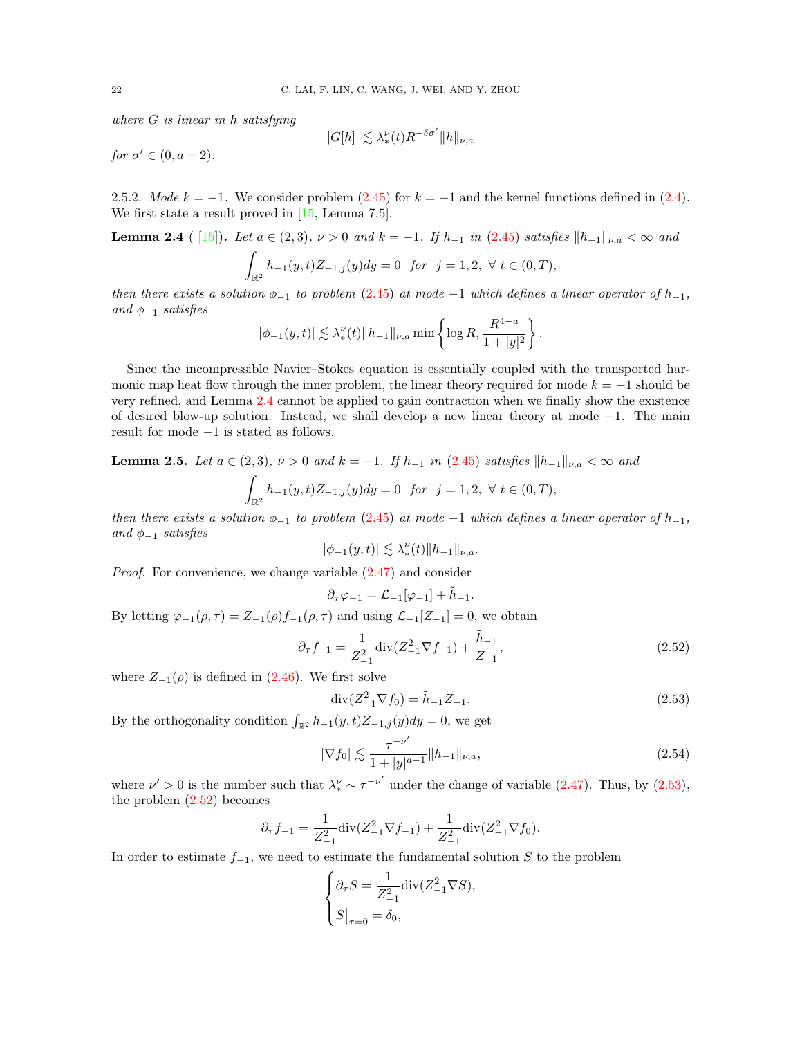*where $G$ is linear in $h$ satisfying*

$$|G[h]| \lesssim \lambda_*^\nu(t) R^{-\delta\sigma'} \|h\|_{\nu,a}$$

*for $\sigma' \in (0, a-2)$.*

2.5.2. *Mode $k = -1$.* We consider problem (2.45) for $k = -1$ and the kernel functions defined in (2.4). We first state a result proved in [15, Lemma 7.5].

**Lemma 2.4** ( [15]). *Let $a \in (2,3)$, $\nu > 0$ and $k = -1$. If $h_{-1}$ in (2.45) satisfies $\|h_{-1}\|_{\nu,a} < \infty$ and*

$$\int_{\mathbb{R}^2} h_{-1}(y,t) Z_{-1,j}(y) dy = 0 \ \ for \ \ j = 1, 2, \ \forall \ t \in (0, T),$$

*then there exists a solution $\phi_{-1}$ to problem (2.45) at mode $-1$ which defines a linear operator of $h_{-1}$, and $\phi_{-1}$ satisfies*

$$|\phi_{-1}(y,t)| \lesssim \lambda_*^\nu(t) \|h_{-1}\|_{\nu,a} \min\left\{\log R, \frac{R^{4-a}}{1+|y|^2}\right\}.$$

Since the incompressible Navier–Stokes equation is essentially coupled with the transported harmonic map heat flow through the inner problem, the linear theory required for mode $k = -1$ should be very refined, and Lemma 2.4 cannot be applied to gain contraction when we finally show the existence of desired blow-up solution. Instead, we shall develop a new linear theory at mode $-1$. The main result for mode $-1$ is stated as follows.

**Lemma 2.5.** *Let $a \in (2,3)$, $\nu > 0$ and $k = -1$. If $h_{-1}$ in (2.45) satisfies $\|h_{-1}\|_{\nu,a} < \infty$ and*

$$\int_{\mathbb{R}^2} h_{-1}(y,t) Z_{-1,j}(y) dy = 0 \ \ for \ \ j = 1, 2, \ \forall \ t \in (0, T),$$

*then there exists a solution $\phi_{-1}$ to problem (2.45) at mode $-1$ which defines a linear operator of $h_{-1}$, and $\phi_{-1}$ satisfies*

$$|\phi_{-1}(y,t)| \lesssim \lambda_*^\nu(t) \|h_{-1}\|_{\nu,a}.$$

*Proof.* For convenience, we change variable (2.47) and consider

$$\partial_\tau \varphi_{-1} = \mathcal{L}_{-1}[\varphi_{-1}] + \tilde{h}_{-1}.$$

By letting $\varphi_{-1}(\rho,\tau) = Z_{-1}(\rho) f_{-1}(\rho,\tau)$ and using $\mathcal{L}_{-1}[Z_{-1}] = 0$, we obtain

$$\partial_\tau f_{-1} = \frac{1}{Z_{-1}^2} \operatorname{div}(Z_{-1}^2 \nabla f_{-1}) + \frac{\tilde{h}_{-1}}{Z_{-1}}, \tag{2.52}$$

where $Z_{-1}(\rho)$ is defined in (2.46). We first solve

$$\operatorname{div}(Z_{-1}^2 \nabla f_0) = \tilde{h}_{-1} Z_{-1}. \tag{2.53}$$

By the orthogonality condition $\int_{\mathbb{R}^2} h_{-1}(y,t) Z_{-1,j}(y) dy = 0$, we get

$$|\nabla f_0| \lesssim \frac{\tau^{-\nu'}}{1+|y|^{a-1}} \|h_{-1}\|_{\nu,a}, \tag{2.54}$$

where $\nu' > 0$ is the number such that $\lambda_*^\nu \sim \tau^{-\nu'}$ under the change of variable (2.47). Thus, by (2.53), the problem (2.52) becomes

$$\partial_\tau f_{-1} = \frac{1}{Z_{-1}^2} \operatorname{div}(Z_{-1}^2 \nabla f_{-1}) + \frac{1}{Z_{-1}^2} \operatorname{div}(Z_{-1}^2 \nabla f_0).$$

In order to estimate $f_{-1}$, we need to estimate the fundamental solution $S$ to the problem

$$\begin{cases} \partial_\tau S = \dfrac{1}{Z_{-1}^2} \operatorname{div}(Z_{-1}^2 \nabla S), \\ S\big|_{\tau=0} = \delta_0, \end{cases}$$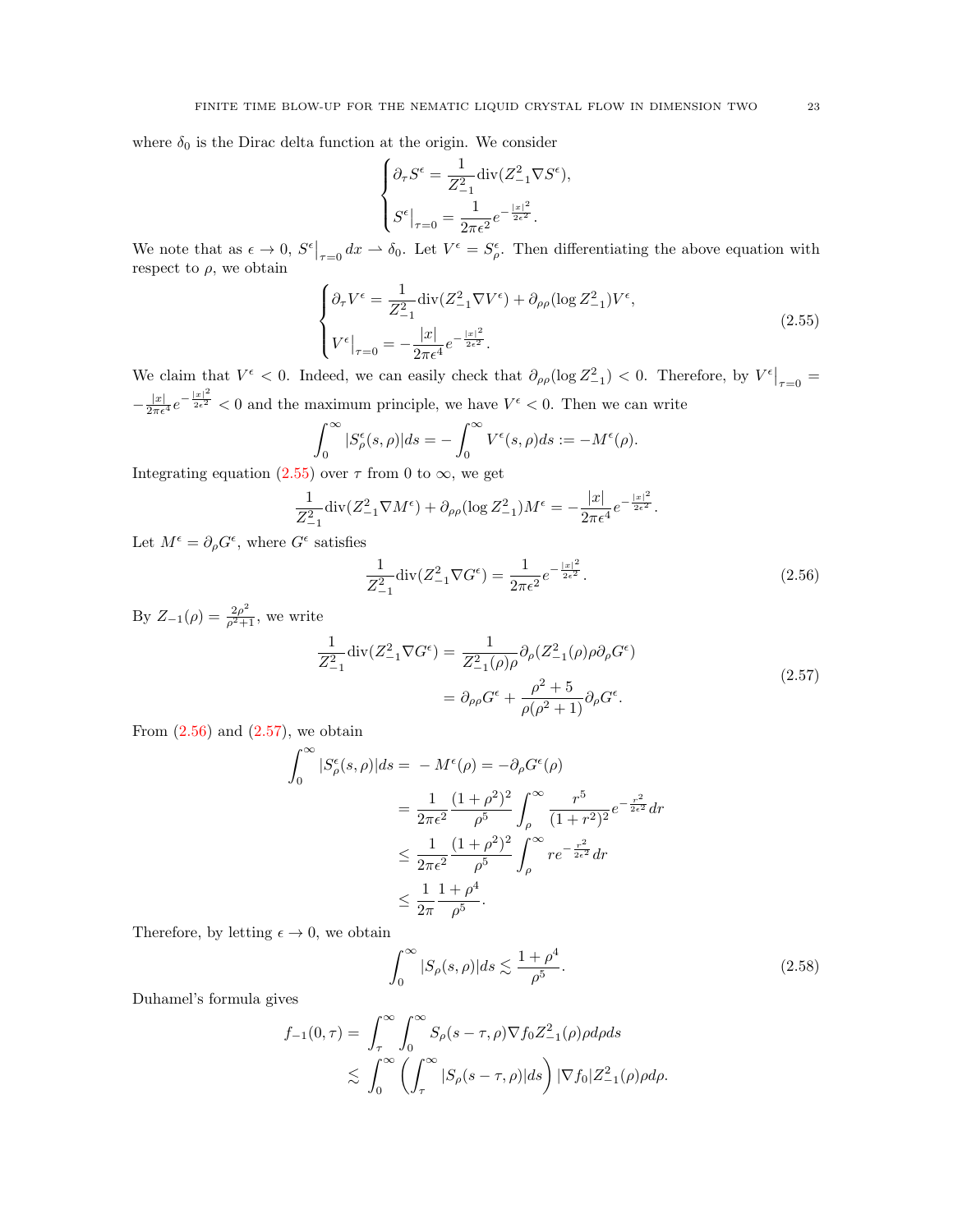where $\delta_0$ is the Dirac delta function at the origin. We consider

$$
\begin{cases}
\partial_\tau S^\epsilon = \dfrac{1}{Z_{-1}^2}\mathrm{div}(Z_{-1}^2 \nabla S^\epsilon),\\[2mm]
S^\epsilon\big|_{\tau=0} = \dfrac{1}{2\pi\epsilon^2} e^{-\frac{|x|^2}{2\epsilon^2}}.
\end{cases}
$$

We note that as $\epsilon \to 0$, $S^\epsilon\big|_{\tau=0} dx \rightharpoonup \delta_0$. Let $V^\epsilon = S^\epsilon_\rho$. Then differentiating the above equation with respect to $\rho$, we obtain

$$
\begin{cases}
\partial_\tau V^\epsilon = \dfrac{1}{Z_{-1}^2}\mathrm{div}(Z_{-1}^2 \nabla V^\epsilon) + \partial_{\rho\rho}(\log Z_{-1}^2) V^\epsilon,\\[2mm]
V^\epsilon\big|_{\tau=0} = -\dfrac{|x|}{2\pi\epsilon^4} e^{-\frac{|x|^2}{2\epsilon^2}}.
\end{cases}
\tag{2.55}
$$

We claim that $V^\epsilon < 0$. Indeed, we can easily check that $\partial_{\rho\rho}(\log Z_{-1}^2) < 0$. Therefore, by $V^\epsilon\big|_{\tau=0} = -\frac{|x|}{2\pi\epsilon^4} e^{-\frac{|x|^2}{2\epsilon^2}} < 0$ and the maximum principle, we have $V^\epsilon < 0$. Then we can write

$$
\int_0^\infty |S^\epsilon_\rho(s,\rho)| ds = -\int_0^\infty V^\epsilon(s,\rho) ds := -M^\epsilon(\rho).
$$

Integrating equation (2.55) over $\tau$ from 0 to $\infty$, we get

$$
\frac{1}{Z_{-1}^2}\mathrm{div}(Z_{-1}^2 \nabla M^\epsilon) + \partial_{\rho\rho}(\log Z_{-1}^2) M^\epsilon = -\frac{|x|}{2\pi\epsilon^4} e^{-\frac{|x|^2}{2\epsilon^2}}.
$$

Let $M^\epsilon = \partial_\rho G^\epsilon$, where $G^\epsilon$ satisfies

$$
\frac{1}{Z_{-1}^2}\mathrm{div}(Z_{-1}^2 \nabla G^\epsilon) = \frac{1}{2\pi\epsilon^2} e^{-\frac{|x|^2}{2\epsilon^2}}.
\tag{2.56}
$$

By $Z_{-1}(\rho) = \frac{2\rho^2}{\rho^2+1}$, we write

$$
\begin{aligned}
\frac{1}{Z_{-1}^2}\mathrm{div}(Z_{-1}^2 \nabla G^\epsilon) &= \frac{1}{Z_{-1}^2(\rho)\rho}\partial_\rho(Z_{-1}^2(\rho)\rho\partial_\rho G^\epsilon)\\
&= \partial_{\rho\rho}G^\epsilon + \frac{\rho^2+5}{\rho(\rho^2+1)}\partial_\rho G^\epsilon.
\end{aligned}
\tag{2.57}
$$

From (2.56) and (2.57), we obtain

$$
\begin{aligned}
\int_0^\infty |S^\epsilon_\rho(s,\rho)| ds &= -M^\epsilon(\rho) = -\partial_\rho G^\epsilon(\rho)\\
&= \frac{1}{2\pi\epsilon^2}\frac{(1+\rho^2)^2}{\rho^5}\int_\rho^\infty \frac{r^5}{(1+r^2)^2} e^{-\frac{r^2}{2\epsilon^2}} dr\\
&\le \frac{1}{2\pi\epsilon^2}\frac{(1+\rho^2)^2}{\rho^5}\int_\rho^\infty r e^{-\frac{r^2}{2\epsilon^2}} dr\\
&\le \frac{1}{2\pi}\frac{1+\rho^4}{\rho^5}.
\end{aligned}
$$

Therefore, by letting $\epsilon \to 0$, we obtain

$$
\int_0^\infty |S_\rho(s,\rho)| ds \lesssim \frac{1+\rho^4}{\rho^5}.
\tag{2.58}
$$

Duhamel's formula gives

$$
\begin{aligned}
f_{-1}(0,\tau) &= \int_\tau^\infty \int_0^\infty S_\rho(s-\tau,\rho)\nabla f_0 Z_{-1}^2(\rho)\rho d\rho ds\\
&\lesssim \int_0^\infty \left(\int_\tau^\infty |S_\rho(s-\tau,\rho)| ds\right) |\nabla f_0| Z_{-1}^2(\rho)\rho d\rho.
\end{aligned}
$$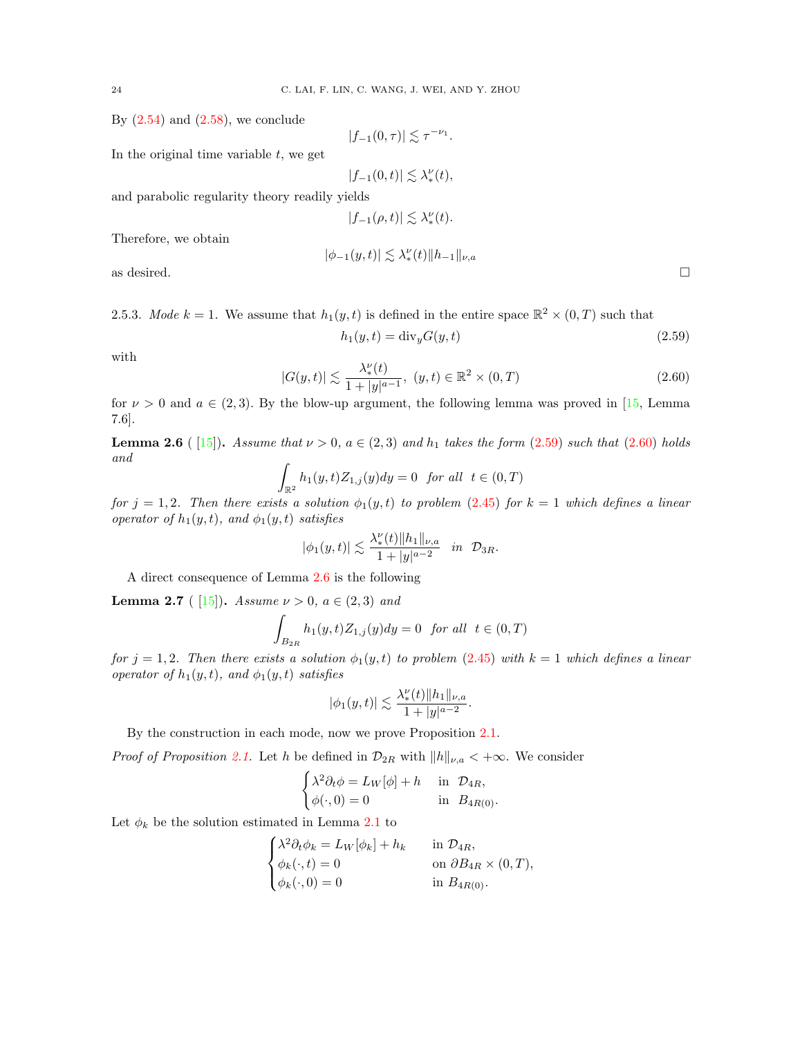By (2.54) and (2.58), we conclude

$$|f_{-1}(0,\tau)| \lesssim \tau^{-\nu_1}.$$

In the original time variable $t$, we get

$$|f_{-1}(0,t)| \lesssim \lambda_*^{\nu}(t),$$

and parabolic regularity theory readily yields

$$|f_{-1}(\rho,t)| \lesssim \lambda_*^{\nu}(t).$$

Therefore, we obtain

$$|\phi_{-1}(y,t)| \lesssim \lambda_*^{\nu}(t)\|h_{-1}\|_{\nu,a}$$

as desired. $\square$

2.5.3. *Mode $k=1$.* We assume that $h_1(y,t)$ is defined in the entire space $\mathbb{R}^2\times(0,T)$ such that

$$h_1(y,t) = \mathrm{div}_y G(y,t) \tag{2.59}$$

with

$$|G(y,t)| \lesssim \frac{\lambda_*^{\nu}(t)}{1+|y|^{a-1}},\ \ (y,t)\in\mathbb{R}^2\times(0,T) \tag{2.60}$$

for $\nu>0$ and $a\in(2,3)$. By the blow-up argument, the following lemma was proved in [15, Lemma 7.6].

**Lemma 2.6** ( [15]). *Assume that $\nu>0$, $a\in(2,3)$ and $h_1$ takes the form (2.59) such that (2.60) holds and*

$$\int_{\mathbb{R}^2} h_1(y,t)Z_{1,j}(y)dy = 0 \ \ \textit{for all}\ \ t\in(0,T)$$

*for $j=1,2$. Then there exists a solution $\phi_1(y,t)$ to problem (2.45) for $k=1$ which defines a linear operator of $h_1(y,t)$, and $\phi_1(y,t)$ satisfies*

$$|\phi_1(y,t)| \lesssim \frac{\lambda_*^{\nu}(t)\|h_1\|_{\nu,a}}{1+|y|^{a-2}} \ \ \textit{in}\ \ \mathcal{D}_{3R}.$$

A direct consequence of Lemma 2.6 is the following

**Lemma 2.7** ( [15]). *Assume $\nu>0$, $a\in(2,3)$ and*

$$\int_{B_{2R}} h_1(y,t)Z_{1,j}(y)dy = 0 \ \ \textit{for all}\ \ t\in(0,T)$$

*for $j=1,2$. Then there exists a solution $\phi_1(y,t)$ to problem (2.45) with $k=1$ which defines a linear operator of $h_1(y,t)$, and $\phi_1(y,t)$ satisfies*

$$|\phi_1(y,t)| \lesssim \frac{\lambda_*^{\nu}(t)\|h_1\|_{\nu,a}}{1+|y|^{a-2}}.$$

By the construction in each mode, now we prove Proposition 2.1.

*Proof of Proposition 2.1.* Let $h$ be defined in $\mathcal{D}_{2R}$ with $\|h\|_{\nu,a}<+\infty$. We consider

$$\begin{cases} \lambda^2\partial_t\phi = L_W[\phi]+h & \text{in}\ \ \mathcal{D}_{4R},\\ \phi(\cdot,0)=0 & \text{in}\ \ B_{4R(0)}. \end{cases}$$

Let $\phi_k$ be the solution estimated in Lemma 2.1 to

$$\begin{cases} \lambda^2\partial_t\phi_k = L_W[\phi_k]+h_k & \text{in}\ \mathcal{D}_{4R},\\ \phi_k(\cdot,t)=0 & \text{on}\ \partial B_{4R}\times(0,T),\\ \phi_k(\cdot,0)=0 & \text{in}\ B_{4R(0)}. \end{cases}$$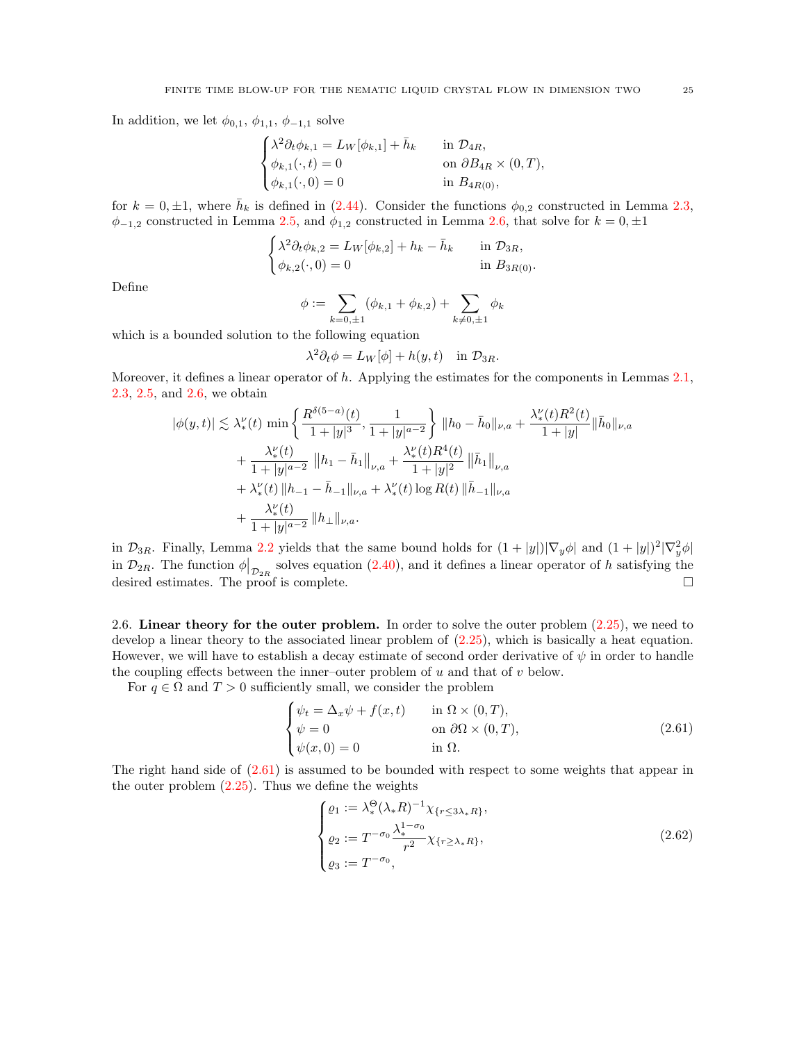In addition, we let $\phi_{0,1}$, $\phi_{1,1}$, $\phi_{-1,1}$ solve

$$
\begin{cases}
\lambda^2 \partial_t \phi_{k,1} = L_W[\phi_{k,1}] + \bar{h}_k & \text{in } \mathcal{D}_{4R}, \\
\phi_{k,1}(\cdot, t) = 0 & \text{on } \partial B_{4R} \times (0,T), \\
\phi_{k,1}(\cdot, 0) = 0 & \text{in } B_{4R(0)},
\end{cases}
$$

for $k = 0, \pm 1$, where $\bar{h}_k$ is defined in (2.44). Consider the functions $\phi_{0,2}$ constructed in Lemma 2.3, $\phi_{-1,2}$ constructed in Lemma 2.5, and $\phi_{1,2}$ constructed in Lemma 2.6, that solve for $k = 0, \pm 1$

$$
\begin{cases}
\lambda^2 \partial_t \phi_{k,2} = L_W[\phi_{k,2}] + h_k - \bar{h}_k & \text{in } \mathcal{D}_{3R}, \\
\phi_{k,2}(\cdot, 0) = 0 & \text{in } B_{3R(0)}.
\end{cases}
$$

Define

$$
\phi := \sum_{k=0,\pm 1} (\phi_{k,1} + \phi_{k,2}) + \sum_{k \neq 0, \pm 1} \phi_k
$$

which is a bounded solution to the following equation

$$
\lambda^2 \partial_t \phi = L_W[\phi] + h(y,t) \quad \text{in } \mathcal{D}_{3R}.
$$

Moreover, it defines a linear operator of $h$. Applying the estimates for the components in Lemmas 2.1, 2.3, 2.5, and 2.6, we obtain

$$
\begin{aligned}
|\phi(y,t)| \lesssim\, & \lambda_*^\nu(t) \min\left\{ \frac{R^{\delta(5-a)}(t)}{1+|y|^3}, \frac{1}{1+|y|^{a-2}} \right\} \|h_0 - \bar{h}_0\|_{\nu,a} + \frac{\lambda_*^\nu(t) R^2(t)}{1+|y|} \|\bar{h}_0\|_{\nu,a} \\
& + \frac{\lambda_*^\nu(t)}{1+|y|^{a-2}} \left\| h_1 - \bar{h}_1 \right\|_{\nu,a} + \frac{\lambda_*^\nu(t) R^4(t)}{1+|y|^2} \left\| \bar{h}_1 \right\|_{\nu,a} \\
& + \lambda_*^\nu(t) \left\| h_{-1} - \bar{h}_{-1} \right\|_{\nu,a} + \lambda_*^\nu(t) \log R(t) \left\| \bar{h}_{-1} \right\|_{\nu,a} \\
& + \frac{\lambda_*^\nu(t)}{1+|y|^{a-2}} \left\| h_\perp \right\|_{\nu,a}.
\end{aligned}
$$

in $\mathcal{D}_{3R}$. Finally, Lemma 2.2 yields that the same bound holds for $(1+|y|)|\nabla_y \phi|$ and $(1+|y|)^2 |\nabla_y^2 \phi|$ in $\mathcal{D}_{2R}$. The function $\phi\big|_{\mathcal{D}_{2R}}$ solves equation (2.40), and it defines a linear operator of $h$ satisfying the desired estimates. The proof is complete. $\square$

2.6. **Linear theory for the outer problem.** In order to solve the outer problem (2.25), we need to develop a linear theory to the associated linear problem of (2.25), which is basically a heat equation. However, we will have to establish a decay estimate of second order derivative of $\psi$ in order to handle the coupling effects between the inner–outer problem of $u$ and that of $v$ below.

For $q \in \Omega$ and $T > 0$ sufficiently small, we consider the problem

$$
\begin{cases}
\psi_t = \Delta_x \psi + f(x,t) & \text{in } \Omega \times (0,T), \\
\psi = 0 & \text{on } \partial\Omega \times (0,T), \\
\psi(x,0) = 0 & \text{in } \Omega.
\end{cases}
\tag{2.61}
$$

The right hand side of (2.61) is assumed to be bounded with respect to some weights that appear in the outer problem (2.25). Thus we define the weights

$$
\begin{cases}
\varrho_1 := \lambda_*^\Theta (\lambda_* R)^{-1} \chi_{\{r \le 3\lambda_* R\}}, \\
\varrho_2 := T^{-\sigma_0} \dfrac{\lambda_*^{1-\sigma_0}}{r^2} \chi_{\{r \ge \lambda_* R\}}, \\
\varrho_3 := T^{-\sigma_0},
\end{cases}
\tag{2.62}
$$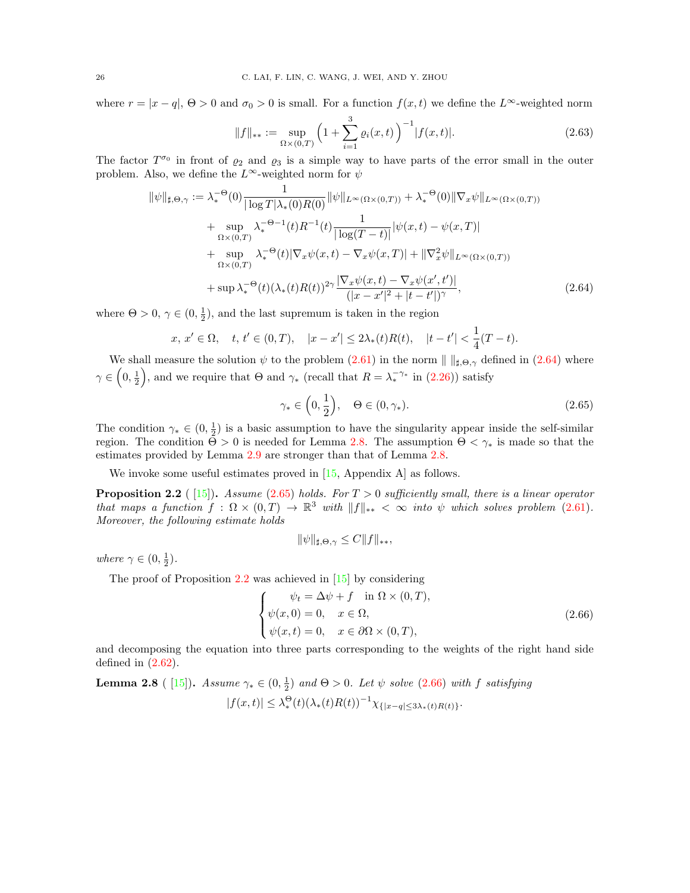where $r = |x - q|$, $\Theta > 0$ and $\sigma_0 > 0$ is small. For a function $f(x,t)$ we define the $L^\infty$-weighted norm

$$\|f\|_{**} := \sup_{\Omega\times(0,T)} \Big(1 + \sum_{i=1}^{3} \varrho_i(x,t)\Big)^{-1} |f(x,t)|. \tag{2.63}$$

The factor $T^{\sigma_0}$ in front of $\varrho_2$ and $\varrho_3$ is a simple way to have parts of the error small in the outer problem. Also, we define the $L^\infty$-weighted norm for $\psi$

$$\begin{aligned}
\|\psi\|_{\sharp,\Theta,\gamma} := {} & \lambda_*^{-\Theta}(0) \frac{1}{|\log T|\lambda_*(0)R(0)} \|\psi\|_{L^\infty(\Omega\times(0,T))} + \lambda_*^{-\Theta}(0)\|\nabla_x \psi\|_{L^\infty(\Omega\times(0,T))} \\
& + \sup_{\Omega\times(0,T)} \lambda_*^{-\Theta-1}(t) R^{-1}(t) \frac{1}{|\log(T-t)|} |\psi(x,t) - \psi(x,T)| \\
& + \sup_{\Omega\times(0,T)} \lambda_*^{-\Theta}(t) |\nabla_x \psi(x,t) - \nabla_x \psi(x,T)| + \|\nabla_x^2 \psi\|_{L^\infty(\Omega\times(0,T))} \\
& + \sup \lambda_*^{-\Theta}(t) (\lambda_*(t)R(t))^{2\gamma} \frac{|\nabla_x \psi(x,t) - \nabla_x \psi(x',t')|}{(|x-x'|^2 + |t-t'|)^{\gamma}},
\end{aligned} \tag{2.64}$$

where $\Theta > 0$, $\gamma \in (0, \frac{1}{2})$, and the last supremum is taken in the region

$$x,\, x' \in \Omega, \quad t,\, t' \in (0,T), \quad |x - x'| \le 2\lambda_*(t)R(t), \quad |t - t'| < \frac{1}{4}(T-t).$$

We shall measure the solution $\psi$ to the problem (2.61) in the norm $\|\ \|_{\sharp,\Theta,\gamma}$ defined in (2.64) where $\gamma \in \left(0, \frac{1}{2}\right)$, and we require that $\Theta$ and $\gamma_*$ (recall that $R = \lambda_*^{-\gamma_*}$ in (2.26)) satisfy

$$\gamma_* \in \Big(0, \frac{1}{2}\Big), \quad \Theta \in (0, \gamma_*). \tag{2.65}$$

The condition $\gamma_* \in (0, \frac{1}{2})$ is a basic assumption to have the singularity appear inside the self-similar region. The condition $\Theta > 0$ is needed for Lemma 2.8. The assumption $\Theta < \gamma_*$ is made so that the estimates provided by Lemma 2.9 are stronger than that of Lemma 2.8.

We invoke some useful estimates proved in [15, Appendix A] as follows.

**Proposition 2.2** ( [15]). *Assume* (2.65) *holds. For $T > 0$ sufficiently small, there is a linear operator that maps a function $f : \Omega \times (0,T) \to \mathbb{R}^3$ with $\|f\|_{**} < \infty$ into $\psi$ which solves problem* (2.61)*. Moreover, the following estimate holds*

$$\|\psi\|_{\sharp,\Theta,\gamma} \le C\|f\|_{**},$$

*where $\gamma \in (0, \frac{1}{2})$.*

The proof of Proposition 2.2 was achieved in [15] by considering

$$\begin{cases}
\psi_t = \Delta\psi + f \quad \text{in } \Omega \times (0,T), \\
\psi(x,0) = 0, \quad x \in \Omega, \\
\psi(x,t) = 0, \quad x \in \partial\Omega \times (0,T),
\end{cases} \tag{2.66}$$

and decomposing the equation into three parts corresponding to the weights of the right hand side defined in (2.62).

**Lemma 2.8** ( [15]). *Assume $\gamma_* \in (0, \frac{1}{2})$ and $\Theta > 0$. Let $\psi$ solve* (2.66) *with $f$ satisfying*

$$|f(x,t)| \le \lambda_*^{\Theta}(t)(\lambda_*(t)R(t))^{-1} \chi_{\{|x-q| \le 3\lambda_*(t)R(t)\}}.$$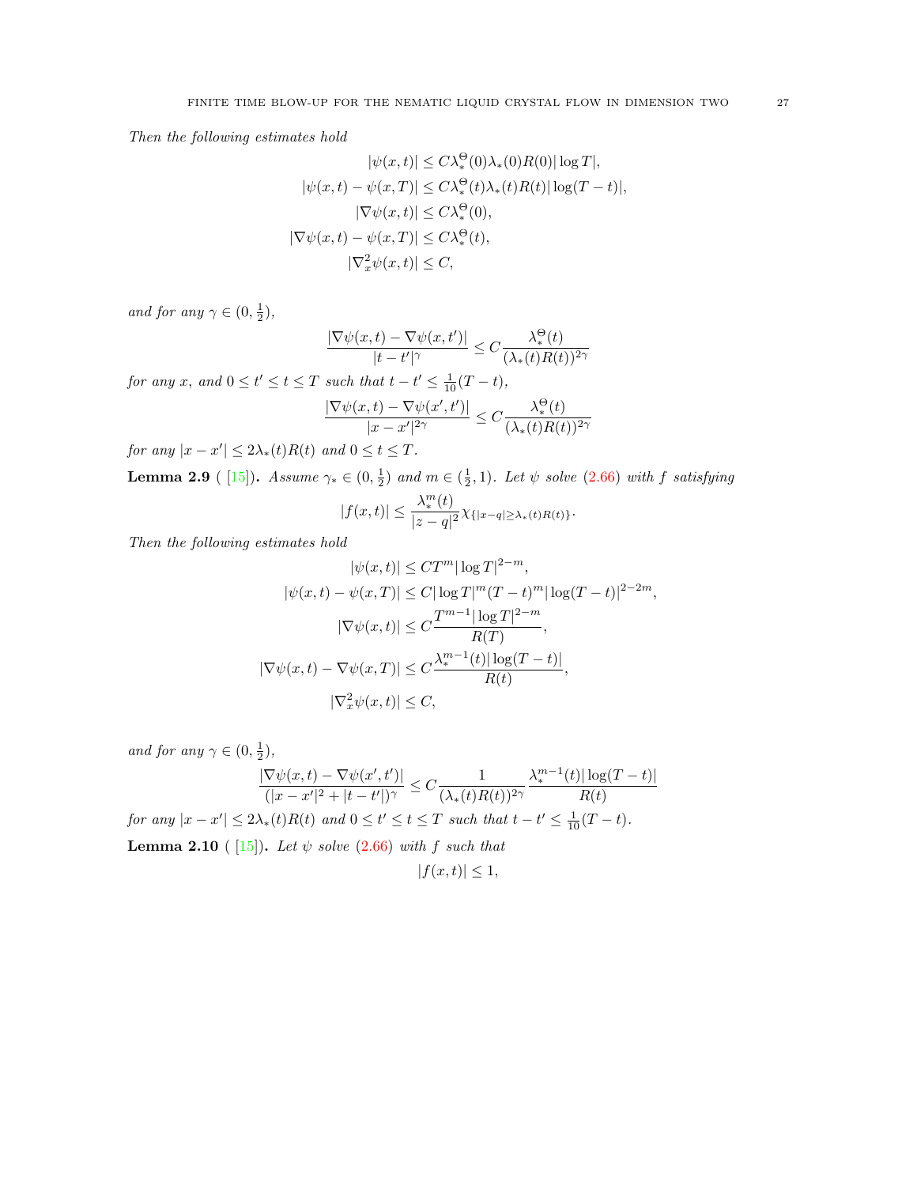*Then the following estimates hold*

$$
\begin{aligned}
|\psi(x,t)| &\le C\lambda_*^{\Theta}(0)\lambda_*(0)R(0)|\log T|,\\
|\psi(x,t)-\psi(x,T)| &\le C\lambda_*^{\Theta}(t)\lambda_*(t)R(t)|\log(T-t)|,\\
|\nabla\psi(x,t)| &\le C\lambda_*^{\Theta}(0),\\
|\nabla\psi(x,t)-\psi(x,T)| &\le C\lambda_*^{\Theta}(t),\\
|\nabla_x^2\psi(x,t)| &\le C,
\end{aligned}
$$

*and for any* $\gamma\in(0,\frac{1}{2})$,

$$
\frac{|\nabla\psi(x,t)-\nabla\psi(x,t')|}{|t-t'|^{\gamma}} \le C\frac{\lambda_*^{\Theta}(t)}{(\lambda_*(t)R(t))^{2\gamma}}
$$

*for any* $x$, *and* $0\le t'\le t\le T$ *such that* $t-t'\le \frac{1}{10}(T-t)$,

$$
\frac{|\nabla\psi(x,t)-\nabla\psi(x',t')|}{|x-x'|^{2\gamma}} \le C\frac{\lambda_*^{\Theta}(t)}{(\lambda_*(t)R(t))^{2\gamma}}
$$

*for any* $|x-x'|\le 2\lambda_*(t)R(t)$ *and* $0\le t\le T$.

**Lemma 2.9** ( [15]). *Assume* $\gamma_*\in(0,\frac{1}{2})$ *and* $m\in(\frac{1}{2},1)$. *Let* $\psi$ *solve* (2.66) *with* $f$ *satisfying*

$$
|f(x,t)|\le \frac{\lambda_*^m(t)}{|z-q|^2}\chi_{\{|x-q|\ge\lambda_*(t)R(t)\}}.
$$

*Then the following estimates hold*

$$
\begin{aligned}
|\psi(x,t)| &\le CT^m|\log T|^{2-m},\\
|\psi(x,t)-\psi(x,T)| &\le C|\log T|^m(T-t)^m|\log(T-t)|^{2-2m},\\
|\nabla\psi(x,t)| &\le C\frac{T^{m-1}|\log T|^{2-m}}{R(T)},\\
|\nabla\psi(x,t)-\nabla\psi(x,T)| &\le C\frac{\lambda_*^{m-1}(t)|\log(T-t)|}{R(t)},\\
|\nabla_x^2\psi(x,t)| &\le C,
\end{aligned}
$$

*and for any* $\gamma\in(0,\frac{1}{2})$,

$$
\frac{|\nabla\psi(x,t)-\nabla\psi(x',t')|}{(|x-x'|^2+|t-t'|)^{\gamma}} \le C\frac{1}{(\lambda_*(t)R(t))^{2\gamma}}\frac{\lambda_*^{m-1}(t)|\log(T-t)|}{R(t)}
$$

*for any* $|x-x'|\le 2\lambda_*(t)R(t)$ *and* $0\le t'\le t\le T$ *such that* $t-t'\le\frac{1}{10}(T-t)$.

**Lemma 2.10** ( [15]). *Let* $\psi$ *solve* (2.66) *with* $f$ *such that*

$$
|f(x,t)|\le 1,
$$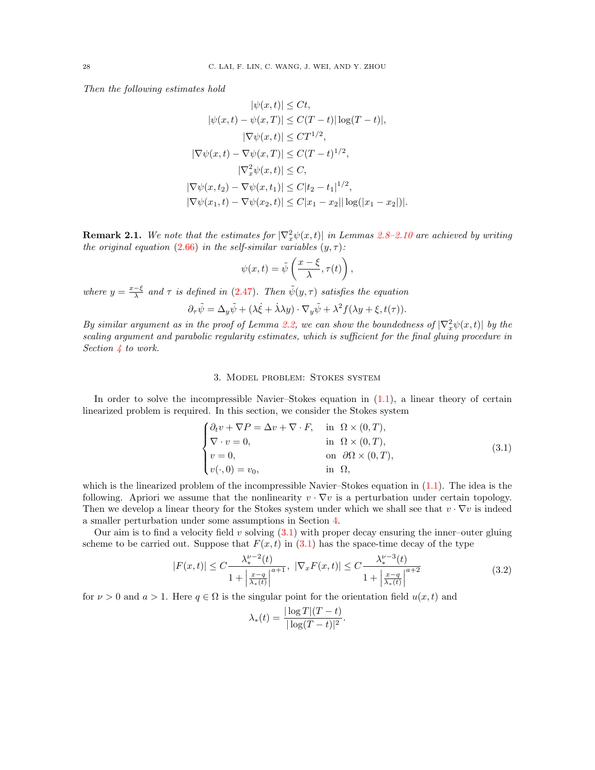*Then the following estimates hold*

$$
\begin{aligned}
|\psi(x,t)| &\le Ct,\\
|\psi(x,t)-\psi(x,T)| &\le C(T-t)|\log(T-t)|,\\
|\nabla\psi(x,t)| &\le CT^{1/2},\\
|\nabla\psi(x,t)-\nabla\psi(x,T)| &\le C(T-t)^{1/2},\\
|\nabla_x^2\psi(x,t)| &\le C,\\
|\nabla\psi(x,t_2)-\nabla\psi(x,t_1)| &\le C|t_2-t_1|^{1/2},\\
|\nabla\psi(x_1,t)-\nabla\psi(x_2,t)| &\le C|x_1-x_2||\log(|x_1-x_2|)|.
\end{aligned}
$$

**Remark 2.1.** *We note that the estimates for $|\nabla_x^2\psi(x,t)|$ in Lemmas 2.8–2.10 are achieved by writing the original equation (2.66) in the self-similar variables $(y,\tau)$:*

$$
\psi(x,t)=\tilde\psi\left(\frac{x-\xi}{\lambda},\tau(t)\right),
$$

*where $y=\frac{x-\xi}{\lambda}$ and $\tau$ is defined in (2.47). Then $\tilde\psi(y,\tau)$ satisfies the equation*

$$
\partial_\tau\tilde\psi=\Delta_y\tilde\psi+(\lambda\dot\xi+\dot\lambda\lambda y)\cdot\nabla_y\tilde\psi+\lambda^2 f(\lambda y+\xi,t(\tau)).
$$

*By similar argument as in the proof of Lemma 2.2, we can show the boundedness of $|\nabla_x^2\psi(x,t)|$ by the scaling argument and parabolic regularity estimates, which is sufficient for the final gluing procedure in Section 4 to work.*

## 3. Model problem: Stokes system

In order to solve the incompressible Navier–Stokes equation in (1.1), a linear theory of certain linearized problem is required. In this section, we consider the Stokes system

$$
\begin{cases}
\partial_t v+\nabla P=\Delta v+\nabla\cdot F, & \text{in } \Omega\times(0,T),\\
\nabla\cdot v=0, & \text{in } \Omega\times(0,T),\\
v=0, & \text{on } \partial\Omega\times(0,T),\\
v(\cdot,0)=v_0, & \text{in } \Omega,
\end{cases}
\tag{3.1}
$$

which is the linearized problem of the incompressible Navier–Stokes equation in (1.1). The idea is the following. Apriori we assume that the nonlinearity $v\cdot\nabla v$ is a perturbation under certain topology. Then we develop a linear theory for the Stokes system under which we shall see that $v\cdot\nabla v$ is indeed a smaller perturbation under some assumptions in Section 4.

Our aim is to find a velocity field $v$ solving (3.1) with proper decay ensuring the inner–outer gluing scheme to be carried out. Suppose that $F(x,t)$ in (3.1) has the space-time decay of the type

$$
|F(x,t)|\le C\frac{\lambda_*^{\nu-2}(t)}{1+\left|\frac{x-q}{\lambda_*(t)}\right|^{a+1}},\ |\nabla_x F(x,t)|\le C\frac{\lambda_*^{\nu-3}(t)}{1+\left|\frac{x-q}{\lambda_*(t)}\right|^{a+2}}
\tag{3.2}
$$

for $\nu>0$ and $a>1$. Here $q\in\Omega$ is the singular point for the orientation field $u(x,t)$ and

$$
\lambda_*(t)=\frac{|\log T|(T-t)}{|\log(T-t)|^2}.
$$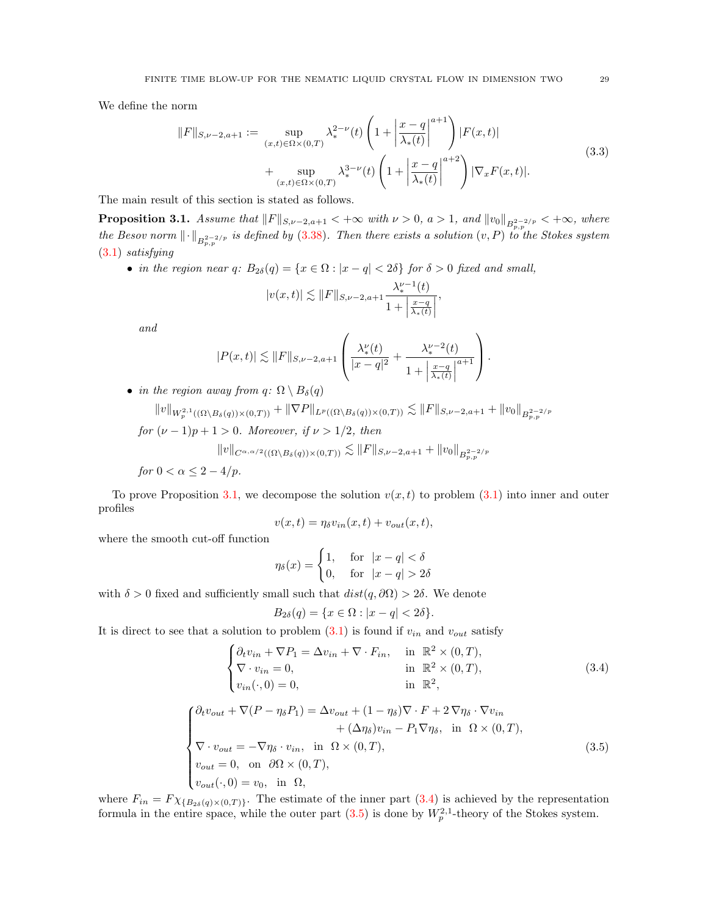We define the norm

$$
\begin{aligned}
\|F\|_{S,\nu-2,a+1} := & \sup_{(x,t)\in\Omega\times(0,T)} \lambda_*^{2-\nu}(t)\left(1+\left|\frac{x-q}{\lambda_*(t)}\right|^{a+1}\right)|F(x,t)| \\
& + \sup_{(x,t)\in\Omega\times(0,T)} \lambda_*^{3-\nu}(t)\left(1+\left|\frac{x-q}{\lambda_*(t)}\right|^{a+2}\right)|\nabla_x F(x,t)|.
\end{aligned}
\tag{3.3}
$$

The main result of this section is stated as follows.

**Proposition 3.1.** *Assume that $\|F\|_{S,\nu-2,a+1} < +\infty$ with $\nu > 0$, $a > 1$, and $\|v_0\|_{B^{2-2/p}_{p,p}} < +\infty$, where the Besov norm $\|\cdot\|_{B^{2-2/p}_{p,p}}$ is defined by (3.38). Then there exists a solution $(v, P)$ to the Stokes system (3.1) satisfying*

- *in the region near $q$: $B_{2\delta}(q) = \{x \in \Omega : |x-q| < 2\delta\}$ for $\delta > 0$ fixed and small,*
$$|v(x,t)| \lesssim \|F\|_{S,\nu-2,a+1} \frac{\lambda_*^{\nu-1}(t)}{1+\left|\frac{x-q}{\lambda_*(t)}\right|},$$
*and*
$$|P(x,t)| \lesssim \|F\|_{S,\nu-2,a+1}\left(\frac{\lambda_*^{\nu}(t)}{|x-q|^2} + \frac{\lambda_*^{\nu-2}(t)}{1+\left|\frac{x-q}{\lambda_*(t)}\right|^{a+1}}\right).$$
- *in the region away from $q$: $\Omega \setminus B_\delta(q)$*
$$\|v\|_{W^{2,1}_p((\Omega\setminus B_\delta(q))\times(0,T))} + \|\nabla P\|_{L^p((\Omega\setminus B_\delta(q))\times(0,T))} \lesssim \|F\|_{S,\nu-2,a+1} + \|v_0\|_{B^{2-2/p}_{p,p}}$$
*for $(\nu-1)p+1 > 0$. Moreover, if $\nu > 1/2$, then*
$$\|v\|_{C^{\alpha,\alpha/2}((\Omega\setminus B_\delta(q))\times(0,T))} \lesssim \|F\|_{S,\nu-2,a+1} + \|v_0\|_{B^{2-2/p}_{p,p}}$$
*for $0 < \alpha \le 2 - 4/p$.*

To prove Proposition 3.1, we decompose the solution $v(x,t)$ to problem (3.1) into inner and outer profiles

$$v(x,t) = \eta_\delta v_{in}(x,t) + v_{out}(x,t),$$

where the smooth cut-off function

$$\eta_\delta(x) = \begin{cases} 1, & \text{for } |x-q| < \delta \\ 0, & \text{for } |x-q| > 2\delta \end{cases}$$

with $\delta > 0$ fixed and sufficiently small such that $dist(q, \partial\Omega) > 2\delta$. We denote

$$B_{2\delta}(q) = \{x \in \Omega : |x-q| < 2\delta\}.$$

It is direct to see that a solution to problem (3.1) is found if $v_{in}$ and $v_{out}$ satisfy

$$
\begin{cases}
\partial_t v_{in} + \nabla P_1 = \Delta v_{in} + \nabla\cdot F_{in}, & \text{in } \mathbb{R}^2\times(0,T), \\
\nabla\cdot v_{in} = 0, & \text{in } \mathbb{R}^2\times(0,T), \\
v_{in}(\cdot,0) = 0, & \text{in } \mathbb{R}^2,
\end{cases}
\tag{3.4}
$$

$$
\begin{cases}
\partial_t v_{out} + \nabla(P - \eta_\delta P_1) = \Delta v_{out} + (1-\eta_\delta)\nabla\cdot F + 2\nabla\eta_\delta\cdot\nabla v_{in} \\
\qquad\qquad\qquad\qquad + (\Delta\eta_\delta)v_{in} - P_1\nabla\eta_\delta, \quad \text{in } \Omega\times(0,T), \\
\nabla\cdot v_{out} = -\nabla\eta_\delta\cdot v_{in}, \quad \text{in } \Omega\times(0,T), \\
v_{out} = 0, \quad \text{on } \partial\Omega\times(0,T), \\
v_{out}(\cdot,0) = v_0, \quad \text{in } \Omega,
\end{cases}
\tag{3.5}
$$

where $F_{in} = F\chi_{\{B_{2\delta}(q)\times(0,T)\}}$. The estimate of the inner part (3.4) is achieved by the representation formula in the entire space, while the outer part (3.5) is done by $W^{2,1}_p$-theory of the Stokes system.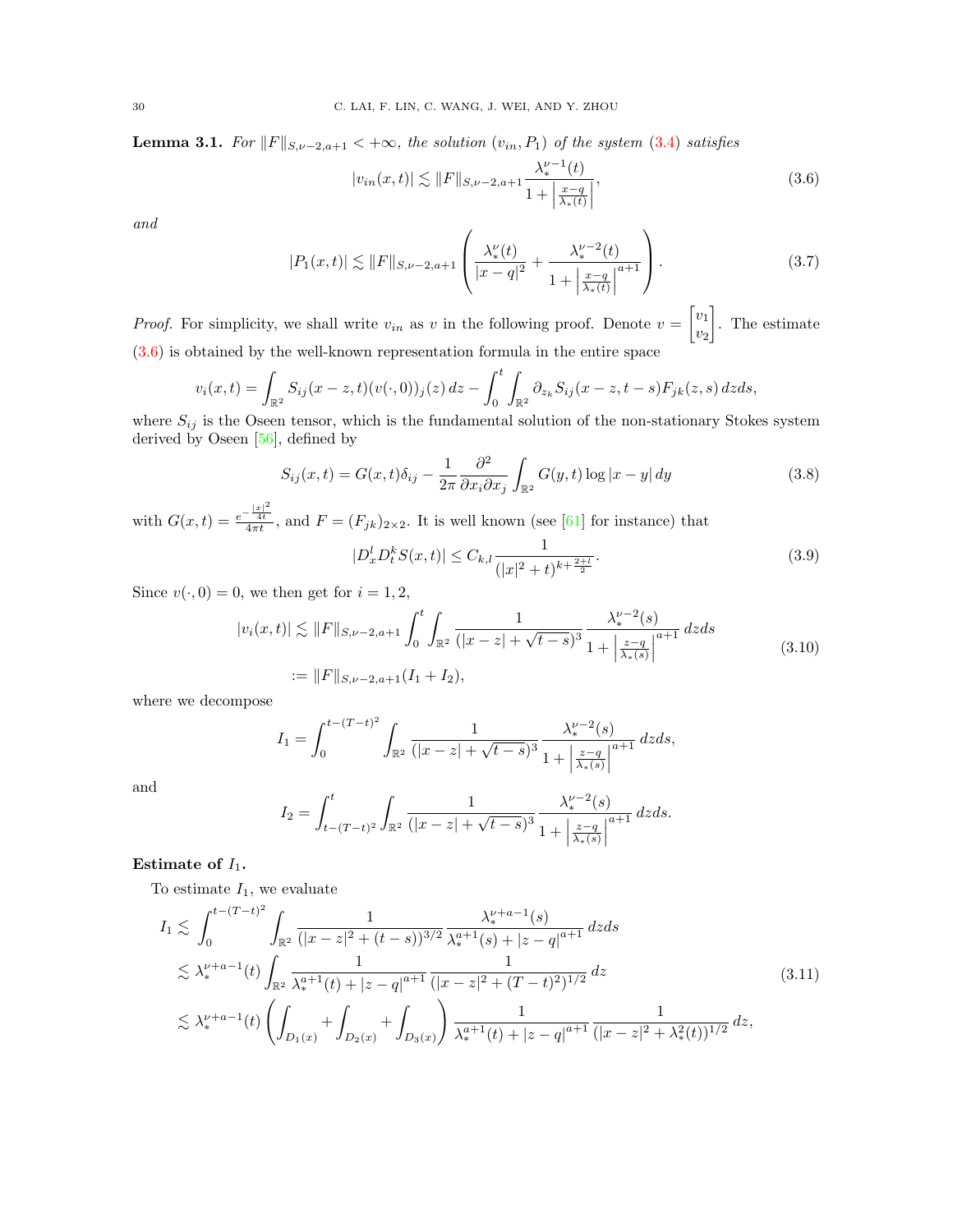**Lemma 3.1.** *For $\|F\|_{S,\nu-2,a+1} < +\infty$, the solution $(v_{in}, P_1)$ of the system (3.4) satisfies*

$$|v_{in}(x,t)| \lesssim \|F\|_{S,\nu-2,a+1} \frac{\lambda_*^{\nu-1}(t)}{1+\left|\frac{x-q}{\lambda_*(t)}\right|}, \tag{3.6}$$

*and*

$$|P_1(x,t)| \lesssim \|F\|_{S,\nu-2,a+1} \left( \frac{\lambda_*^{\nu}(t)}{|x-q|^2} + \frac{\lambda_*^{\nu-2}(t)}{1+\left|\frac{x-q}{\lambda_*(t)}\right|^{a+1}} \right). \tag{3.7}$$

*Proof.* For simplicity, we shall write $v_{in}$ as $v$ in the following proof. Denote $v = \begin{bmatrix} v_1 \\ v_2 \end{bmatrix}$. The estimate (3.6) is obtained by the well-known representation formula in the entire space

$$v_i(x,t) = \int_{\mathbb{R}^2} S_{ij}(x-z,t)(v(\cdot,0))_j(z)\,dz - \int_0^t \int_{\mathbb{R}^2} \partial_{z_k} S_{ij}(x-z,t-s) F_{jk}(z,s)\,dzds,$$

where $S_{ij}$ is the Oseen tensor, which is the fundamental solution of the non-stationary Stokes system derived by Oseen [56], defined by

$$S_{ij}(x,t) = G(x,t)\delta_{ij} - \frac{1}{2\pi} \frac{\partial^2}{\partial x_i \partial x_j} \int_{\mathbb{R}^2} G(y,t) \log|x-y|\,dy \tag{3.8}$$

with $G(x,t) = \frac{e^{-\frac{|x|^2}{4t}}}{4\pi t}$, and $F = (F_{jk})_{2\times 2}$. It is well known (see [61] for instance) that

$$|D_x^l D_t^k S(x,t)| \le C_{k,l} \frac{1}{(|x|^2+t)^{k+\frac{2+l}{2}}}. \tag{3.9}$$

Since $v(\cdot,0)=0$, we then get for $i=1,2$,

$$\begin{aligned} |v_i(x,t)| &\lesssim \|F\|_{S,\nu-2,a+1} \int_0^t \int_{\mathbb{R}^2} \frac{1}{(|x-z|+\sqrt{t-s})^3} \frac{\lambda_*^{\nu-2}(s)}{1+\left|\frac{z-q}{\lambda_*(s)}\right|^{a+1}}\,dzds \\ &:= \|F\|_{S,\nu-2,a+1}(I_1+I_2), \end{aligned} \tag{3.10}$$

where we decompose

$$I_1 = \int_0^{t-(T-t)^2} \int_{\mathbb{R}^2} \frac{1}{(|x-z|+\sqrt{t-s})^3} \frac{\lambda_*^{\nu-2}(s)}{1+\left|\frac{z-q}{\lambda_*(s)}\right|^{a+1}}\,dzds,$$

and

$$I_2 = \int_{t-(T-t)^2}^{t} \int_{\mathbb{R}^2} \frac{1}{(|x-z|+\sqrt{t-s})^3} \frac{\lambda_*^{\nu-2}(s)}{1+\left|\frac{z-q}{\lambda_*(s)}\right|^{a+1}}\,dzds.$$

**Estimate of $I_1$.**

To estimate $I_1$, we evaluate

$$\begin{aligned} I_1 &\lesssim \int_0^{t-(T-t)^2} \int_{\mathbb{R}^2} \frac{1}{(|x-z|^2+(t-s))^{3/2}} \frac{\lambda_*^{\nu+a-1}(s)}{\lambda_*^{a+1}(s)+|z-q|^{a+1}}\,dzds \\ &\lesssim \lambda_*^{\nu+a-1}(t) \int_{\mathbb{R}^2} \frac{1}{\lambda_*^{a+1}(t)+|z-q|^{a+1}} \frac{1}{(|x-z|^2+(T-t)^2)^{1/2}}\,dz \\ &\lesssim \lambda_*^{\nu+a-1}(t) \left( \int_{D_1(x)} + \int_{D_2(x)} + \int_{D_3(x)} \right) \frac{1}{\lambda_*^{a+1}(t)+|z-q|^{a+1}} \frac{1}{(|x-z|^2+\lambda_*^2(t))^{1/2}}\,dz, \end{aligned} \tag{3.11}$$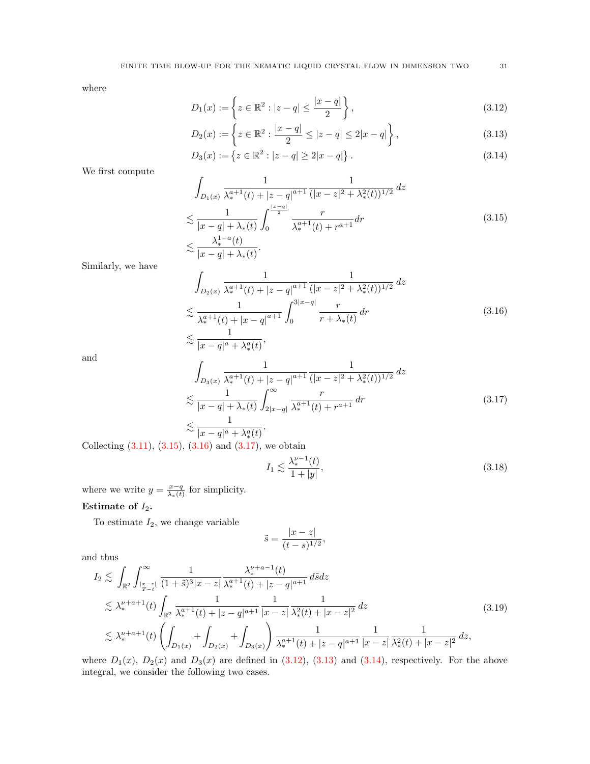where

$$
D_1(x) := \left\{ z \in \mathbb{R}^2 : |z-q| \le \frac{|x-q|}{2} \right\}, \tag{3.12}
$$

$$
D_2(x) := \left\{ z \in \mathbb{R}^2 : \frac{|x-q|}{2} \le |z-q| \le 2|x-q| \right\}, \tag{3.13}
$$

$$
D_3(x) := \left\{ z \in \mathbb{R}^2 : |z-q| \ge 2|x-q| \right\}. \tag{3.14}
$$

We first compute

$$
\begin{aligned}
&\int_{D_1(x)} \frac{1}{\lambda_*^{a+1}(t) + |z-q|^{a+1}} \frac{1}{(|x-z|^2 + \lambda_*^2(t))^{1/2}} \, dz \\
\lesssim\ & \frac{1}{|x-q| + \lambda_*(t)} \int_0^{\frac{|x-q|}{2}} \frac{r}{\lambda_*^{a+1}(t) + r^{a+1}} dr \\
\lesssim\ & \frac{\lambda_*^{1-a}(t)}{|x-q| + \lambda_*(t)}.
\end{aligned} \tag{3.15}
$$

Similarly, we have

$$
\begin{aligned}
&\int_{D_2(x)} \frac{1}{\lambda_*^{a+1}(t) + |z-q|^{a+1}} \frac{1}{(|x-z|^2 + \lambda_*^2(t))^{1/2}} \, dz \\
\lesssim\ & \frac{1}{\lambda_*^{a+1}(t) + |x-q|^{a+1}} \int_0^{3|x-q|} \frac{r}{r + \lambda_*(t)} \, dr \\
\lesssim\ & \frac{1}{|x-q|^a + \lambda_*^a(t)},
\end{aligned} \tag{3.16}
$$

and

$$
\begin{aligned}
&\int_{D_3(x)} \frac{1}{\lambda_*^{a+1}(t) + |z-q|^{a+1}} \frac{1}{(|x-z|^2 + \lambda_*^2(t))^{1/2}} \, dz \\
\lesssim\ & \frac{1}{|x-q| + \lambda_*(t)} \int_{2|x-q|}^{\infty} \frac{r}{\lambda_*^{a+1}(t) + r^{a+1}} \, dr \\
\lesssim\ & \frac{1}{|x-q|^a + \lambda_*^a(t)}.
\end{aligned} \tag{3.17}
$$

Collecting (3.11), (3.15), (3.16) and (3.17), we obtain

$$
I_1 \lesssim \frac{\lambda_*^{\nu-1}(t)}{1+|y|}, \tag{3.18}
$$

where we write $y = \frac{x-q}{\lambda_*(t)}$ for simplicity.

**Estimate of $I_2$.**

To estimate $I_2$, we change variable

$$
\tilde{s} = \frac{|x-z|}{(t-s)^{1/2}},
$$

and thus

$$
\begin{aligned}
I_2 &\lesssim \int_{\mathbb{R}^2} \int_{\frac{|x-z|}{T-t}}^{\infty} \frac{1}{(1+\tilde{s})^3 |x-z|} \frac{\lambda_*^{\nu+a-1}(t)}{\lambda_*^{a+1}(t) + |z-q|^{a+1}} \, d\tilde{s} dz \\
&\lesssim \lambda_*^{\nu+a+1}(t) \int_{\mathbb{R}^2} \frac{1}{\lambda_*^{a+1}(t) + |z-q|^{a+1}} \frac{1}{|x-z|} \frac{1}{\lambda_*^2(t) + |x-z|^2} \, dz \\
&\lesssim \lambda_*^{\nu+a+1}(t) \left( \int_{D_1(x)} + \int_{D_2(x)} + \int_{D_3(x)} \right) \frac{1}{\lambda_*^{a+1}(t) + |z-q|^{a+1}} \frac{1}{|x-z|} \frac{1}{\lambda_*^2(t) + |x-z|^2} \, dz,
\end{aligned} \tag{3.19}
$$

where $D_1(x)$, $D_2(x)$ and $D_3(x)$ are defined in (3.12), (3.13) and (3.14), respectively. For the above integral, we consider the following two cases.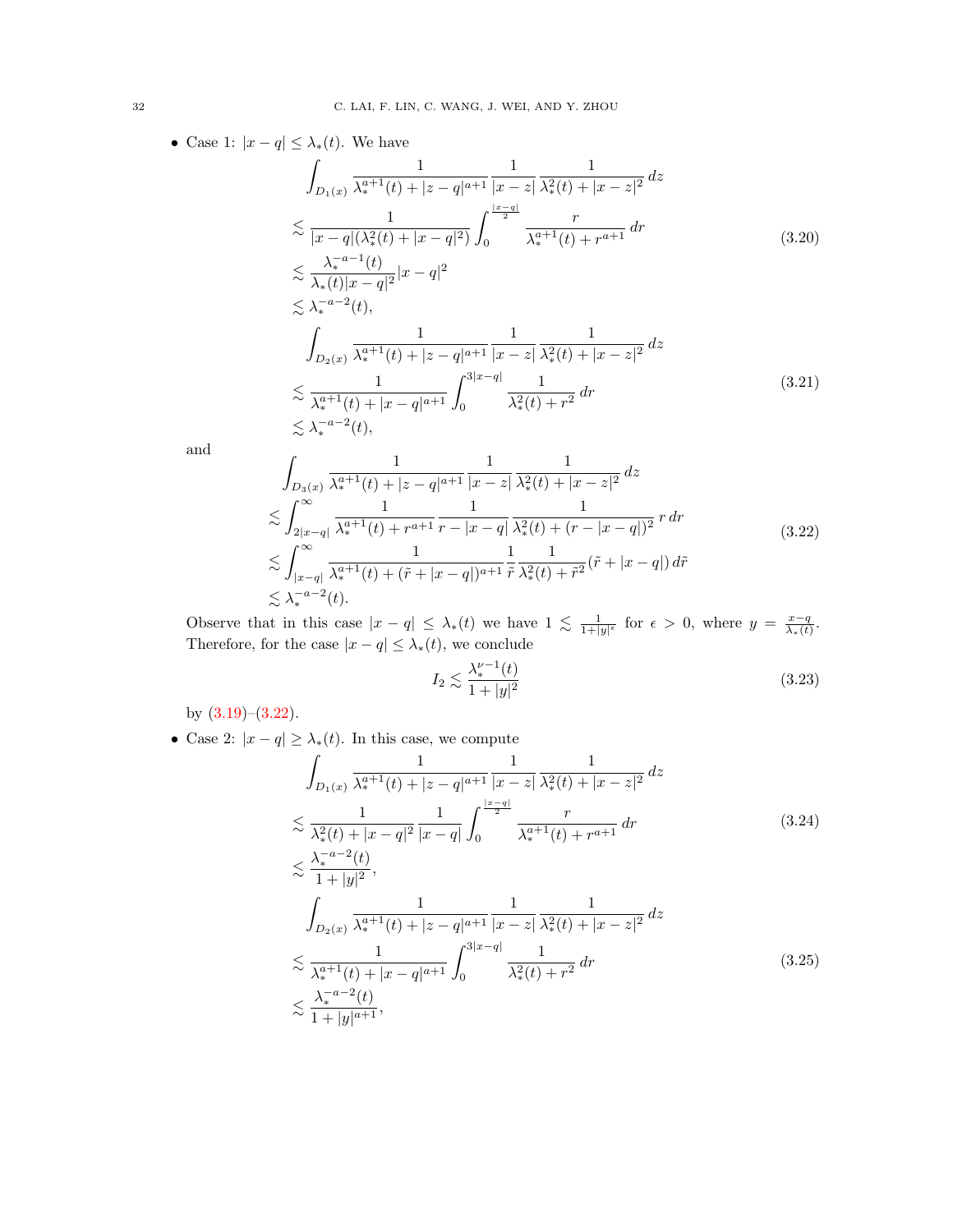- Case 1: $|x-q| \le \lambda_*(t)$. We have

$$
\begin{aligned}
&\int_{D_1(x)} \frac{1}{\lambda_*^{a+1}(t) + |z-q|^{a+1}} \frac{1}{|x-z|} \frac{1}{\lambda_*^2(t) + |x-z|^2}\, dz \\
&\lesssim \frac{1}{|x-q|(\lambda_*^2(t) + |x-q|^2)} \int_0^{\frac{|x-q|}{2}} \frac{r}{\lambda_*^{a+1}(t) + r^{a+1}}\, dr \\
&\lesssim \frac{\lambda_*^{-a-1}(t)}{\lambda_*(t)|x-q|^2} |x-q|^2 \\
&\lesssim \lambda_*^{-a-2}(t),
\end{aligned}
\tag{3.20}
$$

$$
\begin{aligned}
&\int_{D_2(x)} \frac{1}{\lambda_*^{a+1}(t) + |z-q|^{a+1}} \frac{1}{|x-z|} \frac{1}{\lambda_*^2(t) + |x-z|^2}\, dz \\
&\lesssim \frac{1}{\lambda_*^{a+1}(t) + |x-q|^{a+1}} \int_0^{3|x-q|} \frac{1}{\lambda_*^2(t) + r^2}\, dr \\
&\lesssim \lambda_*^{-a-2}(t),
\end{aligned}
\tag{3.21}
$$

and

$$
\begin{aligned}
&\int_{D_3(x)} \frac{1}{\lambda_*^{a+1}(t) + |z-q|^{a+1}} \frac{1}{|x-z|} \frac{1}{\lambda_*^2(t) + |x-z|^2}\, dz \\
&\lesssim \int_{2|x-q|}^{\infty} \frac{1}{\lambda_*^{a+1}(t) + r^{a+1}} \frac{1}{r - |x-q|} \frac{1}{\lambda_*^2(t) + (r - |x-q|)^2}\, r\, dr \\
&\lesssim \int_{|x-q|}^{\infty} \frac{1}{\lambda_*^{a+1}(t) + (\tilde{r} + |x-q|)^{a+1}} \frac{1}{\tilde{r}} \frac{1}{\lambda_*^2(t) + \tilde{r}^2} (\tilde{r} + |x-q|)\, d\tilde{r} \\
&\lesssim \lambda_*^{-a-2}(t).
\end{aligned}
\tag{3.22}
$$

Observe that in this case $|x-q| \le \lambda_*(t)$ we have $1 \lesssim \frac{1}{1+|y|^\epsilon}$ for $\epsilon > 0$, where $y = \frac{x-q}{\lambda_*(t)}$. Therefore, for the case $|x-q| \le \lambda_*(t)$, we conclude

$$
I_2 \lesssim \frac{\lambda_*^{\nu-1}(t)}{1+|y|^2}
\tag{3.23}
$$

by (3.19)–(3.22).

- Case 2: $|x-q| \ge \lambda_*(t)$. In this case, we compute

$$
\begin{aligned}
&\int_{D_1(x)} \frac{1}{\lambda_*^{a+1}(t) + |z-q|^{a+1}} \frac{1}{|x-z|} \frac{1}{\lambda_*^2(t) + |x-z|^2}\, dz \\
&\lesssim \frac{1}{\lambda_*^2(t) + |x-q|^2} \frac{1}{|x-q|} \int_0^{\frac{|x-q|}{2}} \frac{r}{\lambda_*^{a+1}(t) + r^{a+1}}\, dr \\
&\lesssim \frac{\lambda_*^{-a-2}(t)}{1+|y|^2},
\end{aligned}
\tag{3.24}
$$

$$
\begin{aligned}
&\int_{D_2(x)} \frac{1}{\lambda_*^{a+1}(t) + |z-q|^{a+1}} \frac{1}{|x-z|} \frac{1}{\lambda_*^2(t) + |x-z|^2}\, dz \\
&\lesssim \frac{1}{\lambda_*^{a+1}(t) + |x-q|^{a+1}} \int_0^{3|x-q|} \frac{1}{\lambda_*^2(t) + r^2}\, dr \\
&\lesssim \frac{\lambda_*^{-a-2}(t)}{1+|y|^{a+1}},
\end{aligned}
\tag{3.25}
$$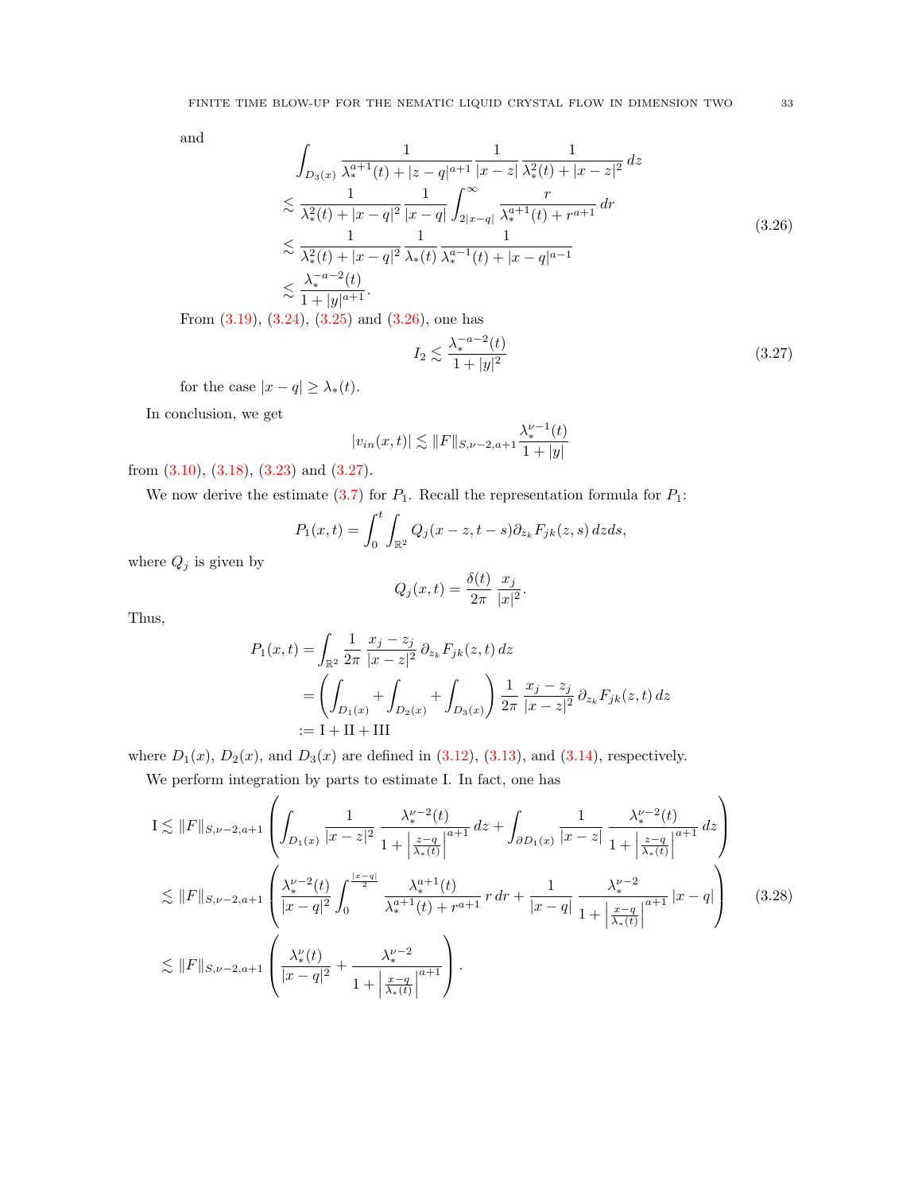and

$$
\begin{aligned}
&\int_{D_3(x)} \frac{1}{\lambda_*^{a+1}(t)+|z-q|^{a+1}} \frac{1}{|x-z|} \frac{1}{\lambda_*^2(t)+|x-z|^2}\, dz \\
&\lesssim \frac{1}{\lambda_*^2(t)+|x-q|^2} \frac{1}{|x-q|} \int_{2|x-q|}^{\infty} \frac{r}{\lambda_*^{a+1}(t)+r^{a+1}}\, dr \\
&\lesssim \frac{1}{\lambda_*^2(t)+|x-q|^2} \frac{1}{\lambda_*(t)} \frac{1}{\lambda_*^{a-1}(t)+|x-q|^{a-1}} \\
&\lesssim \frac{\lambda_*^{-a-2}(t)}{1+|y|^{a+1}}.
\end{aligned}
\tag{3.26}
$$

From (3.19), (3.24), (3.25) and (3.26), one has

$$
I_2 \lesssim \frac{\lambda_*^{-a-2}(t)}{1+|y|^2} \tag{3.27}
$$

for the case $|x-q| \geq \lambda_*(t)$.

In conclusion, we get

$$
|v_{in}(x,t)| \lesssim \|F\|_{S,\nu-2,a+1} \frac{\lambda_*^{\nu-1}(t)}{1+|y|}
$$

from (3.10), (3.18), (3.23) and (3.27).

We now derive the estimate (3.7) for $P_1$. Recall the representation formula for $P_1$:

$$
P_1(x,t) = \int_0^t \int_{\mathbb{R}^2} Q_j(x-z,t-s)\partial_{z_k} F_{jk}(z,s)\, dz ds,
$$

where $Q_j$ is given by

$$
Q_j(x,t) = \frac{\delta(t)}{2\pi} \frac{x_j}{|x|^2}.
$$

Thus,

$$
\begin{aligned}
P_1(x,t) &= \int_{\mathbb{R}^2} \frac{1}{2\pi} \frac{x_j - z_j}{|x-z|^2}\, \partial_{z_k} F_{jk}(z,t)\, dz \\
&= \left( \int_{D_1(x)} + \int_{D_2(x)} + \int_{D_3(x)} \right) \frac{1}{2\pi} \frac{x_j - z_j}{|x-z|^2}\, \partial_{z_k} F_{jk}(z,t)\, dz \\
&:= \mathrm{I} + \mathrm{II} + \mathrm{III}
\end{aligned}
$$

where $D_1(x)$, $D_2(x)$, and $D_3(x)$ are defined in (3.12), (3.13), and (3.14), respectively.

We perform integration by parts to estimate I. In fact, one has

$$
\begin{aligned}
\mathrm{I} &\lesssim \|F\|_{S,\nu-2,a+1} \left( \int_{D_1(x)} \frac{1}{|x-z|^2} \frac{\lambda_*^{\nu-2}(t)}{1+\left|\frac{z-q}{\lambda_*(t)}\right|^{a+1}}\, dz + \int_{\partial D_1(x)} \frac{1}{|x-z|} \frac{\lambda_*^{\nu-2}(t)}{1+\left|\frac{z-q}{\lambda_*(t)}\right|^{a+1}}\, dz \right) \\
&\lesssim \|F\|_{S,\nu-2,a+1} \left( \frac{\lambda_*^{\nu-2}(t)}{|x-q|^2} \int_0^{\frac{|x-q|}{2}} \frac{\lambda_*^{a+1}(t)}{\lambda_*^{a+1}(t)+r^{a+1}}\, r\, dr + \frac{1}{|x-q|} \frac{\lambda_*^{\nu-2}}{1+\left|\frac{x-q}{\lambda_*(t)}\right|^{a+1}} |x-q| \right) \\
&\lesssim \|F\|_{S,\nu-2,a+1} \left( \frac{\lambda_*^{\nu}(t)}{|x-q|^2} + \frac{\lambda_*^{\nu-2}}{1+\left|\frac{x-q}{\lambda_*(t)}\right|^{a+1}} \right).
\end{aligned}
\tag{3.28}
$$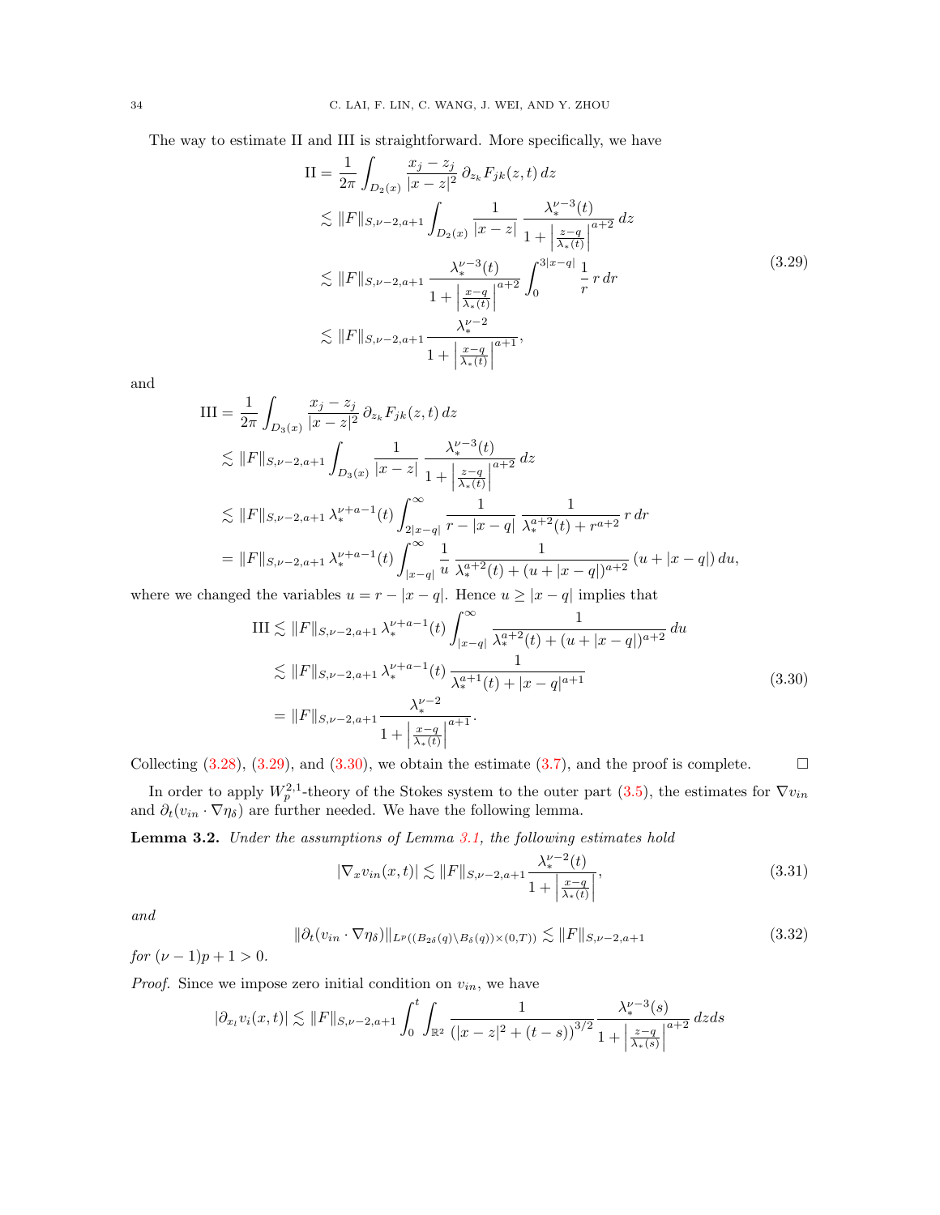The way to estimate II and III is straightforward. More specifically, we have

$$
\begin{aligned}
\mathrm{II} &= \frac{1}{2\pi}\int_{D_2(x)} \frac{x_j - z_j}{|x-z|^2}\,\partial_{z_k} F_{jk}(z,t)\,dz \\
&\lesssim \|F\|_{S,\nu-2,a+1} \int_{D_2(x)} \frac{1}{|x-z|}\,\frac{\lambda_*^{\nu-3}(t)}{1+\left|\frac{z-q}{\lambda_*(t)}\right|^{a+2}}\,dz \\
&\lesssim \|F\|_{S,\nu-2,a+1} \frac{\lambda_*^{\nu-3}(t)}{1+\left|\frac{x-q}{\lambda_*(t)}\right|^{a+2}} \int_0^{3|x-q|} \frac{1}{r}\,r\,dr \\
&\lesssim \|F\|_{S,\nu-2,a+1} \frac{\lambda_*^{\nu-2}}{1+\left|\frac{x-q}{\lambda_*(t)}\right|^{a+1}},
\end{aligned}
\tag{3.29}
$$

and

$$
\begin{aligned}
\mathrm{III} &= \frac{1}{2\pi}\int_{D_3(x)} \frac{x_j - z_j}{|x-z|^2}\,\partial_{z_k} F_{jk}(z,t)\,dz \\
&\lesssim \|F\|_{S,\nu-2,a+1} \int_{D_3(x)} \frac{1}{|x-z|}\,\frac{\lambda_*^{\nu-3}(t)}{1+\left|\frac{z-q}{\lambda_*(t)}\right|^{a+2}}\,dz \\
&\lesssim \|F\|_{S,\nu-2,a+1}\,\lambda_*^{\nu+a-1}(t) \int_{2|x-q|}^{\infty} \frac{1}{r-|x-q|}\,\frac{1}{\lambda_*^{a+2}(t)+r^{a+2}}\,r\,dr \\
&= \|F\|_{S,\nu-2,a+1}\,\lambda_*^{\nu+a-1}(t) \int_{|x-q|}^{\infty} \frac{1}{u}\,\frac{1}{\lambda_*^{a+2}(t)+(u+|x-q|)^{a+2}}\,(u+|x-q|)\,du,
\end{aligned}
$$

where we changed the variables $u = r - |x-q|$. Hence $u \geq |x-q|$ implies that

$$
\begin{aligned}
\mathrm{III} &\lesssim \|F\|_{S,\nu-2,a+1}\,\lambda_*^{\nu+a-1}(t) \int_{|x-q|}^{\infty} \frac{1}{\lambda_*^{a+2}(t)+(u+|x-q|)^{a+2}}\,du \\
&\lesssim \|F\|_{S,\nu-2,a+1}\,\lambda_*^{\nu+a-1}(t)\,\frac{1}{\lambda_*^{a+1}(t)+|x-q|^{a+1}} \\
&= \|F\|_{S,\nu-2,a+1} \frac{\lambda_*^{\nu-2}}{1+\left|\frac{x-q}{\lambda_*(t)}\right|^{a+1}}.
\end{aligned}
\tag{3.30}
$$

Collecting (3.28), (3.29), and (3.30), we obtain the estimate (3.7), and the proof is complete. $\square$

In order to apply $W_p^{2,1}$-theory of the Stokes system to the outer part (3.5), the estimates for $\nabla v_{in}$ and $\partial_t(v_{in}\cdot\nabla\eta_\delta)$ are further needed. We have the following lemma.

**Lemma 3.2.** *Under the assumptions of Lemma 3.1, the following estimates hold*

$$
|\nabla_x v_{in}(x,t)| \lesssim \|F\|_{S,\nu-2,a+1} \frac{\lambda_*^{\nu-2}(t)}{1+\left|\frac{x-q}{\lambda_*(t)}\right|},
\tag{3.31}
$$

*and*

$$
\|\partial_t(v_{in}\cdot\nabla\eta_\delta)\|_{L^p((B_{2\delta}(q)\setminus B_\delta(q))\times(0,T))} \lesssim \|F\|_{S,\nu-2,a+1}
\tag{3.32}
$$

*for* $(\nu-1)p+1>0$.

*Proof.* Since we impose zero initial condition on $v_{in}$, we have

$$
|\partial_{x_l} v_i(x,t)| \lesssim \|F\|_{S,\nu-2,a+1} \int_0^t \int_{\mathbb{R}^2} \frac{1}{\left(|x-z|^2+(t-s)\right)^{3/2}}\,\frac{\lambda_*^{\nu-3}(s)}{1+\left|\frac{z-q}{\lambda_*(s)}\right|^{a+2}}\,dz ds
$$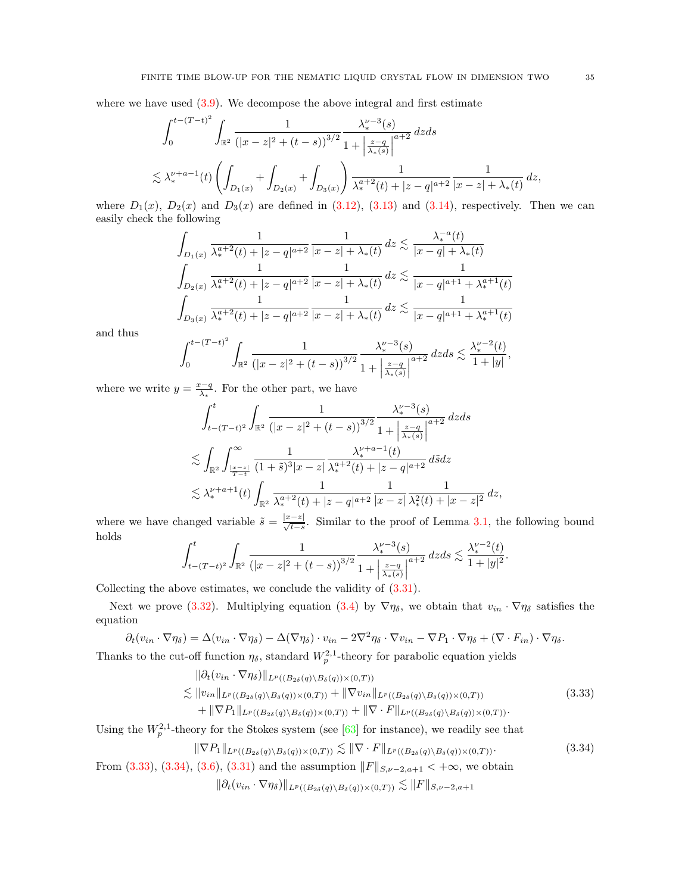where we have used (3.9). We decompose the above integral and first estimate

$$
\begin{aligned}
&\int_0^{t-(T-t)^2} \int_{\mathbb{R}^2} \frac{1}{\left(|x-z|^2+(t-s)\right)^{3/2}} \frac{\lambda_*^{\nu-3}(s)}{1+\left|\frac{z-q}{\lambda_*(s)}\right|^{a+2}}\, dz ds \\
&\lesssim \lambda_*^{\nu+a-1}(t) \left( \int_{D_1(x)} + \int_{D_2(x)} + \int_{D_3(x)} \right) \frac{1}{\lambda_*^{a+2}(t)+|z-q|^{a+2}} \frac{1}{|x-z|+\lambda_*(t)}\, dz,
\end{aligned}
$$

where $D_1(x)$, $D_2(x)$ and $D_3(x)$ are defined in (3.12), (3.13) and (3.14), respectively. Then we can easily check the following

$$
\begin{aligned}
\int_{D_1(x)} \frac{1}{\lambda_*^{a+2}(t)+|z-q|^{a+2}} \frac{1}{|x-z|+\lambda_*(t)}\, dz &\lesssim \frac{\lambda_*^{-a}(t)}{|x-q|+\lambda_*(t)} \\
\int_{D_2(x)} \frac{1}{\lambda_*^{a+2}(t)+|z-q|^{a+2}} \frac{1}{|x-z|+\lambda_*(t)}\, dz &\lesssim \frac{1}{|x-q|^{a+1}+\lambda_*^{a+1}(t)} \\
\int_{D_3(x)} \frac{1}{\lambda_*^{a+2}(t)+|z-q|^{a+2}} \frac{1}{|x-z|+\lambda_*(t)}\, dz &\lesssim \frac{1}{|x-q|^{a+1}+\lambda_*^{a+1}(t)}
\end{aligned}
$$

and thus

$$
\int_0^{t-(T-t)^2} \int_{\mathbb{R}^2} \frac{1}{\left(|x-z|^2+(t-s)\right)^{3/2}} \frac{\lambda_*^{\nu-3}(s)}{1+\left|\frac{z-q}{\lambda_*(s)}\right|^{a+2}}\, dz ds \lesssim \frac{\lambda_*^{\nu-2}(t)}{1+|y|},
$$

where we write $y = \frac{x-q}{\lambda_*}$. For the other part, we have

$$
\begin{aligned}
&\int_{t-(T-t)^2}^{t} \int_{\mathbb{R}^2} \frac{1}{\left(|x-z|^2+(t-s)\right)^{3/2}} \frac{\lambda_*^{\nu-3}(s)}{1+\left|\frac{z-q}{\lambda_*(s)}\right|^{a+2}}\, dz ds \\
&\lesssim \int_{\mathbb{R}^2} \int_{\frac{|x-z|}{T-t}}^{\infty} \frac{1}{(1+\tilde{s})^3 |x-z|} \frac{\lambda_*^{\nu+a-1}(t)}{\lambda_*^{a+2}(t)+|z-q|^{a+2}}\, d\tilde{s} dz \\
&\lesssim \lambda_*^{\nu+a+1}(t) \int_{\mathbb{R}^2} \frac{1}{\lambda_*^{a+2}(t)+|z-q|^{a+2}} \frac{1}{|x-z|} \frac{1}{\lambda_*^2(t)+|x-z|^2}\, dz,
\end{aligned}
$$

where we have changed variable $\tilde{s} = \frac{|x-z|}{\sqrt{t-s}}$. Similar to the proof of Lemma 3.1, the following bound holds

$$
\int_{t-(T-t)^2}^{t} \int_{\mathbb{R}^2} \frac{1}{\left(|x-z|^2+(t-s)\right)^{3/2}} \frac{\lambda_*^{\nu-3}(s)}{1+\left|\frac{z-q}{\lambda_*(s)}\right|^{a+2}}\, dz ds \lesssim \frac{\lambda_*^{\nu-2}(t)}{1+|y|^2}.
$$

Collecting the above estimates, we conclude the validity of (3.31).

Next we prove (3.32). Multiplying equation (3.4) by $\nabla \eta_\delta$, we obtain that $v_{in} \cdot \nabla \eta_\delta$ satisfies the equation

$$
\partial_t (v_{in} \cdot \nabla \eta_\delta) = \Delta(v_{in} \cdot \nabla \eta_\delta) - \Delta(\nabla \eta_\delta) \cdot v_{in} - 2\nabla^2 \eta_\delta \cdot \nabla v_{in} - \nabla P_1 \cdot \nabla \eta_\delta + (\nabla \cdot F_{in}) \cdot \nabla \eta_\delta.
$$

Thanks to the cut-off function $\eta_\delta$, standard $W_p^{2,1}$-theory for parabolic equation yields

$$
\begin{aligned}
&\|\partial_t (v_{in} \cdot \nabla \eta_\delta)\|_{L^p((B_{2\delta}(q)\setminus B_\delta(q))\times(0,T))} \\
&\lesssim \|v_{in}\|_{L^p((B_{2\delta}(q)\setminus B_\delta(q))\times(0,T))} + \|\nabla v_{in}\|_{L^p((B_{2\delta}(q)\setminus B_\delta(q))\times(0,T))} \\
&\quad + \|\nabla P_1\|_{L^p((B_{2\delta}(q)\setminus B_\delta(q))\times(0,T))} + \|\nabla \cdot F\|_{L^p((B_{2\delta}(q)\setminus B_\delta(q))\times(0,T))}.
\end{aligned} \tag{3.33}
$$

Using the $W_p^{2,1}$-theory for the Stokes system (see [63] for instance), we readily see that

$$
\|\nabla P_1\|_{L^p((B_{2\delta}(q)\setminus B_\delta(q))\times(0,T))} \lesssim \|\nabla \cdot F\|_{L^p((B_{2\delta}(q)\setminus B_\delta(q))\times(0,T))}. \tag{3.34}
$$

From (3.33), (3.34), (3.6), (3.31) and the assumption $\|F\|_{S,\nu-2,a+1} < +\infty$, we obtain

$$
\|\partial_t (v_{in} \cdot \nabla \eta_\delta)\|_{L^p((B_{2\delta}(q)\setminus B_\delta(q))\times(0,T))} \lesssim \|F\|_{S,\nu-2,a+1}
$$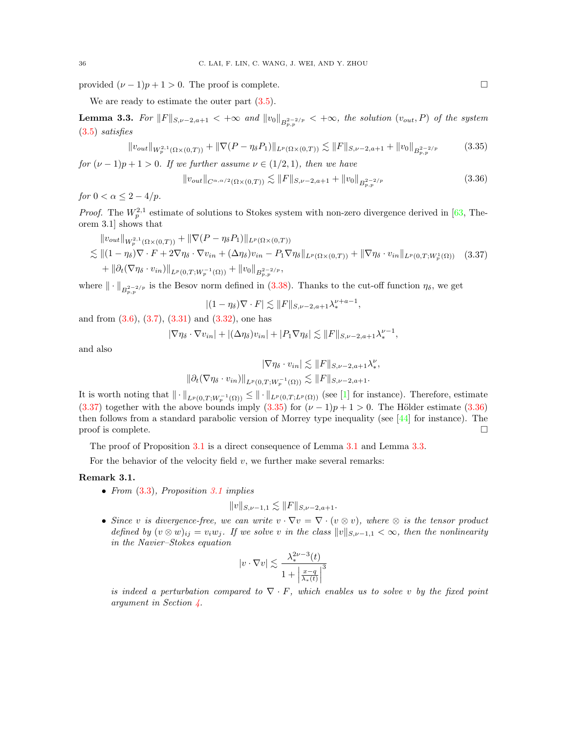provided $(\nu-1)p+1>0$. The proof is complete. □

We are ready to estimate the outer part (3.5).

**Lemma 3.3.** *For $\|F\|_{S,\nu-2,a+1}<+\infty$ and $\|v_0\|_{B^{2-2/p}_{p,p}}<+\infty$, the solution $(v_{out},P)$ of the system (3.5) satisfies*

$$\|v_{out}\|_{W^{2,1}_p(\Omega\times(0,T))}+\|\nabla(P-\eta_\delta P_1)\|_{L^p(\Omega\times(0,T))}\lesssim\|F\|_{S,\nu-2,a+1}+\|v_0\|_{B^{2-2/p}_{p,p}} \tag{3.35}$$

*for $(\nu-1)p+1>0$. If we further assume $\nu\in(1/2,1)$, then we have*

$$\|v_{out}\|_{C^{\alpha,\alpha/2}(\Omega\times(0,T))}\lesssim\|F\|_{S,\nu-2,a+1}+\|v_0\|_{B^{2-2/p}_{p,p}} \tag{3.36}$$

*for $0<\alpha\le 2-4/p$.*

*Proof.* The $W^{2,1}_p$ estimate of solutions to Stokes system with non-zero divergence derived in [63, Theorem 3.1] shows that

$$\begin{aligned}&\|v_{out}\|_{W^{2,1}_p(\Omega\times(0,T))}+\|\nabla(P-\eta_\delta P_1)\|_{L^p(\Omega\times(0,T))}\\&\lesssim\|(1-\eta_\delta)\nabla\cdot F+2\nabla\eta_\delta\cdot\nabla v_{in}+(\Delta\eta_\delta)v_{in}-P_1\nabla\eta_\delta\|_{L^p(\Omega\times(0,T))}+\|\nabla\eta_\delta\cdot v_{in}\|_{L^p(0,T;W^1_p(\Omega))}\\&\quad+\|\partial_t(\nabla\eta_\delta\cdot v_{in})\|_{L^p(0,T;W^{-1}_p(\Omega))}+\|v_0\|_{B^{2-2/p}_{p,p}},\end{aligned} \tag{3.37}$$

where $\|\cdot\|_{B^{2-2/p}_{p,p}}$ is the Besov norm defined in (3.38). Thanks to the cut-off function $\eta_\delta$, we get

$$|(1-\eta_\delta)\nabla\cdot F|\lesssim\|F\|_{S,\nu-2,a+1}\lambda_*^{\nu+a-1},$$

and from (3.6), (3.7), (3.31) and (3.32), one has

$$|\nabla\eta_\delta\cdot\nabla v_{in}|+|(\Delta\eta_\delta)v_{in}|+|P_1\nabla\eta_\delta|\lesssim\|F\|_{S,\nu-2,a+1}\lambda_*^{\nu-1},$$

and also

$$|\nabla\eta_\delta\cdot v_{in}|\lesssim\|F\|_{S,\nu-2,a+1}\lambda_*^{\nu},$$

$$\|\partial_t(\nabla\eta_\delta\cdot v_{in})\|_{L^p(0,T;W^{-1}_p(\Omega))}\lesssim\|F\|_{S,\nu-2,a+1}.$$

It is worth noting that $\|\cdot\|_{L^p(0,T;W^{-1}_p(\Omega))}\le\|\cdot\|_{L^p(0,T;L^p(\Omega))}$ (see [1] for instance). Therefore, estimate (3.37) together with the above bounds imply (3.35) for $(\nu-1)p+1>0$. The Hölder estimate (3.36) then follows from a standard parabolic version of Morrey type inequality (see [44] for instance). The proof is complete. □

The proof of Proposition 3.1 is a direct consequence of Lemma 3.1 and Lemma 3.3.

For the behavior of the velocity field $v$, we further make several remarks:

**Remark 3.1.**

- *From (3.3), Proposition 3.1 implies*

$$\|v\|_{S,\nu-1,1}\lesssim\|F\|_{S,\nu-2,a+1}.$$

- *Since $v$ is divergence-free, we can write $v\cdot\nabla v=\nabla\cdot(v\otimes v)$, where $\otimes$ is the tensor product defined by $(v\otimes w)_{ij}=v_iw_j$. If we solve $v$ in the class $\|v\|_{S,\nu-1,1}<\infty$, then the nonlinearity in the Navier–Stokes equation*

$$|v\cdot\nabla v|\lesssim\frac{\lambda_*^{2\nu-3}(t)}{1+\left|\frac{x-q}{\lambda_*(t)}\right|^3}$$

*is indeed a perturbation compared to $\nabla\cdot F$, which enables us to solve $v$ by the fixed point argument in Section 4.*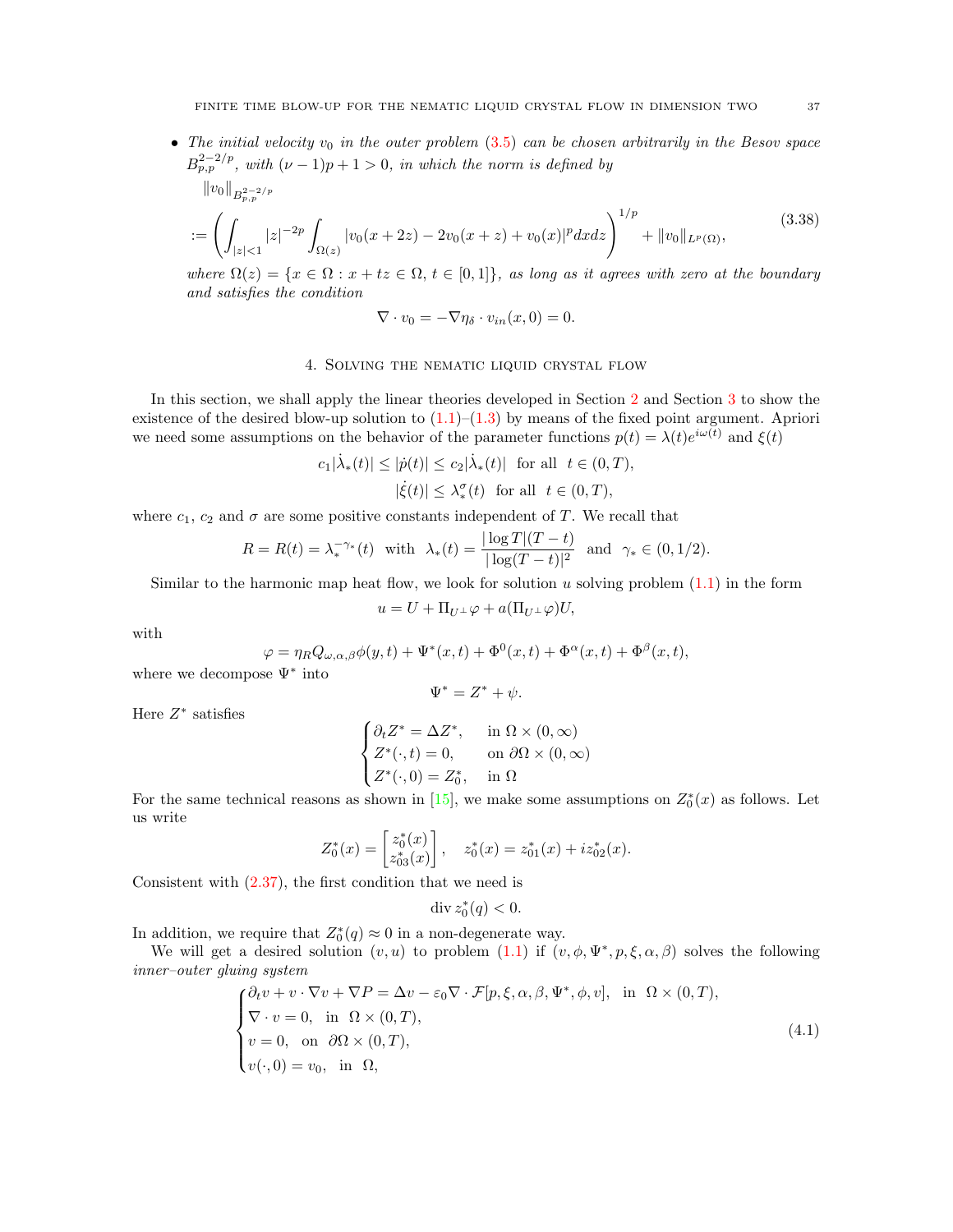- *The initial velocity $v_0$ in the outer problem (3.5) can be chosen arbitrarily in the Besov space $B^{2-2/p}_{p,p}$, with $(\nu-1)p+1>0$, in which the norm is defined by*

$$
\begin{aligned}
&\|v_0\|_{B^{2-2/p}_{p,p}} \\
&:= \left(\int_{|z|<1} |z|^{-2p} \int_{\Omega(z)} |v_0(x+2z) - 2v_0(x+z) + v_0(x)|^p dx dz\right)^{1/p} + \|v_0\|_{L^p(\Omega)},
\end{aligned}
\tag{3.38}
$$

*where $\Omega(z) = \{x \in \Omega : x + tz \in \Omega,\ t \in [0,1]\}$, as long as it agrees with zero at the boundary and satisfies the condition*

$$
\nabla \cdot v_0 = -\nabla \eta_\delta \cdot v_{in}(x,0) = 0.
$$

## 4. Solving the nematic liquid crystal flow

In this section, we shall apply the linear theories developed in Section 2 and Section 3 to show the existence of the desired blow-up solution to (1.1)–(1.3) by means of the fixed point argument. Apriori we need some assumptions on the behavior of the parameter functions $p(t) = \lambda(t)e^{i\omega(t)}$ and $\xi(t)$

$$
c_1|\dot\lambda_*(t)| \le |\dot p(t)| \le c_2|\dot\lambda_*(t)| \quad \text{for all} \quad t \in (0,T),
$$
$$
|\dot\xi(t)| \le \lambda_*^\sigma(t) \quad \text{for all} \quad t \in (0,T),
$$

where $c_1$, $c_2$ and $\sigma$ are some positive constants independent of $T$. We recall that

$$
R = R(t) = \lambda_*^{-\gamma_*}(t) \quad \text{with} \quad \lambda_*(t) = \frac{|\log T|(T-t)}{|\log(T-t)|^2} \quad \text{and} \quad \gamma_* \in (0,1/2).
$$

Similar to the harmonic map heat flow, we look for solution $u$ solving problem (1.1) in the form

$$
u = U + \Pi_{U^\perp}\varphi + a(\Pi_{U^\perp}\varphi)U,
$$

with

$$
\varphi = \eta_R Q_{\omega,\alpha,\beta}\phi(y,t) + \Psi^*(x,t) + \Phi^0(x,t) + \Phi^\alpha(x,t) + \Phi^\beta(x,t),
$$

where we decompose $\Psi^*$ into

$$
\Psi^* = Z^* + \psi.
$$

Here $Z^*$ satisfies

$$
\begin{cases}
\partial_t Z^* = \Delta Z^*, & \text{in } \Omega \times (0,\infty) \\
Z^*(\cdot,t) = 0, & \text{on } \partial\Omega \times (0,\infty) \\
Z^*(\cdot,0) = Z^*_0, & \text{in } \Omega
\end{cases}
$$

For the same technical reasons as shown in [15], we make some assumptions on $Z_0^*(x)$ as follows. Let us write

$$
Z_0^*(x) = \begin{bmatrix} z_0^*(x) \\ z_{03}^*(x) \end{bmatrix}, \quad z_0^*(x) = z_{01}^*(x) + i z_{02}^*(x).
$$

Consistent with (2.37), the first condition that we need is

$$
\operatorname{div} z_0^*(q) < 0.
$$

In addition, we require that $Z_0^*(q) \approx 0$ in a non-degenerate way.

We will get a desired solution $(v,u)$ to problem (1.1) if $(v,\phi,\Psi^*,p,\xi,\alpha,\beta)$ solves the following *inner–outer gluing system*

$$
\begin{cases}
\partial_t v + v\cdot\nabla v + \nabla P = \Delta v - \varepsilon_0 \nabla\cdot\mathcal{F}[p,\xi,\alpha,\beta,\Psi^*,\phi,v], & \text{in} \ \ \Omega\times(0,T), \\
\nabla\cdot v = 0, \ \ \text{in} \ \ \Omega\times(0,T), \\
v = 0, \ \ \text{on} \ \ \partial\Omega\times(0,T), \\
v(\cdot,0) = v_0, \ \ \text{in} \ \ \Omega,
\end{cases}
\tag{4.1}
$$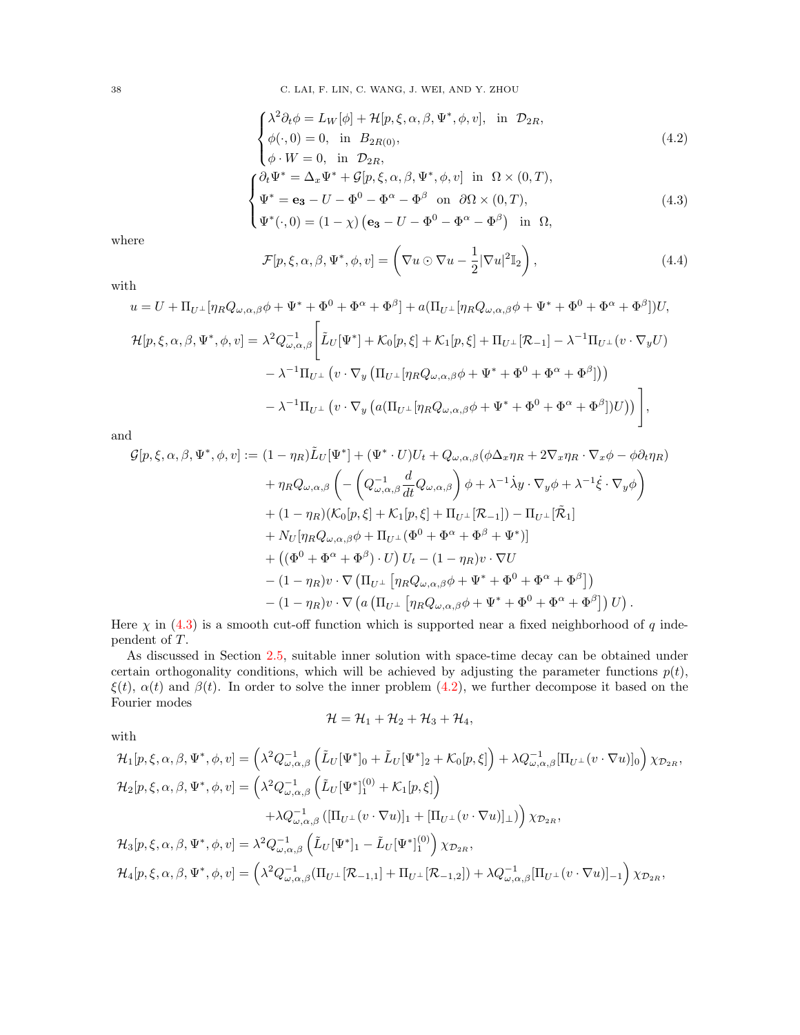$$
\begin{cases}
\lambda^2 \partial_t \phi = L_W[\phi] + \mathcal{H}[p,\xi,\alpha,\beta,\Psi^*,\phi,v], \quad \text{in } \mathcal{D}_{2R}, \\
\phi(\cdot,0) = 0, \quad \text{in } B_{2R(0)}, \\
\phi \cdot W = 0, \quad \text{in } \mathcal{D}_{2R},
\end{cases}
\tag{4.2}
$$

$$
\begin{cases}
\partial_t \Psi^* = \Delta_x \Psi^* + \mathcal{G}[p,\xi,\alpha,\beta,\Psi^*,\phi,v] \quad \text{in } \Omega\times(0,T), \\
\Psi^* = \mathbf{e_3} - U - \Phi^0 - \Phi^\alpha - \Phi^\beta \quad \text{on } \partial\Omega\times(0,T), \\
\Psi^*(\cdot,0) = (1-\chi)\left(\mathbf{e_3} - U - \Phi^0 - \Phi^\alpha - \Phi^\beta\right) \quad \text{in } \Omega,
\end{cases}
\tag{4.3}
$$

where

$$
\mathcal{F}[p,\xi,\alpha,\beta,\Psi^*,\phi,v] = \left(\nabla u \odot \nabla u - \frac{1}{2}|\nabla u|^2 \mathbb{I}_2\right), \tag{4.4}
$$

with

$$
u = U + \Pi_{U^\perp}[\eta_R Q_{\omega,\alpha,\beta}\phi + \Psi^* + \Phi^0 + \Phi^\alpha + \Phi^\beta] + a(\Pi_{U^\perp}[\eta_R Q_{\omega,\alpha,\beta}\phi + \Psi^* + \Phi^0 + \Phi^\alpha + \Phi^\beta])U,
$$

$$
\begin{aligned}
\mathcal{H}[p,\xi,\alpha,\beta,\Psi^*,\phi,v] = \lambda^2 Q^{-1}_{\omega,\alpha,\beta}\Bigg[ & \tilde{L}_U[\Psi^*] + \mathcal{K}_0[p,\xi] + \mathcal{K}_1[p,\xi] + \Pi_{U^\perp}[\mathcal{R}_{-1}] - \lambda^{-1}\Pi_{U^\perp}(v\cdot\nabla_y U) \\
& - \lambda^{-1}\Pi_{U^\perp}\left(v\cdot\nabla_y\left(\Pi_{U^\perp}[\eta_R Q_{\omega,\alpha,\beta}\phi + \Psi^* + \Phi^0 + \Phi^\alpha + \Phi^\beta]\right)\right) \\
& - \lambda^{-1}\Pi_{U^\perp}\left(v\cdot\nabla_y\left(a(\Pi_{U^\perp}[\eta_R Q_{\omega,\alpha,\beta}\phi + \Psi^* + \Phi^0 + \Phi^\alpha + \Phi^\beta])U\right)\right)\Bigg],
\end{aligned}
$$

and

$$
\begin{aligned}
\mathcal{G}[p,\xi,\alpha,\beta,\Psi^*,\phi,v] :=\ & (1-\eta_R)\tilde{L}_U[\Psi^*] + (\Psi^*\cdot U)U_t + Q_{\omega,\alpha,\beta}(\phi\Delta_x\eta_R + 2\nabla_x\eta_R\cdot\nabla_x\phi - \phi\partial_t\eta_R) \\
& + \eta_R Q_{\omega,\alpha,\beta}\left(-\left(Q^{-1}_{\omega,\alpha,\beta}\frac{d}{dt}Q_{\omega,\alpha,\beta}\right)\phi + \lambda^{-1}\dot{\lambda}y\cdot\nabla_y\phi + \lambda^{-1}\dot{\xi}\cdot\nabla_y\phi\right) \\
& + (1-\eta_R)(\mathcal{K}_0[p,\xi] + \mathcal{K}_1[p,\xi] + \Pi_{U^\perp}[\mathcal{R}_{-1}]) - \Pi_{U^\perp}[\tilde{\mathcal{R}}_1] \\
& + N_U[\eta_R Q_{\omega,\alpha,\beta}\phi + \Pi_{U^\perp}(\Phi^0 + \Phi^\alpha + \Phi^\beta + \Psi^*)] \\
& + \left((\Phi^0 + \Phi^\alpha + \Phi^\beta)\cdot U\right)U_t - (1-\eta_R)v\cdot\nabla U \\
& - (1-\eta_R)v\cdot\nabla\left(\Pi_{U^\perp}\left[\eta_R Q_{\omega,\alpha,\beta}\phi + \Psi^* + \Phi^0 + \Phi^\alpha + \Phi^\beta\right]\right) \\
& - (1-\eta_R)v\cdot\nabla\left(a\left(\Pi_{U^\perp}\left[\eta_R Q_{\omega,\alpha,\beta}\phi + \Psi^* + \Phi^0 + \Phi^\alpha + \Phi^\beta\right]\right)U\right).
\end{aligned}
$$

Here $\chi$ in (4.3) is a smooth cut-off function which is supported near a fixed neighborhood of $q$ independent of $T$.

As discussed in Section 2.5, suitable inner solution with space-time decay can be obtained under certain orthogonality conditions, which will be achieved by adjusting the parameter functions $p(t)$, $\xi(t)$, $\alpha(t)$ and $\beta(t)$. In order to solve the inner problem (4.2), we further decompose it based on the Fourier modes

$$
\mathcal{H} = \mathcal{H}_1 + \mathcal{H}_2 + \mathcal{H}_3 + \mathcal{H}_4,
$$

with

$$
\begin{aligned}
\mathcal{H}_1[p,\xi,\alpha,\beta,\Psi^*,\phi,v] &= \left(\lambda^2 Q^{-1}_{\omega,\alpha,\beta}\left(\tilde{L}_U[\Psi^*]_0 + \tilde{L}_U[\Psi^*]_2 + \mathcal{K}_0[p,\xi]\right) + \lambda Q^{-1}_{\omega,\alpha,\beta}[\Pi_{U^\perp}(v\cdot\nabla u)]_0\right)\chi_{\mathcal{D}_{2R}}, \\
\mathcal{H}_2[p,\xi,\alpha,\beta,\Psi^*,\phi,v] &= \Big(\lambda^2 Q^{-1}_{\omega,\alpha,\beta}\left(\tilde{L}_U[\Psi^*]_1^{(0)} + \mathcal{K}_1[p,\xi]\right) \\
&\qquad + \lambda Q^{-1}_{\omega,\alpha,\beta}\left([\Pi_{U^\perp}(v\cdot\nabla u)]_1 + [\Pi_{U^\perp}(v\cdot\nabla u)]_\perp\right)\Big)\chi_{\mathcal{D}_{2R}}, \\
\mathcal{H}_3[p,\xi,\alpha,\beta,\Psi^*,\phi,v] &= \lambda^2 Q^{-1}_{\omega,\alpha,\beta}\left(\tilde{L}_U[\Psi^*]_1 - \tilde{L}_U[\Psi^*]_1^{(0)}\right)\chi_{\mathcal{D}_{2R}}, \\
\mathcal{H}_4[p,\xi,\alpha,\beta,\Psi^*,\phi,v] &= \left(\lambda^2 Q^{-1}_{\omega,\alpha,\beta}(\Pi_{U^\perp}[\mathcal{R}_{-1,1}] + \Pi_{U^\perp}[\mathcal{R}_{-1,2}]) + \lambda Q^{-1}_{\omega,\alpha,\beta}[\Pi_{U^\perp}(v\cdot\nabla u)]_{-1}\right)\chi_{\mathcal{D}_{2R}},
\end{aligned}
$$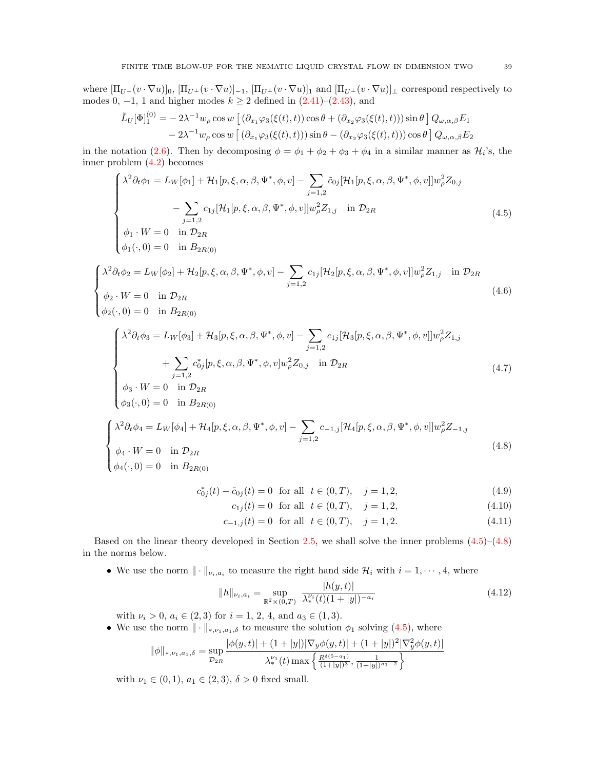where $[\Pi_{U^\perp}(v\cdot\nabla u)]_0$, $[\Pi_{U^\perp}(v\cdot\nabla u)]_{-1}$, $[\Pi_{U^\perp}(v\cdot\nabla u)]_1$ and $[\Pi_{U^\perp}(v\cdot\nabla u)]_\perp$ correspond respectively to modes 0, $-1$, 1 and higher modes $k\geq 2$ defined in (2.41)–(2.43), and

$$
\begin{aligned}
\tilde{L}_U[\Phi]_1^{(0)} = & -2\lambda^{-1} w_\rho \cos w \left[ \left(\partial_{x_1}\varphi_3(\xi(t),t)\right)\cos\theta + \left(\partial_{x_2}\varphi_3(\xi(t),t)\right)\sin\theta \right] Q_{\omega,\alpha,\beta}E_1 \\
& -2\lambda^{-1} w_\rho \cos w \left[ \left(\partial_{x_1}\varphi_3(\xi(t),t)\right)\sin\theta - \left(\partial_{x_2}\varphi_3(\xi(t),t)\right)\cos\theta \right] Q_{\omega,\alpha,\beta}E_2
\end{aligned}
$$

in the notation (2.6). Then by decomposing $\phi=\phi_1+\phi_2+\phi_3+\phi_4$ in a similar manner as $\mathcal{H}_i$'s, the inner problem (4.2) becomes

$$
\begin{cases}
\lambda^2\partial_t\phi_1 = L_W[\phi_1] + \mathcal{H}_1[p,\xi,\alpha,\beta,\Psi^*,\phi,v] - \displaystyle\sum_{j=1,2}\tilde{c}_{0j}[\mathcal{H}_1[p,\xi,\alpha,\beta,\Psi^*,\phi,v]]w_\rho^2 Z_{0,j} \\
\qquad\qquad - \displaystyle\sum_{j=1,2} c_{1j}[\mathcal{H}_1[p,\xi,\alpha,\beta,\Psi^*,\phi,v]]w_\rho^2 Z_{1,j} \quad \text{in } \mathcal{D}_{2R} \\
\phi_1\cdot W = 0 \quad \text{in } \mathcal{D}_{2R} \\
\phi_1(\cdot,0) = 0 \quad \text{in } B_{2R(0)}
\end{cases}
\tag{4.5}
$$

$$
\begin{cases}
\lambda^2\partial_t\phi_2 = L_W[\phi_2] + \mathcal{H}_2[p,\xi,\alpha,\beta,\Psi^*,\phi,v] - \displaystyle\sum_{j=1,2} c_{1j}[\mathcal{H}_2[p,\xi,\alpha,\beta,\Psi^*,\phi,v]]w_\rho^2 Z_{1,j} \quad \text{in } \mathcal{D}_{2R} \\
\phi_2\cdot W = 0 \quad \text{in } \mathcal{D}_{2R} \\
\phi_2(\cdot,0) = 0 \quad \text{in } B_{2R(0)}
\end{cases}
\tag{4.6}
$$

$$
\begin{cases}
\lambda^2\partial_t\phi_3 = L_W[\phi_3] + \mathcal{H}_3[p,\xi,\alpha,\beta,\Psi^*,\phi,v] - \displaystyle\sum_{j=1,2} c_{1j}[\mathcal{H}_3[p,\xi,\alpha,\beta,\Psi^*,\phi,v]]w_\rho^2 Z_{1,j} \\
\qquad\qquad + \displaystyle\sum_{j=1,2} c_{0j}^*[p,\xi,\alpha,\beta,\Psi^*,\phi,v]w_\rho^2 Z_{0,j} \quad \text{in } \mathcal{D}_{2R} \\
\phi_3\cdot W = 0 \quad \text{in } \mathcal{D}_{2R} \\
\phi_3(\cdot,0) = 0 \quad \text{in } B_{2R(0)}
\end{cases}
\tag{4.7}
$$

$$
\begin{cases}
\lambda^2\partial_t\phi_4 = L_W[\phi_4] + \mathcal{H}_4[p,\xi,\alpha,\beta,\Psi^*,\phi,v] - \displaystyle\sum_{j=1,2} c_{-1,j}[\mathcal{H}_4[p,\xi,\alpha,\beta,\Psi^*,\phi,v]]w_\rho^2 Z_{-1,j} \\
\phi_4\cdot W = 0 \quad \text{in } \mathcal{D}_{2R} \\
\phi_4(\cdot,0) = 0 \quad \text{in } B_{2R(0)}
\end{cases}
\tag{4.8}
$$

$$
c_{0j}^*(t) - \tilde{c}_{0j}(t) = 0 \quad \text{for all} \quad t\in(0,T), \quad j=1,2, \tag{4.9}
$$

$$
c_{1j}(t) = 0 \quad \text{for all} \quad t\in(0,T), \quad j=1,2, \tag{4.10}
$$

$$
c_{-1,j}(t) = 0 \quad \text{for all} \quad t\in(0,T), \quad j=1,2. \tag{4.11}
$$

Based on the linear theory developed in Section 2.5, we shall solve the inner problems (4.5)–(4.8) in the norms below.

- We use the norm $\|\cdot\|_{\nu_i,a_i}$ to measure the right hand side $\mathcal{H}_i$ with $i=1,\cdots,4$, where
$$
\|h\|_{\nu_i,a_i} = \sup_{\mathbb{R}^2\times(0,T)} \frac{|h(y,t)|}{\lambda_*^{\nu_i}(t)(1+|y|)^{-a_i}} \tag{4.12}
$$
with $\nu_i>0$, $a_i\in(2,3)$ for $i=1$, 2, 4, and $a_3\in(1,3)$.
- We use the norm $\|\cdot\|_{*,\nu_1,a_1,\delta}$ to measure the solution $\phi_1$ solving (4.5), where
$$
\|\phi\|_{*,\nu_1,a_1,\delta} = \sup_{\mathcal{D}_{2R}} \frac{|\phi(y,t)| + (1+|y|)|\nabla_y\phi(y,t)| + (1+|y|)^2|\nabla_y^2\phi(y,t)|}{\lambda_*^{\nu_1}(t)\max\left\{\frac{R^{\delta(5-a_1)}}{(1+|y|)^3}, \frac{1}{(1+|y|)^{a_1-2}}\right\}}
$$
with $\nu_1\in(0,1)$, $a_1\in(2,3)$, $\delta>0$ fixed small.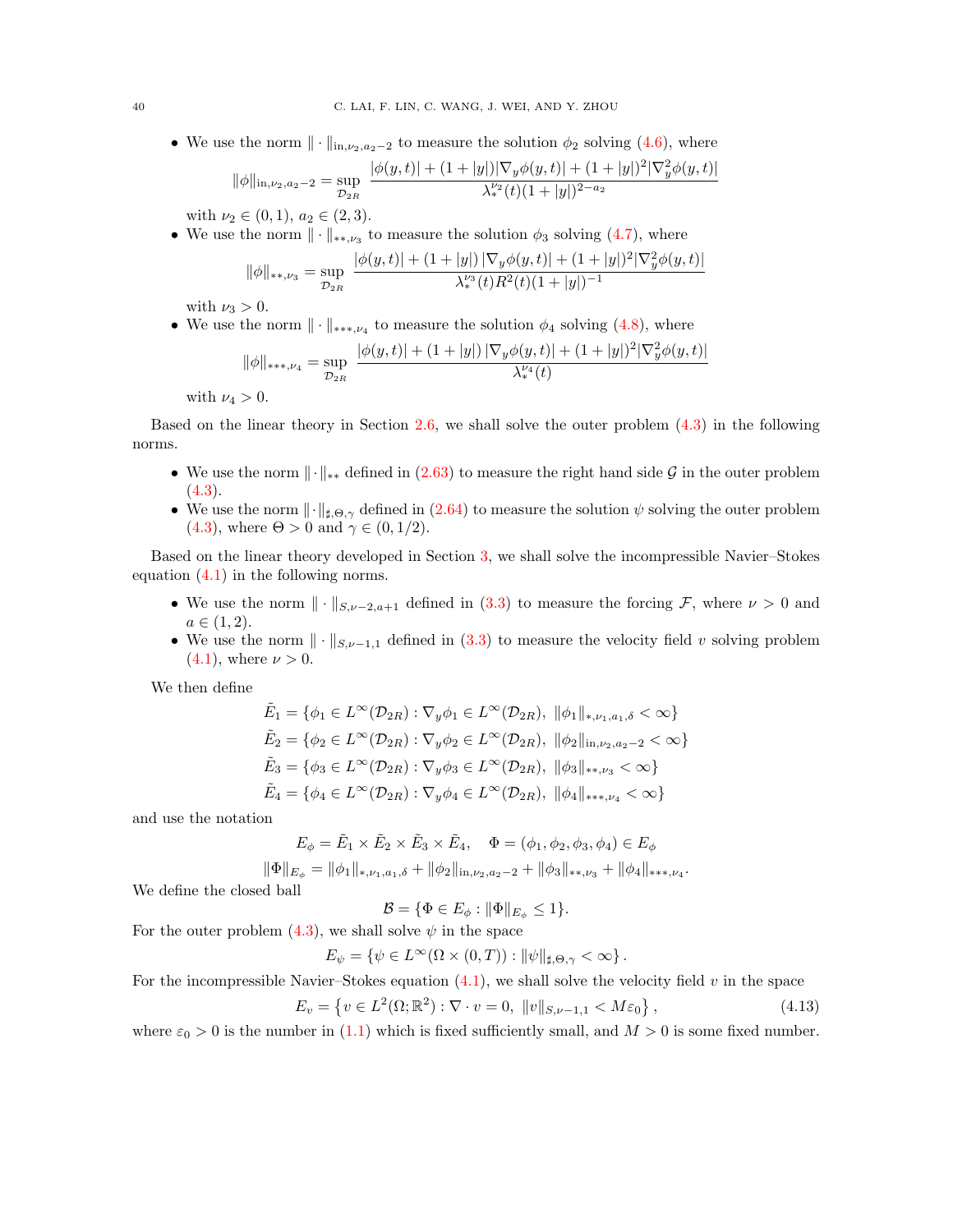- We use the norm $\|\cdot\|_{\text{in},\nu_2,a_2-2}$ to measure the solution $\phi_2$ solving (4.6), where

$$\|\phi\|_{\text{in},\nu_2,a_2-2} = \sup_{\mathcal{D}_{2R}} \frac{|\phi(y,t)| + (1+|y|)|\nabla_y \phi(y,t)| + (1+|y|)^2|\nabla_y^2 \phi(y,t)|}{\lambda_*^{\nu_2}(t)(1+|y|)^{2-a_2}}$$

with $\nu_2 \in (0,1)$, $a_2 \in (2,3)$.

- We use the norm $\|\cdot\|_{**,\nu_3}$ to measure the solution $\phi_3$ solving (4.7), where

$$\|\phi\|_{**,\nu_3} = \sup_{\mathcal{D}_{2R}} \frac{|\phi(y,t)| + (1+|y|)\,|\nabla_y \phi(y,t)| + (1+|y|)^2|\nabla_y^2 \phi(y,t)|}{\lambda_*^{\nu_3}(t)R^2(t)(1+|y|)^{-1}}$$

with $\nu_3 > 0$.

- We use the norm $\|\cdot\|_{***,\nu_4}$ to measure the solution $\phi_4$ solving (4.8), where

$$\|\phi\|_{***,\nu_4} = \sup_{\mathcal{D}_{2R}} \frac{|\phi(y,t)| + (1+|y|)\,|\nabla_y \phi(y,t)| + (1+|y|)^2|\nabla_y^2 \phi(y,t)|}{\lambda_*^{\nu_4}(t)}$$

with $\nu_4 > 0$.

Based on the linear theory in Section 2.6, we shall solve the outer problem (4.3) in the following norms.

- We use the norm $\|\cdot\|_{**}$ defined in (2.63) to measure the right hand side $\mathcal{G}$ in the outer problem (4.3).
- We use the norm $\|\cdot\|_{\sharp,\Theta,\gamma}$ defined in (2.64) to measure the solution $\psi$ solving the outer problem (4.3), where $\Theta > 0$ and $\gamma \in (0,1/2)$.

Based on the linear theory developed in Section 3, we shall solve the incompressible Navier–Stokes equation (4.1) in the following norms.

- We use the norm $\|\cdot\|_{S,\nu-2,a+1}$ defined in (3.3) to measure the forcing $\mathcal{F}$, where $\nu > 0$ and $a \in (1,2)$.
- We use the norm $\|\cdot\|_{S,\nu-1,1}$ defined in (3.3) to measure the velocity field $v$ solving problem (4.1), where $\nu > 0$.

We then define

$$\tilde{E}_1 = \{\phi_1 \in L^\infty(\mathcal{D}_{2R}) : \nabla_y \phi_1 \in L^\infty(\mathcal{D}_{2R}),\ \|\phi_1\|_{*,\nu_1,a_1,\delta} < \infty\}$$
$$\tilde{E}_2 = \{\phi_2 \in L^\infty(\mathcal{D}_{2R}) : \nabla_y \phi_2 \in L^\infty(\mathcal{D}_{2R}),\ \|\phi_2\|_{\text{in},\nu_2,a_2-2} < \infty\}$$
$$\tilde{E}_3 = \{\phi_3 \in L^\infty(\mathcal{D}_{2R}) : \nabla_y \phi_3 \in L^\infty(\mathcal{D}_{2R}),\ \|\phi_3\|_{**,\nu_3} < \infty\}$$
$$\tilde{E}_4 = \{\phi_4 \in L^\infty(\mathcal{D}_{2R}) : \nabla_y \phi_4 \in L^\infty(\mathcal{D}_{2R}),\ \|\phi_4\|_{***,\nu_4} < \infty\}$$

and use the notation

$$E_\phi = \tilde{E}_1 \times \tilde{E}_2 \times \tilde{E}_3 \times \tilde{E}_4, \quad \Phi = (\phi_1, \phi_2, \phi_3, \phi_4) \in E_\phi$$
$$\|\Phi\|_{E_\phi} = \|\phi_1\|_{*,\nu_1,a_1,\delta} + \|\phi_2\|_{\text{in},\nu_2,a_2-2} + \|\phi_3\|_{**,\nu_3} + \|\phi_4\|_{***,\nu_4}.$$

We define the closed ball

$$\mathcal{B} = \{\Phi \in E_\phi : \|\Phi\|_{E_\phi} \le 1\}.$$

For the outer problem (4.3), we shall solve $\psi$ in the space

$$E_\psi = \{\psi \in L^\infty(\Omega \times (0,T)) : \|\psi\|_{\sharp,\Theta,\gamma} < \infty\}.$$

For the incompressible Navier–Stokes equation (4.1), we shall solve the velocity field $v$ in the space

$$E_v = \left\{v \in L^2(\Omega;\mathbb{R}^2) : \nabla \cdot v = 0,\ \|v\|_{S,\nu-1,1} < M\varepsilon_0\right\}, \tag{4.13}$$

where $\varepsilon_0 > 0$ is the number in (1.1) which is fixed sufficiently small, and $M > 0$ is some fixed number.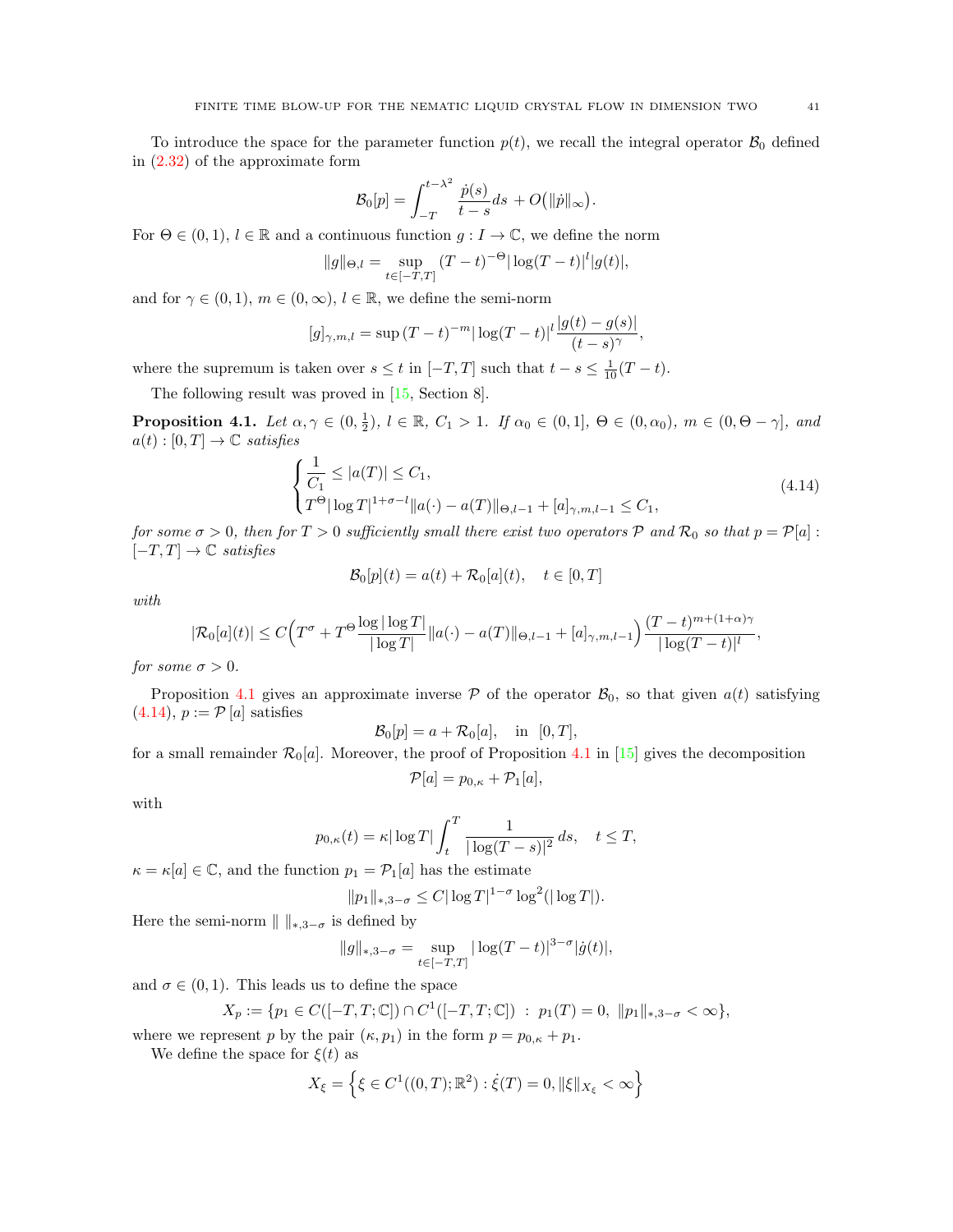To introduce the space for the parameter function $p(t)$, we recall the integral operator $\mathcal{B}_0$ defined in (2.32) of the approximate form

$$\mathcal{B}_0[p] = \int_{-T}^{t-\lambda^2} \frac{\dot{p}(s)}{t-s} ds \, + O\big(\|\dot{p}\|_\infty\big).$$

For $\Theta \in (0,1)$, $l \in \mathbb{R}$ and a continuous function $g : I \to \mathbb{C}$, we define the norm

$$\|g\|_{\Theta,l} = \sup_{t\in[-T,T]} (T-t)^{-\Theta} |\log(T-t)|^l |g(t)|,$$

and for $\gamma \in (0,1)$, $m \in (0,\infty)$, $l \in \mathbb{R}$, we define the semi-norm

$$[g]_{\gamma,m,l} = \sup\, (T-t)^{-m} |\log(T-t)|^l \frac{|g(t)-g(s)|}{(t-s)^\gamma},$$

where the supremum is taken over $s \le t$ in $[-T,T]$ such that $t - s \le \frac{1}{10}(T-t)$.

The following result was proved in [15, Section 8].

**Proposition 4.1.** *Let $\alpha, \gamma \in (0, \frac{1}{2})$, $l \in \mathbb{R}$, $C_1 > 1$. If $\alpha_0 \in (0,1]$, $\Theta \in (0, \alpha_0)$, $m \in (0, \Theta - \gamma]$, and $a(t) : [0,T] \to \mathbb{C}$ satisfies*

$$\begin{cases} \dfrac{1}{C_1} \le |a(T)| \le C_1, \\ T^\Theta |\log T|^{1+\sigma-l} \|a(\cdot) - a(T)\|_{\Theta,l-1} + [a]_{\gamma,m,l-1} \le C_1, \end{cases} \tag{4.14}$$

*for some $\sigma > 0$, then for $T > 0$ sufficiently small there exist two operators $\mathcal{P}$ and $\mathcal{R}_0$ so that $p = \mathcal{P}[a] : [-T,T] \to \mathbb{C}$ satisfies*

$$\mathcal{B}_0[p](t) = a(t) + \mathcal{R}_0[a](t), \quad t \in [0,T]$$

*with*

$$|\mathcal{R}_0[a](t)| \le C\Big(T^\sigma + T^\Theta \frac{\log|\log T|}{|\log T|} \|a(\cdot) - a(T)\|_{\Theta,l-1} + [a]_{\gamma,m,l-1}\Big) \frac{(T-t)^{m+(1+\alpha)\gamma}}{|\log(T-t)|^l},$$

*for some $\sigma > 0$.*

Proposition 4.1 gives an approximate inverse $\mathcal{P}$ of the operator $\mathcal{B}_0$, so that given $a(t)$ satisfying (4.14), $p := \mathcal{P}[a]$ satisfies

$$\mathcal{B}_0[p] = a + \mathcal{R}_0[a], \quad \text{in} \ \ [0,T],$$

for a small remainder $\mathcal{R}_0[a]$. Moreover, the proof of Proposition 4.1 in [15] gives the decomposition

$$\mathcal{P}[a] = p_{0,\kappa} + \mathcal{P}_1[a],$$

with

$$p_{0,\kappa}(t) = \kappa |\log T| \int_t^T \frac{1}{|\log(T-s)|^2} \, ds, \quad t \le T,$$

$\kappa = \kappa[a] \in \mathbb{C}$, and the function $p_1 = \mathcal{P}_1[a]$ has the estimate

$$\|p_1\|_{*,3-\sigma} \le C|\log T|^{1-\sigma} \log^2(|\log T|).$$

Here the semi-norm $\|\ \|_{*,3-\sigma}$ is defined by

$$\|g\|_{*,3-\sigma} = \sup_{t\in[-T,T]} |\log(T-t)|^{3-\sigma} |\dot{g}(t)|,$$

and $\sigma \in (0,1)$. This leads us to define the space

$$X_p := \{p_1 \in C([-T,T;\mathbb{C}]) \cap C^1([-T,T;\mathbb{C}]) \ : \ p_1(T) = 0, \ \|p_1\|_{*,3-\sigma} < \infty\},$$

where we represent $p$ by the pair $(\kappa, p_1)$ in the form $p = p_{0,\kappa} + p_1$.

We define the space for $\xi(t)$ as

$$X_\xi = \Big\{\xi \in C^1((0,T);\mathbb{R}^2) : \dot{\xi}(T) = 0, \|\xi\|_{X_\xi} < \infty\Big\}$$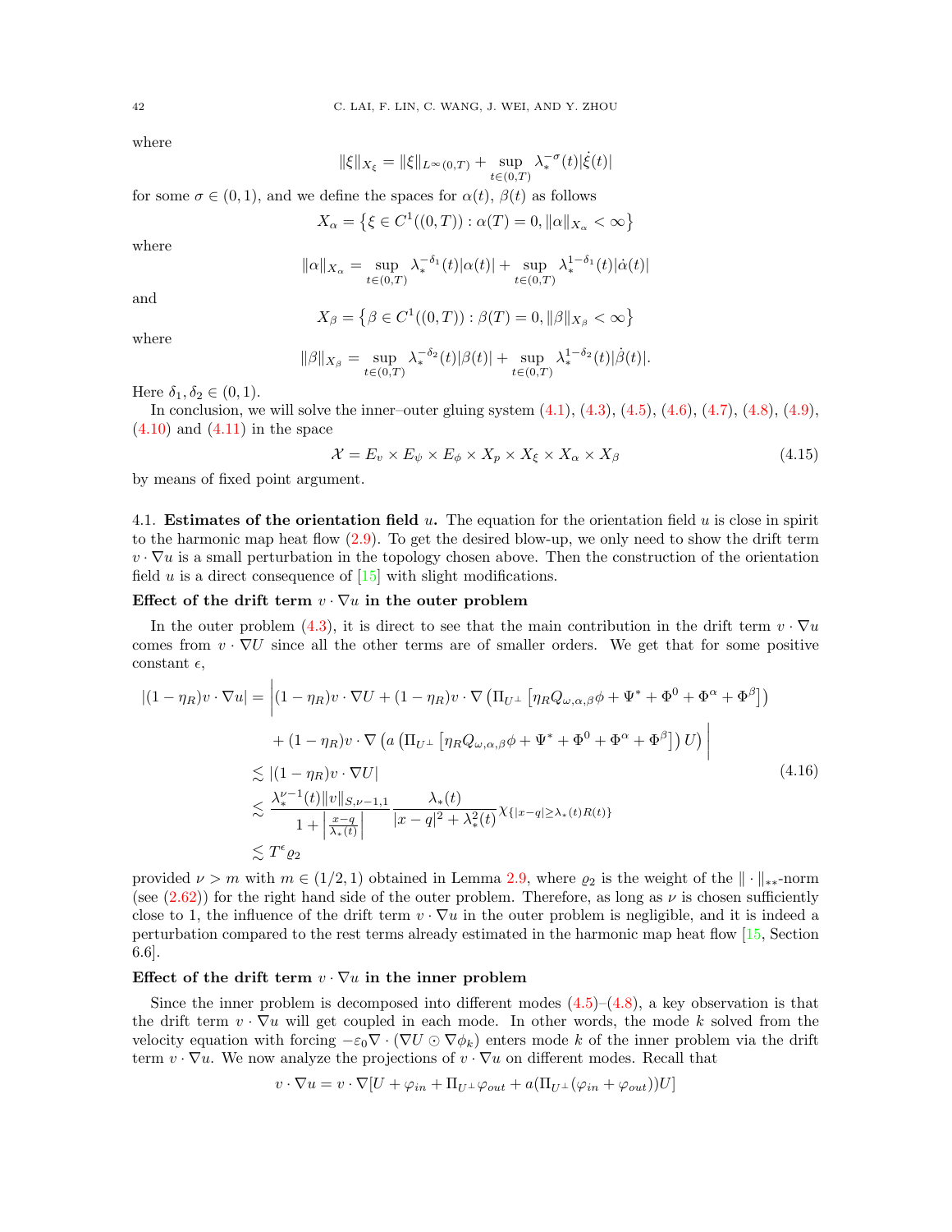where

$$\|\xi\|_{X_\xi} = \|\xi\|_{L^\infty(0,T)} + \sup_{t\in(0,T)} \lambda_*^{-\sigma}(t)|\dot{\xi}(t)|$$

for some $\sigma \in (0,1)$, and we define the spaces for $\alpha(t)$, $\beta(t)$ as follows

$$X_\alpha = \left\{\xi \in C^1((0,T)) : \alpha(T) = 0, \|\alpha\|_{X_\alpha} < \infty\right\}$$

where

$$\|\alpha\|_{X_\alpha} = \sup_{t\in(0,T)} \lambda_*^{-\delta_1}(t)|\alpha(t)| + \sup_{t\in(0,T)} \lambda_*^{1-\delta_1}(t)|\dot{\alpha}(t)|$$

and

$$X_\beta = \left\{\beta \in C^1((0,T)) : \beta(T) = 0, \|\beta\|_{X_\beta} < \infty\right\}$$

where

$$\|\beta\|_{X_\beta} = \sup_{t\in(0,T)} \lambda_*^{-\delta_2}(t)|\beta(t)| + \sup_{t\in(0,T)} \lambda_*^{1-\delta_2}(t)|\dot{\beta}(t)|.$$

Here $\delta_1, \delta_2 \in (0,1)$.

In conclusion, we will solve the inner–outer gluing system (4.1), (4.3), (4.5), (4.6), (4.7), (4.8), (4.9), (4.10) and (4.11) in the space

$$\mathcal{X} = E_v \times E_\psi \times E_\phi \times X_p \times X_\xi \times X_\alpha \times X_\beta \tag{4.15}$$

by means of fixed point argument.

4.1. **Estimates of the orientation field $u$.** The equation for the orientation field $u$ is close in spirit to the harmonic map heat flow (2.9). To get the desired blow-up, we only need to show the drift term $v \cdot \nabla u$ is a small perturbation in the topology chosen above. Then the construction of the orientation field $u$ is a direct consequence of [15] with slight modifications.

**Effect of the drift term $v \cdot \nabla u$ in the outer problem**

In the outer problem (4.3), it is direct to see that the main contribution in the drift term $v \cdot \nabla u$ comes from $v \cdot \nabla U$ since all the other terms are of smaller orders. We get that for some positive constant $\epsilon$,

$$\begin{aligned}
|(1-\eta_R)v\cdot\nabla u| &= \Big|(1-\eta_R)v\cdot\nabla U + (1-\eta_R)v\cdot\nabla\left(\Pi_{U^\perp}\left[\eta_R Q_{\omega,\alpha,\beta}\phi + \Psi^* + \Phi^0 + \Phi^\alpha + \Phi^\beta\right]\right) \\
&\quad + (1-\eta_R)v\cdot\nabla\left(a\left(\Pi_{U^\perp}\left[\eta_R Q_{\omega,\alpha,\beta}\phi + \Psi^* + \Phi^0 + \Phi^\alpha + \Phi^\beta\right]\right)U\right)\Big| \\
&\lesssim |(1-\eta_R)v\cdot\nabla U| \\
&\lesssim \frac{\lambda_*^{\nu-1}(t)\|v\|_{S,\nu-1,1}}{1+\left|\frac{x-q}{\lambda_*(t)}\right|}\frac{\lambda_*(t)}{|x-q|^2+\lambda_*^2(t)}\chi_{\{|x-q|\geq\lambda_*(t)R(t)\}} \\
&\lesssim T^\epsilon \varrho_2
\end{aligned} \tag{4.16}$$

provided $\nu > m$ with $m \in (1/2, 1)$ obtained in Lemma 2.9, where $\varrho_2$ is the weight of the $\|\cdot\|_{**}$-norm (see (2.62)) for the right hand side of the outer problem. Therefore, as long as $\nu$ is chosen sufficiently close to 1, the influence of the drift term $v \cdot \nabla u$ in the outer problem is negligible, and it is indeed a perturbation compared to the rest terms already estimated in the harmonic map heat flow [15, Section 6.6].

**Effect of the drift term $v \cdot \nabla u$ in the inner problem**

Since the inner problem is decomposed into different modes (4.5)–(4.8), a key observation is that the drift term $v \cdot \nabla u$ will get coupled in each mode. In other words, the mode $k$ solved from the velocity equation with forcing $-\varepsilon_0 \nabla \cdot (\nabla U \odot \nabla \phi_k)$ enters mode $k$ of the inner problem via the drift term $v \cdot \nabla u$. We now analyze the projections of $v \cdot \nabla u$ on different modes. Recall that

$$v \cdot \nabla u = v \cdot \nabla[U + \varphi_{in} + \Pi_{U^\perp}\varphi_{out} + a(\Pi_{U^\perp}(\varphi_{in} + \varphi_{out}))U]$$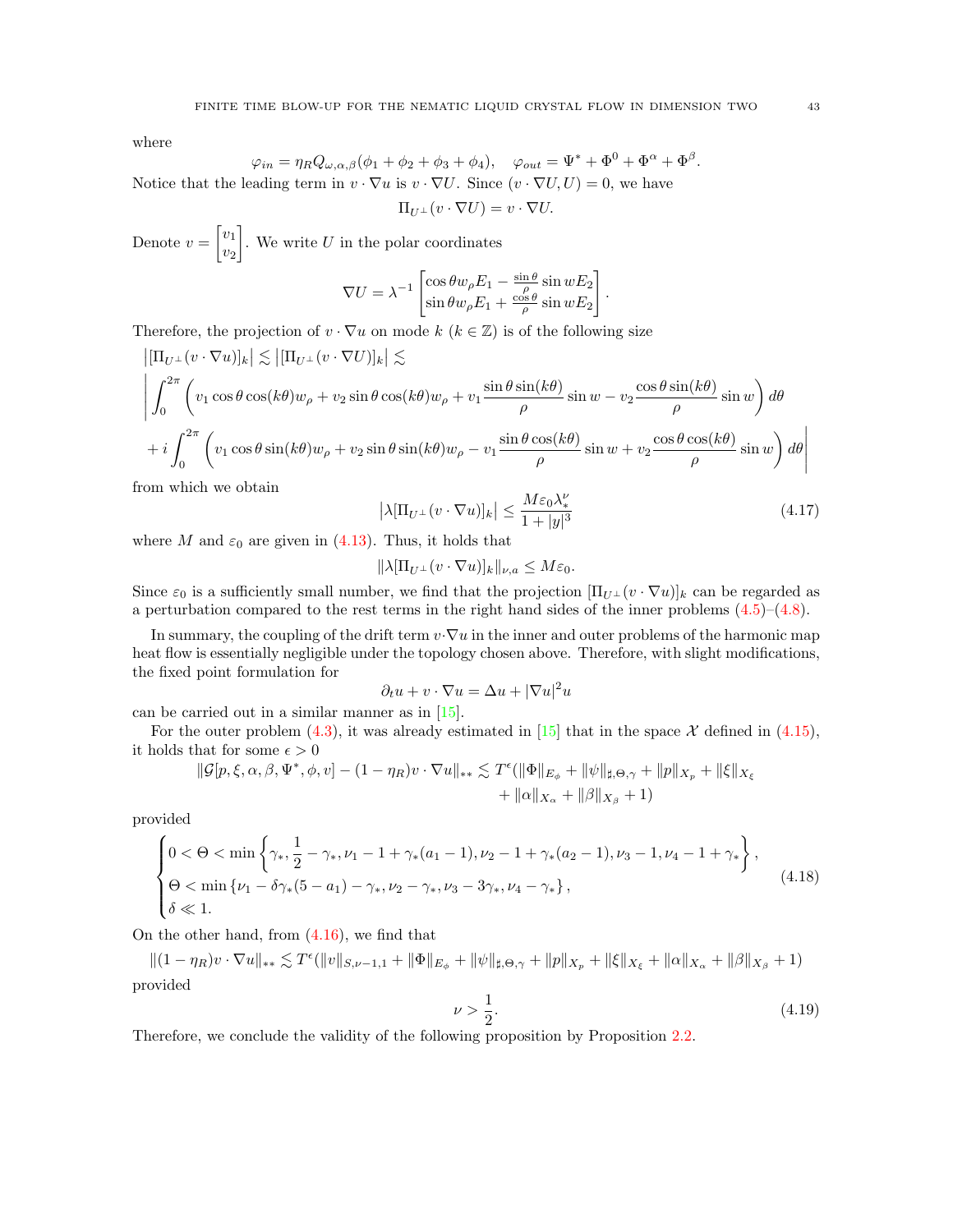where

$$\varphi_{in} = \eta_R Q_{\omega,\alpha,\beta}(\phi_1 + \phi_2 + \phi_3 + \phi_4), \quad \varphi_{out} = \Psi^* + \Phi^0 + \Phi^\alpha + \Phi^\beta.$$

Notice that the leading term in $v \cdot \nabla u$ is $v \cdot \nabla U$. Since $(v \cdot \nabla U, U) = 0$, we have

$$\Pi_{U^\perp}(v \cdot \nabla U) = v \cdot \nabla U.$$

Denote $v = \begin{bmatrix} v_1 \\ v_2 \end{bmatrix}$. We write $U$ in the polar coordinates

$$\nabla U = \lambda^{-1} \begin{bmatrix} \cos\theta w_\rho E_1 - \frac{\sin\theta}{\rho} \sin w E_2 \\ \sin\theta w_\rho E_1 + \frac{\cos\theta}{\rho} \sin w E_2 \end{bmatrix}.$$

Therefore, the projection of $v \cdot \nabla u$ on mode $k$ ($k \in \mathbb{Z}$) is of the following size

$$\begin{aligned}
&\left|[\Pi_{U^\perp}(v \cdot \nabla u)]_k\right| \lesssim \left|[\Pi_{U^\perp}(v \cdot \nabla U)]_k\right| \lesssim \\
&\left| \int_0^{2\pi} \left( v_1 \cos\theta \cos(k\theta) w_\rho + v_2 \sin\theta \cos(k\theta) w_\rho + v_1 \frac{\sin\theta \sin(k\theta)}{\rho} \sin w - v_2 \frac{\cos\theta \sin(k\theta)}{\rho} \sin w \right) d\theta \right. \\
&\left. + i \int_0^{2\pi} \left( v_1 \cos\theta \sin(k\theta) w_\rho + v_2 \sin\theta \sin(k\theta) w_\rho - v_1 \frac{\sin\theta \cos(k\theta)}{\rho} \sin w + v_2 \frac{\cos\theta \cos(k\theta)}{\rho} \sin w \right) d\theta \right|
\end{aligned}$$

from which we obtain

$$\left|\lambda[\Pi_{U^\perp}(v \cdot \nabla u)]_k\right| \le \frac{M \varepsilon_0 \lambda_*^\nu}{1 + |y|^3} \tag{4.17}$$

where $M$ and $\varepsilon_0$ are given in (4.13). Thus, it holds that

$$\|\lambda[\Pi_{U^\perp}(v \cdot \nabla u)]_k\|_{\nu,a} \le M \varepsilon_0.$$

Since $\varepsilon_0$ is a sufficiently small number, we find that the projection $[\Pi_{U^\perp}(v \cdot \nabla u)]_k$ can be regarded as a perturbation compared to the rest terms in the right hand sides of the inner problems (4.5)–(4.8).

In summary, the coupling of the drift term $v \cdot \nabla u$ in the inner and outer problems of the harmonic map heat flow is essentially negligible under the topology chosen above. Therefore, with slight modifications, the fixed point formulation for

$$\partial_t u + v \cdot \nabla u = \Delta u + |\nabla u|^2 u$$

can be carried out in a similar manner as in [15].

For the outer problem (4.3), it was already estimated in [15] that in the space $\mathcal{X}$ defined in (4.15), it holds that for some $\epsilon > 0$

$$\begin{aligned}
\|\mathcal{G}[p, \xi, \alpha, \beta, \Psi^*, \phi, v] - (1 - \eta_R) v \cdot \nabla u\|_{**} \lesssim T^\epsilon (&\|\Phi\|_{E_\phi} + \|\psi\|_{\sharp,\Theta,\gamma} + \|p\|_{X_p} + \|\xi\|_{X_\xi} \\
&+ \|\alpha\|_{X_\alpha} + \|\beta\|_{X_\beta} + 1)
\end{aligned}$$

provided

$$\begin{cases}
0 < \Theta < \min\left\{\gamma_*, \dfrac{1}{2} - \gamma_*, \nu_1 - 1 + \gamma_*(a_1 - 1), \nu_2 - 1 + \gamma_*(a_2 - 1), \nu_3 - 1, \nu_4 - 1 + \gamma_*\right\}, \\
\Theta < \min\left\{\nu_1 - \delta\gamma_*(5 - a_1) - \gamma_*, \nu_2 - \gamma_*, \nu_3 - 3\gamma_*, \nu_4 - \gamma_*\right\}, \\
\delta \ll 1.
\end{cases} \tag{4.18}$$

On the other hand, from (4.16), we find that

$$\|(1 - \eta_R) v \cdot \nabla u\|_{**} \lesssim T^\epsilon (\|v\|_{S,\nu-1,1} + \|\Phi\|_{E_\phi} + \|\psi\|_{\sharp,\Theta,\gamma} + \|p\|_{X_p} + \|\xi\|_{X_\xi} + \|\alpha\|_{X_\alpha} + \|\beta\|_{X_\beta} + 1)$$

provided

$$\nu > \frac{1}{2}. \tag{4.19}$$

Therefore, we conclude the validity of the following proposition by Proposition 2.2.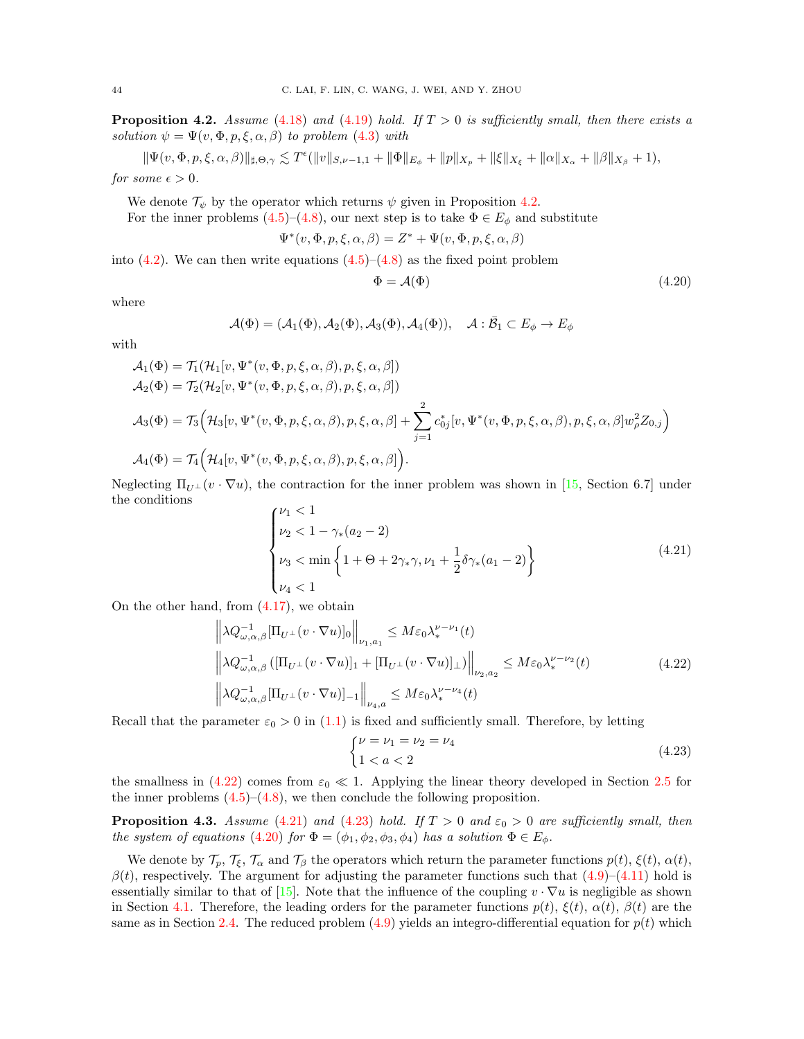**Proposition 4.2.** *Assume* (4.18) *and* (4.19) *hold. If $T > 0$ is sufficiently small, then there exists a solution $\psi = \Psi(v, \Phi, p, \xi, \alpha, \beta)$ to problem* (4.3) *with*

$$\|\Psi(v, \Phi, p, \xi, \alpha, \beta)\|_{\sharp,\Theta,\gamma} \lesssim T^{\epsilon}(\|v\|_{S,\nu-1,1} + \|\Phi\|_{E_\phi} + \|p\|_{X_p} + \|\xi\|_{X_\xi} + \|\alpha\|_{X_\alpha} + \|\beta\|_{X_\beta} + 1),$$

*for some $\epsilon > 0$.*

We denote $\mathcal{T}_\psi$ by the operator which returns $\psi$ given in Proposition 4.2.

For the inner problems (4.5)–(4.8), our next step is to take $\Phi \in E_\phi$ and substitute

$$\Psi^*(v, \Phi, p, \xi, \alpha, \beta) = Z^* + \Psi(v, \Phi, p, \xi, \alpha, \beta)$$

into (4.2). We can then write equations (4.5)–(4.8) as the fixed point problem

$$\Phi = \mathcal{A}(\Phi) \tag{4.20}$$

where

$$\mathcal{A}(\Phi) = (\mathcal{A}_1(\Phi), \mathcal{A}_2(\Phi), \mathcal{A}_3(\Phi), \mathcal{A}_4(\Phi)), \quad \mathcal{A} : \bar{\mathcal{B}}_1 \subset E_\phi \to E_\phi$$

with

$$\begin{aligned}
\mathcal{A}_1(\Phi) &= \mathcal{T}_1(\mathcal{H}_1[v, \Psi^*(v, \Phi, p, \xi, \alpha, \beta), p, \xi, \alpha, \beta]) \\
\mathcal{A}_2(\Phi) &= \mathcal{T}_2(\mathcal{H}_2[v, \Psi^*(v, \Phi, p, \xi, \alpha, \beta), p, \xi, \alpha, \beta]) \\
\mathcal{A}_3(\Phi) &= \mathcal{T}_3\Big(\mathcal{H}_3[v, \Psi^*(v, \Phi, p, \xi, \alpha, \beta), p, \xi, \alpha, \beta] + \sum_{j=1}^{2} c_{0j}^*[v, \Psi^*(v, \Phi, p, \xi, \alpha, \beta), p, \xi, \alpha, \beta] w_\rho^2 Z_{0,j}\Big) \\
\mathcal{A}_4(\Phi) &= \mathcal{T}_4\Big(\mathcal{H}_4[v, \Psi^*(v, \Phi, p, \xi, \alpha, \beta), p, \xi, \alpha, \beta]\Big).
\end{aligned}$$

Neglecting $\Pi_{U^\perp}(v \cdot \nabla u)$, the contraction for the inner problem was shown in [15, Section 6.7] under the conditions

$$\begin{cases}
\nu_1 < 1 \\
\nu_2 < 1 - \gamma_*(a_2 - 2) \\
\nu_3 < \min\left\{1 + \Theta + 2\gamma_*\gamma, \nu_1 + \frac{1}{2}\delta\gamma_*(a_1 - 2)\right\} \\
\nu_4 < 1
\end{cases} \tag{4.21}$$

On the other hand, from (4.17), we obtain

$$\begin{aligned}
&\left\|\lambda Q^{-1}_{\omega,\alpha,\beta}[\Pi_{U^\perp}(v \cdot \nabla u)]_0\right\|_{\nu_1,a_1} \le M\varepsilon_0 \lambda_*^{\nu-\nu_1}(t) \\
&\left\|\lambda Q^{-1}_{\omega,\alpha,\beta}\left([\Pi_{U^\perp}(v \cdot \nabla u)]_1 + [\Pi_{U^\perp}(v \cdot \nabla u)]_\perp\right)\right\|_{\nu_2,a_2} \le M\varepsilon_0 \lambda_*^{\nu-\nu_2}(t) \\
&\left\|\lambda Q^{-1}_{\omega,\alpha,\beta}[\Pi_{U^\perp}(v \cdot \nabla u)]_{-1}\right\|_{\nu_4,a} \le M\varepsilon_0 \lambda_*^{\nu-\nu_4}(t)
\end{aligned} \tag{4.22}$$

Recall that the parameter $\varepsilon_0 > 0$ in (1.1) is fixed and sufficiently small. Therefore, by letting

$$\begin{cases}
\nu = \nu_1 = \nu_2 = \nu_4 \\
1 < a < 2
\end{cases} \tag{4.23}$$

the smallness in (4.22) comes from $\varepsilon_0 \ll 1$. Applying the linear theory developed in Section 2.5 for the inner problems (4.5)–(4.8), we then conclude the following proposition.

**Proposition 4.3.** *Assume* (4.21) *and* (4.23) *hold. If $T > 0$ and $\varepsilon_0 > 0$ are sufficiently small, then the system of equations* (4.20) *for $\Phi = (\phi_1, \phi_2, \phi_3, \phi_4)$ has a solution $\Phi \in E_\phi$.*

We denote by $\mathcal{T}_p$, $\mathcal{T}_\xi$, $\mathcal{T}_\alpha$ and $\mathcal{T}_\beta$ the operators which return the parameter functions $p(t)$, $\xi(t)$, $\alpha(t)$, $\beta(t)$, respectively. The argument for adjusting the parameter functions such that (4.9)–(4.11) hold is essentially similar to that of [15]. Note that the influence of the coupling $v \cdot \nabla u$ is negligible as shown in Section 4.1. Therefore, the leading orders for the parameter functions $p(t)$, $\xi(t)$, $\alpha(t)$, $\beta(t)$ are the same as in Section 2.4. The reduced problem (4.9) yields an integro-differential equation for $p(t)$ which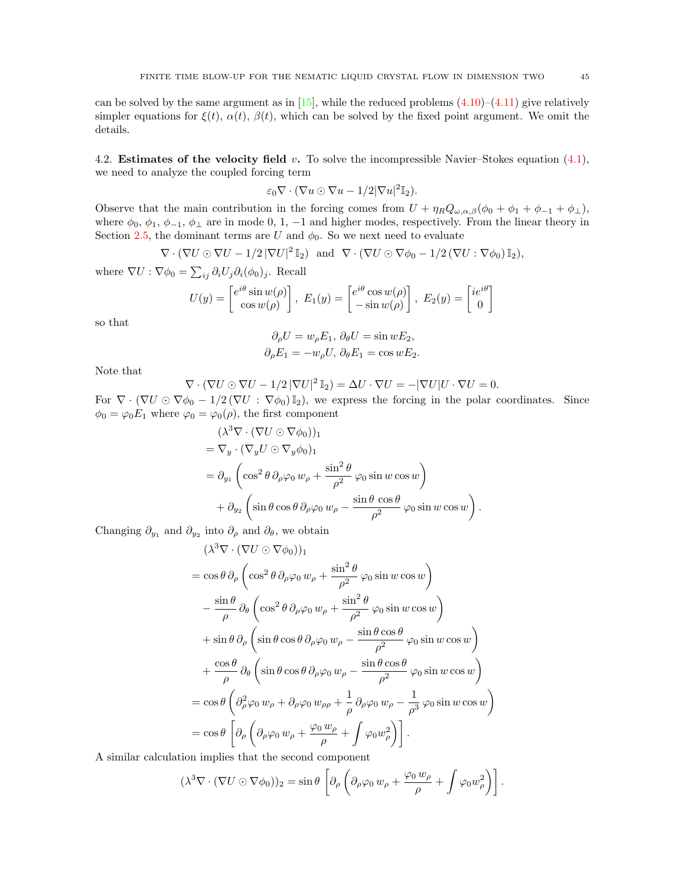can be solved by the same argument as in [15], while the reduced problems (4.10)–(4.11) give relatively simpler equations for $\xi(t)$, $\alpha(t)$, $\beta(t)$, which can be solved by the fixed point argument. We omit the details.

4.2. **Estimates of the velocity field** $v$. To solve the incompressible Navier–Stokes equation (4.1), we need to analyze the coupled forcing term

$$\varepsilon_0 \nabla\cdot(\nabla u \odot \nabla u - 1/2|\nabla u|^2 \mathbb{I}_2).$$

Observe that the main contribution in the forcing comes from $U + \eta_R Q_{\omega,\alpha,\beta}(\phi_0 + \phi_1 + \phi_{-1} + \phi_\perp)$, where $\phi_0$, $\phi_1$, $\phi_{-1}$, $\phi_\perp$ are in mode 0, 1, $-1$ and higher modes, respectively. From the linear theory in Section 2.5, the dominant terms are $U$ and $\phi_0$. So we next need to evaluate

$$\nabla\cdot(\nabla U \odot \nabla U - 1/2\,|\nabla U|^2\,\mathbb{I}_2) \ \text{ and } \ \nabla\cdot(\nabla U \odot \nabla\phi_0 - 1/2\,(\nabla U : \nabla\phi_0)\,\mathbb{I}_2),$$

where $\nabla U : \nabla\phi_0 = \sum_{ij}\partial_i U_j \partial_i(\phi_0)_j$. Recall

$$U(y) = \begin{bmatrix} e^{i\theta}\sin w(\rho) \\ \cos w(\rho)\end{bmatrix},\ E_1(y) = \begin{bmatrix} e^{i\theta}\cos w(\rho) \\ -\sin w(\rho)\end{bmatrix},\ E_2(y) = \begin{bmatrix} ie^{i\theta} \\ 0\end{bmatrix}$$

so that

$$\partial_\rho U = w_\rho E_1,\ \partial_\theta U = \sin w E_2,$$
$$\partial_\rho E_1 = -w_\rho U,\ \partial_\theta E_1 = \cos w E_2.$$

Note that

$$\nabla\cdot(\nabla U \odot \nabla U - 1/2\,|\nabla U|^2\,\mathbb{I}_2) = \Delta U\cdot\nabla U = -|\nabla U| U\cdot\nabla U = 0.$$

For $\nabla\cdot(\nabla U \odot \nabla\phi_0 - 1/2\,(\nabla U : \nabla\phi_0)\,\mathbb{I}_2)$, we express the forcing in the polar coordinates. Since $\phi_0 = \varphi_0 E_1$ where $\varphi_0 = \varphi_0(\rho)$, the first component

$$\begin{aligned}
&(\lambda^3\nabla\cdot(\nabla U\odot\nabla\phi_0))_1\\
&= \nabla_y\cdot(\nabla_y U\odot\nabla_y\phi_0)_1\\
&= \partial_{y_1}\left(\cos^2\theta\,\partial_\rho\varphi_0\,w_\rho + \frac{\sin^2\theta}{\rho^2}\,\varphi_0\sin w\cos w\right)\\
&\quad + \partial_{y_2}\left(\sin\theta\cos\theta\,\partial_\rho\varphi_0\,w_\rho - \frac{\sin\theta\,\cos\theta}{\rho^2}\,\varphi_0\sin w\cos w\right).
\end{aligned}$$

Changing $\partial_{y_1}$ and $\partial_{y_2}$ into $\partial_\rho$ and $\partial_\theta$, we obtain

$$\begin{aligned}
&(\lambda^3\nabla\cdot(\nabla U\odot\nabla\phi_0))_1\\
&= \cos\theta\,\partial_\rho\left(\cos^2\theta\,\partial_\rho\varphi_0\,w_\rho + \frac{\sin^2\theta}{\rho^2}\,\varphi_0\sin w\cos w\right)\\
&\quad - \frac{\sin\theta}{\rho}\,\partial_\theta\left(\cos^2\theta\,\partial_\rho\varphi_0\,w_\rho + \frac{\sin^2\theta}{\rho^2}\,\varphi_0\sin w\cos w\right)\\
&\quad + \sin\theta\,\partial_\rho\left(\sin\theta\cos\theta\,\partial_\rho\varphi_0\,w_\rho - \frac{\sin\theta\cos\theta}{\rho^2}\,\varphi_0\sin w\cos w\right)\\
&\quad + \frac{\cos\theta}{\rho}\,\partial_\theta\left(\sin\theta\cos\theta\,\partial_\rho\varphi_0\,w_\rho - \frac{\sin\theta\cos\theta}{\rho^2}\,\varphi_0\sin w\cos w\right)\\
&= \cos\theta\left(\partial_\rho^2\varphi_0\,w_\rho + \partial_\rho\varphi_0\,w_{\rho\rho} + \frac{1}{\rho}\,\partial_\rho\varphi_0\,w_\rho - \frac{1}{\rho^3}\,\varphi_0\sin w\cos w\right)\\
&= \cos\theta\left[\partial_\rho\left(\partial_\rho\varphi_0\,w_\rho + \frac{\varphi_0\,w_\rho}{\rho} + \int\varphi_0 w_\rho^2\right)\right].
\end{aligned}$$

A similar calculation implies that the second component

$$(\lambda^3\nabla\cdot(\nabla U\odot\nabla\phi_0))_2 = \sin\theta\left[\partial_\rho\left(\partial_\rho\varphi_0\,w_\rho + \frac{\varphi_0\,w_\rho}{\rho} + \int\varphi_0 w_\rho^2\right)\right].$$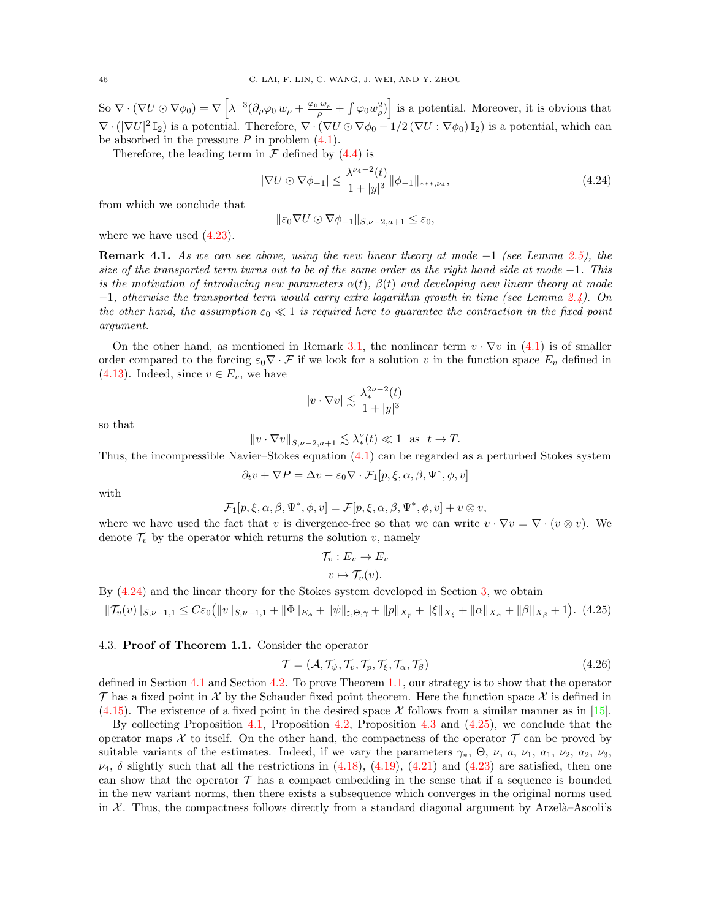So $\nabla \cdot (\nabla U \odot \nabla \phi_0) = \nabla \left[\lambda^{-3}(\partial_\rho \varphi_0\, w_\rho + \frac{\varphi_0\, w_\rho}{\rho} + \int \varphi_0 w_\rho^2)\right]$ is a potential. Moreover, it is obvious that $\nabla \cdot (|\nabla U|^2\, \mathbb{I}_2)$ is a potential. Therefore, $\nabla \cdot (\nabla U \odot \nabla \phi_0 - 1/2\, (\nabla U : \nabla \phi_0)\, \mathbb{I}_2)$ is a potential, which can be absorbed in the pressure $P$ in problem (4.1).

Therefore, the leading term in $\mathcal{F}$ defined by (4.4) is

$$
|\nabla U \odot \nabla \phi_{-1}| \leq \frac{\lambda^{\nu_4 - 2}(t)}{1+|y|^3} \|\phi_{-1}\|_{***,\nu_4}, \tag{4.24}
$$

from which we conclude that

$$
\|\varepsilon_0 \nabla U \odot \nabla \phi_{-1}\|_{S,\nu-2,a+1} \leq \varepsilon_0,
$$

where we have used (4.23).

**Remark 4.1.** *As we can see above, using the new linear theory at mode $-1$ (see Lemma 2.5), the size of the transported term turns out to be of the same order as the right hand side at mode $-1$. This is the motivation of introducing new parameters $\alpha(t)$, $\beta(t)$ and developing new linear theory at mode $-1$, otherwise the transported term would carry extra logarithm growth in time (see Lemma 2.4). On the other hand, the assumption $\varepsilon_0 \ll 1$ is required here to guarantee the contraction in the fixed point argument.*

On the other hand, as mentioned in Remark 3.1, the nonlinear term $v \cdot \nabla v$ in (4.1) is of smaller order compared to the forcing $\varepsilon_0 \nabla \cdot \mathcal{F}$ if we look for a solution $v$ in the function space $E_v$ defined in (4.13). Indeed, since $v \in E_v$, we have

$$
|v \cdot \nabla v| \lesssim \frac{\lambda_*^{2\nu-2}(t)}{1+|y|^3}
$$

so that

$$
\|v \cdot \nabla v\|_{S,\nu-2,a+1} \lesssim \lambda_*^{\nu}(t) \ll 1 \ \text{ as } \ t \to T.
$$

Thus, the incompressible Navier–Stokes equation (4.1) can be regarded as a perturbed Stokes system

$$
\partial_t v + \nabla P = \Delta v - \varepsilon_0 \nabla \cdot \mathcal{F}_1[p, \xi, \alpha, \beta, \Psi^*, \phi, v]
$$

with

$$
\mathcal{F}_1[p, \xi, \alpha, \beta, \Psi^*, \phi, v] = \mathcal{F}[p, \xi, \alpha, \beta, \Psi^*, \phi, v] + v \otimes v,
$$

where we have used the fact that $v$ is divergence-free so that we can write $v \cdot \nabla v = \nabla \cdot (v \otimes v)$. We denote $\mathcal{T}_v$ by the operator which returns the solution $v$, namely

$$
\mathcal{T}_v : E_v \to E_v
$$
$$
v \mapsto \mathcal{T}_v(v).
$$

By (4.24) and the linear theory for the Stokes system developed in Section 3, we obtain

$$
\|\mathcal{T}_v(v)\|_{S,\nu-1,1} \leq C\varepsilon_0 \big(\|v\|_{S,\nu-1,1} + \|\Phi\|_{E_\phi} + \|\psi\|_{\sharp,\Theta,\gamma} + \|p\|_{X_p} + \|\xi\|_{X_\xi} + \|\alpha\|_{X_\alpha} + \|\beta\|_{X_\beta} + 1\big). \tag{4.25}
$$

### 4.3. Proof of Theorem 1.1.

Consider the operator

$$
\mathcal{T} = (\mathcal{A}, \mathcal{T}_\psi, \mathcal{T}_v, \mathcal{T}_p, \mathcal{T}_\xi, \mathcal{T}_\alpha, \mathcal{T}_\beta) \tag{4.26}
$$

defined in Section 4.1 and Section 4.2. To prove Theorem 1.1, our strategy is to show that the operator $\mathcal{T}$ has a fixed point in $\mathcal{X}$ by the Schauder fixed point theorem. Here the function space $\mathcal{X}$ is defined in (4.15). The existence of a fixed point in the desired space $\mathcal{X}$ follows from a similar manner as in [15].

By collecting Proposition 4.1, Proposition 4.2, Proposition 4.3 and (4.25), we conclude that the operator $\mathcal{T}$ maps $\mathcal{X}$ to itself. On the other hand, the compactness of the operator $\mathcal{T}$ can be proved by suitable variants of the estimates. Indeed, if we vary the parameters $\gamma_*$, $\Theta$, $\nu$, $a$, $\nu_1$, $a_1$, $\nu_2$, $a_2$, $\nu_3$, $\nu_4$, $\delta$ slightly such that all the restrictions in (4.18), (4.19), (4.21) and (4.23) are satisfied, then one can show that the operator $\mathcal{T}$ has a compact embedding in the sense that if a sequence is bounded in the new variant norms, then there exists a subsequence which converges in the original norms used in $\mathcal{X}$. Thus, the compactness follows directly from a standard diagonal argument by Arzelà–Ascoli's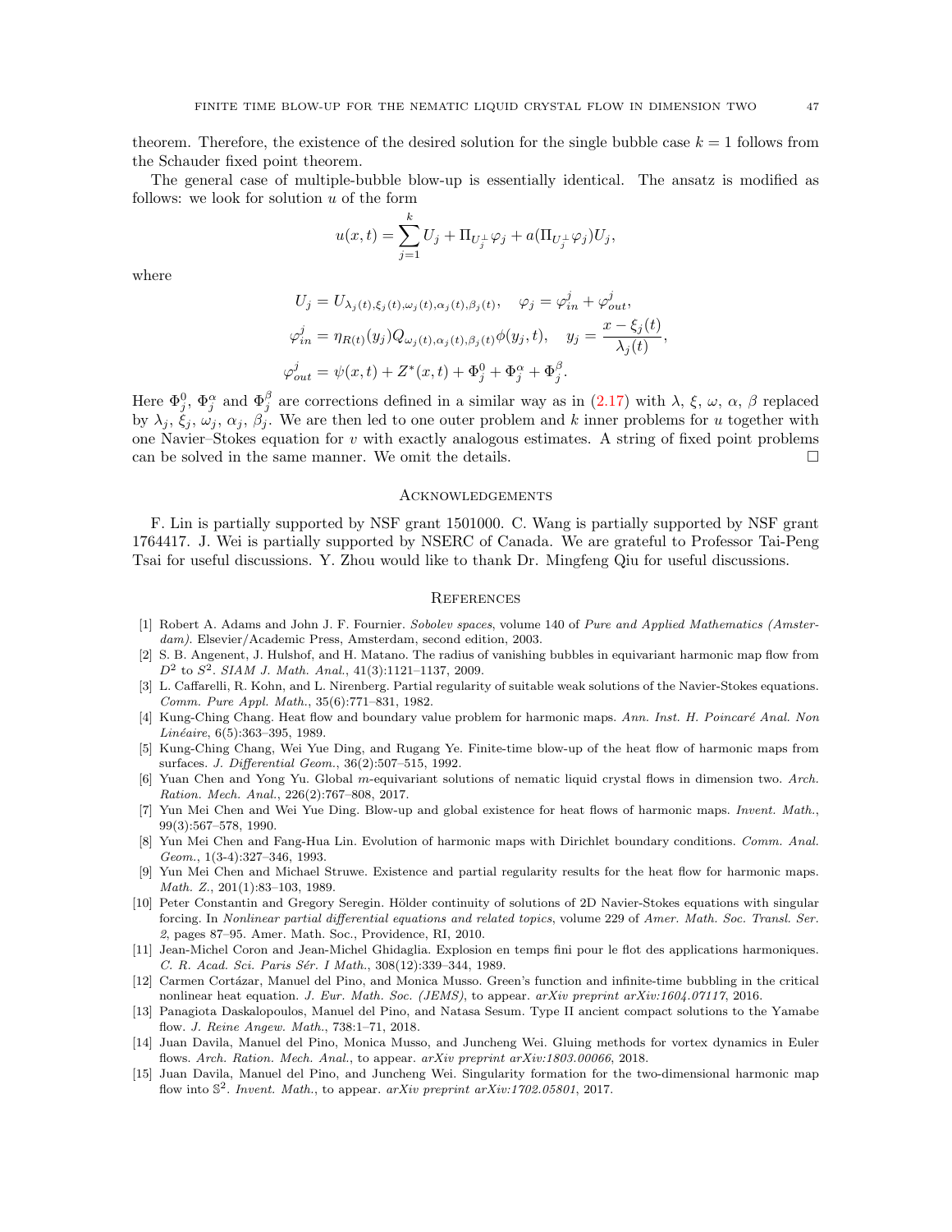theorem. Therefore, the existence of the desired solution for the single bubble case $k = 1$ follows from the Schauder fixed point theorem.

The general case of multiple-bubble blow-up is essentially identical. The ansatz is modified as follows: we look for solution $u$ of the form

$$u(x,t) = \sum_{j=1}^{k} U_j + \Pi_{U_j^\perp}\varphi_j + a(\Pi_{U_j^\perp}\varphi_j)U_j,$$

where

$$U_j = U_{\lambda_j(t),\xi_j(t),\omega_j(t),\alpha_j(t),\beta_j(t)}, \quad \varphi_j = \varphi_{in}^j + \varphi_{out}^j,$$

$$\varphi_{in}^j = \eta_{R(t)}(y_j) Q_{\omega_j(t),\alpha_j(t),\beta_j(t)}\phi(y_j,t), \quad y_j = \frac{x - \xi_j(t)}{\lambda_j(t)},$$

$$\varphi_{out}^j = \psi(x,t) + Z^*(x,t) + \Phi_j^0 + \Phi_j^\alpha + \Phi_j^\beta.$$

Here $\Phi_j^0$, $\Phi_j^\alpha$ and $\Phi_j^\beta$ are corrections defined in a similar way as in (2.17) with $\lambda$, $\xi$, $\omega$, $\alpha$, $\beta$ replaced by $\lambda_j$, $\xi_j$, $\omega_j$, $\alpha_j$, $\beta_j$. We are then led to one outer problem and $k$ inner problems for $u$ together with one Navier–Stokes equation for $v$ with exactly analogous estimates. A string of fixed point problems can be solved in the same manner. We omit the details. $\square$

## Acknowledgements

F. Lin is partially supported by NSF grant 1501000. C. Wang is partially supported by NSF grant 1764417. J. Wei is partially supported by NSERC of Canada. We are grateful to Professor Tai-Peng Tsai for useful discussions. Y. Zhou would like to thank Dr. Mingfeng Qiu for useful discussions.

## References

[1] Robert A. Adams and John J. F. Fournier. *Sobolev spaces*, volume 140 of *Pure and Applied Mathematics (Amsterdam)*. Elsevier/Academic Press, Amsterdam, second edition, 2003.

[2] S. B. Angenent, J. Hulshof, and H. Matano. The radius of vanishing bubbles in equivariant harmonic map flow from $D^2$ to $S^2$. *SIAM J. Math. Anal.*, 41(3):1121–1137, 2009.

[3] L. Caffarelli, R. Kohn, and L. Nirenberg. Partial regularity of suitable weak solutions of the Navier-Stokes equations. *Comm. Pure Appl. Math.*, 35(6):771–831, 1982.

[4] Kung-Ching Chang. Heat flow and boundary value problem for harmonic maps. *Ann. Inst. H. Poincaré Anal. Non Linéaire*, 6(5):363–395, 1989.

[5] Kung-Ching Chang, Wei Yue Ding, and Rugang Ye. Finite-time blow-up of the heat flow of harmonic maps from surfaces. *J. Differential Geom.*, 36(2):507–515, 1992.

[6] Yuan Chen and Yong Yu. Global $m$-equivariant solutions of nematic liquid crystal flows in dimension two. *Arch. Ration. Mech. Anal.*, 226(2):767–808, 2017.

[7] Yun Mei Chen and Wei Yue Ding. Blow-up and global existence for heat flows of harmonic maps. *Invent. Math.*, 99(3):567–578, 1990.

[8] Yun Mei Chen and Fang-Hua Lin. Evolution of harmonic maps with Dirichlet boundary conditions. *Comm. Anal. Geom.*, 1(3-4):327–346, 1993.

[9] Yun Mei Chen and Michael Struwe. Existence and partial regularity results for the heat flow for harmonic maps. *Math. Z.*, 201(1):83–103, 1989.

[10] Peter Constantin and Gregory Seregin. Hölder continuity of solutions of 2D Navier-Stokes equations with singular forcing. In *Nonlinear partial differential equations and related topics*, volume 229 of *Amer. Math. Soc. Transl. Ser. 2*, pages 87–95. Amer. Math. Soc., Providence, RI, 2010.

[11] Jean-Michel Coron and Jean-Michel Ghidaglia. Explosion en temps fini pour le flot des applications harmoniques. *C. R. Acad. Sci. Paris Sér. I Math.*, 308(12):339–344, 1989.

[12] Carmen Cortázar, Manuel del Pino, and Monica Musso. Green's function and infinite-time bubbling in the critical nonlinear heat equation. *J. Eur. Math. Soc. (JEMS)*, to appear. *arXiv preprint arXiv:1604.07117*, 2016.

[13] Panagiota Daskalopoulos, Manuel del Pino, and Natasa Sesum. Type II ancient compact solutions to the Yamabe flow. *J. Reine Angew. Math.*, 738:1–71, 2018.

[14] Juan Davila, Manuel del Pino, Monica Musso, and Juncheng Wei. Gluing methods for vortex dynamics in Euler flows. *Arch. Ration. Mech. Anal.*, to appear. *arXiv preprint arXiv:1803.00066*, 2018.

[15] Juan Davila, Manuel del Pino, and Juncheng Wei. Singularity formation for the two-dimensional harmonic map flow into $\mathbb{S}^2$. *Invent. Math.*, to appear. *arXiv preprint arXiv:1702.05801*, 2017.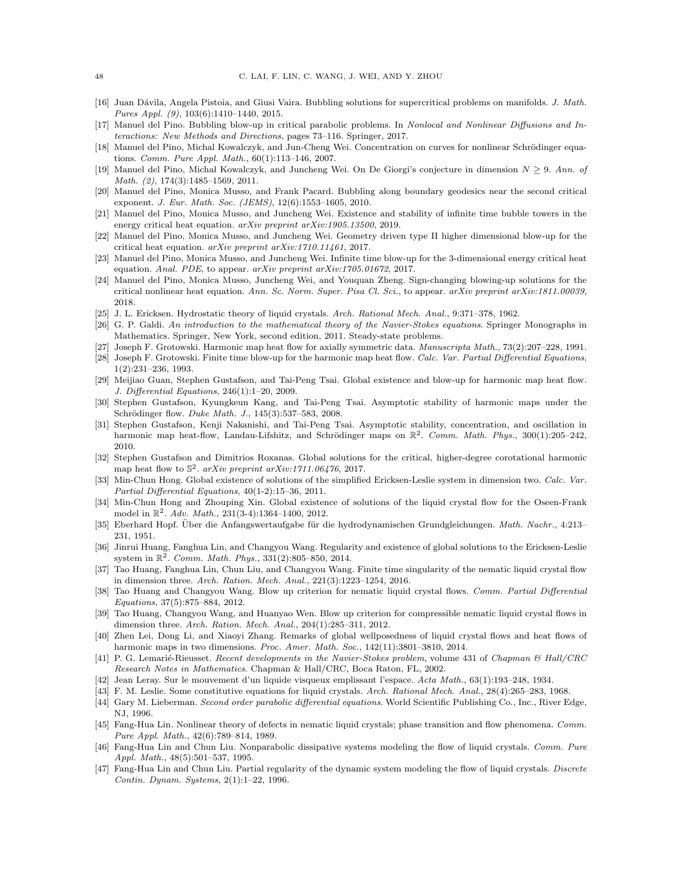[16] Juan Dávila, Angela Pistoia, and Giusi Vaira. Bubbling solutions for supercritical problems on manifolds. *J. Math. Pures Appl. (9)*, 103(6):1410–1440, 2015.

[17] Manuel del Pino. Bubbling blow-up in critical parabolic problems. In *Nonlocal and Nonlinear Diffusions and Interactions: New Methods and Directions*, pages 73–116. Springer, 2017.

[18] Manuel del Pino, Michal Kowalczyk, and Jun-Cheng Wei. Concentration on curves for nonlinear Schrödinger equations. *Comm. Pure Appl. Math.*, 60(1):113–146, 2007.

[19] Manuel del Pino, Michał Kowalczyk, and Juncheng Wei. On De Giorgi's conjecture in dimension $N \geq 9$. *Ann. of Math. (2)*, 174(3):1485–1569, 2011.

[20] Manuel del Pino, Monica Musso, and Frank Pacard. Bubbling along boundary geodesics near the second critical exponent. *J. Eur. Math. Soc. (JEMS)*, 12(6):1553–1605, 2010.

[21] Manuel del Pino, Monica Musso, and Juncheng Wei. Existence and stability of infinite time bubble towers in the energy critical heat equation. *arXiv preprint arXiv:1905.13500*, 2019.

[22] Manuel del Pino, Monica Musso, and Juncheng Wei. Geometry driven type II higher dimensional blow-up for the critical heat equation. *arXiv preprint arXiv:1710.11461*, 2017.

[23] Manuel del Pino, Monica Musso, and Juncheng Wei. Infinite time blow-up for the 3-dimensional energy critical heat equation. *Anal. PDE*, to appear. *arXiv preprint arXiv:1705.01672*, 2017.

[24] Manuel del Pino, Monica Musso, Juncheng Wei, and Youquan Zheng. Sign-changing blowing-up solutions for the critical nonlinear heat equation. *Ann. Sc. Norm. Super. Pisa Cl. Sci.*, to appear. *arXiv preprint arXiv:1811.00039*, 2018.

[25] J. L. Ericksen. Hydrostatic theory of liquid crystals. *Arch. Rational Mech. Anal.*, 9:371–378, 1962.

[26] G. P. Galdi. *An introduction to the mathematical theory of the Navier-Stokes equations*. Springer Monographs in Mathematics. Springer, New York, second edition, 2011. Steady-state problems.

[27] Joseph F. Grotowski. Harmonic map heat flow for axially symmetric data. *Manuscripta Math.*, 73(2):207–228, 1991.

[28] Joseph F. Grotowski. Finite time blow-up for the harmonic map heat flow. *Calc. Var. Partial Differential Equations*, 1(2):231–236, 1993.

[29] Meijiao Guan, Stephen Gustafson, and Tai-Peng Tsai. Global existence and blow-up for harmonic map heat flow. *J. Differential Equations*, 246(1):1–20, 2009.

[30] Stephen Gustafson, Kyungkeun Kang, and Tai-Peng Tsai. Asymptotic stability of harmonic maps under the Schrödinger flow. *Duke Math. J.*, 145(3):537–583, 2008.

[31] Stephen Gustafson, Kenji Nakanishi, and Tai-Peng Tsai. Asymptotic stability, concentration, and oscillation in harmonic map heat-flow, Landau-Lifshitz, and Schrödinger maps on $\mathbb{R}^2$. *Comm. Math. Phys.*, 300(1):205–242, 2010.

[32] Stephen Gustafson and Dimitrios Roxanas. Global solutions for the critical, higher-degree corotational harmonic map heat flow to $\mathbb{S}^2$. *arXiv preprint arXiv:1711.06476*, 2017.

[33] Min-Chun Hong. Global existence of solutions of the simplified Ericksen-Leslie system in dimension two. *Calc. Var. Partial Differential Equations*, 40(1-2):15–36, 2011.

[34] Min-Chun Hong and Zhouping Xin. Global existence of solutions of the liquid crystal flow for the Oseen-Frank model in $\mathbb{R}^2$. *Adv. Math.*, 231(3-4):1364–1400, 2012.

[35] Eberhard Hopf. Über die Anfangswertaufgabe für die hydrodynamischen Grundgleichungen. *Math. Nachr.*, 4:213–231, 1951.

[36] Jinrui Huang, Fanghua Lin, and Changyou Wang. Regularity and existence of global solutions to the Ericksen-Leslie system in $\mathbb{R}^2$. *Comm. Math. Phys.*, 331(2):805–850, 2014.

[37] Tao Huang, Fanghua Lin, Chun Liu, and Changyou Wang. Finite time singularity of the nematic liquid crystal flow in dimension three. *Arch. Ration. Mech. Anal.*, 221(3):1223–1254, 2016.

[38] Tao Huang and Changyou Wang. Blow up criterion for nematic liquid crystal flows. *Comm. Partial Differential Equations*, 37(5):875–884, 2012.

[39] Tao Huang, Changyou Wang, and Huanyao Wen. Blow up criterion for compressible nematic liquid crystal flows in dimension three. *Arch. Ration. Mech. Anal.*, 204(1):285–311, 2012.

[40] Zhen Lei, Dong Li, and Xiaoyi Zhang. Remarks of global wellposedness of liquid crystal flows and heat flows of harmonic maps in two dimensions. *Proc. Amer. Math. Soc.*, 142(11):3801–3810, 2014.

[41] P. G. Lemarié-Rieusset. *Recent developments in the Navier-Stokes problem*, volume 431 of *Chapman & Hall/CRC Research Notes in Mathematics*. Chapman & Hall/CRC, Boca Raton, FL, 2002.

[42] Jean Leray. Sur le mouvement d'un liquide visqueux emplissant l'espace. *Acta Math.*, 63(1):193–248, 1934.

[43] F. M. Leslie. Some constitutive equations for liquid crystals. *Arch. Rational Mech. Anal.*, 28(4):265–283, 1968.

[44] Gary M. Lieberman. *Second order parabolic differential equations*. World Scientific Publishing Co., Inc., River Edge, NJ, 1996.

[45] Fang-Hua Lin. Nonlinear theory of defects in nematic liquid crystals; phase transition and flow phenomena. *Comm. Pure Appl. Math.*, 42(6):789–814, 1989.

[46] Fang-Hua Lin and Chun Liu. Nonparabolic dissipative systems modeling the flow of liquid crystals. *Comm. Pure Appl. Math.*, 48(5):501–537, 1995.

[47] Fang-Hua Lin and Chun Liu. Partial regularity of the dynamic system modeling the flow of liquid crystals. *Discrete Contin. Dynam. Systems*, 2(1):1–22, 1996.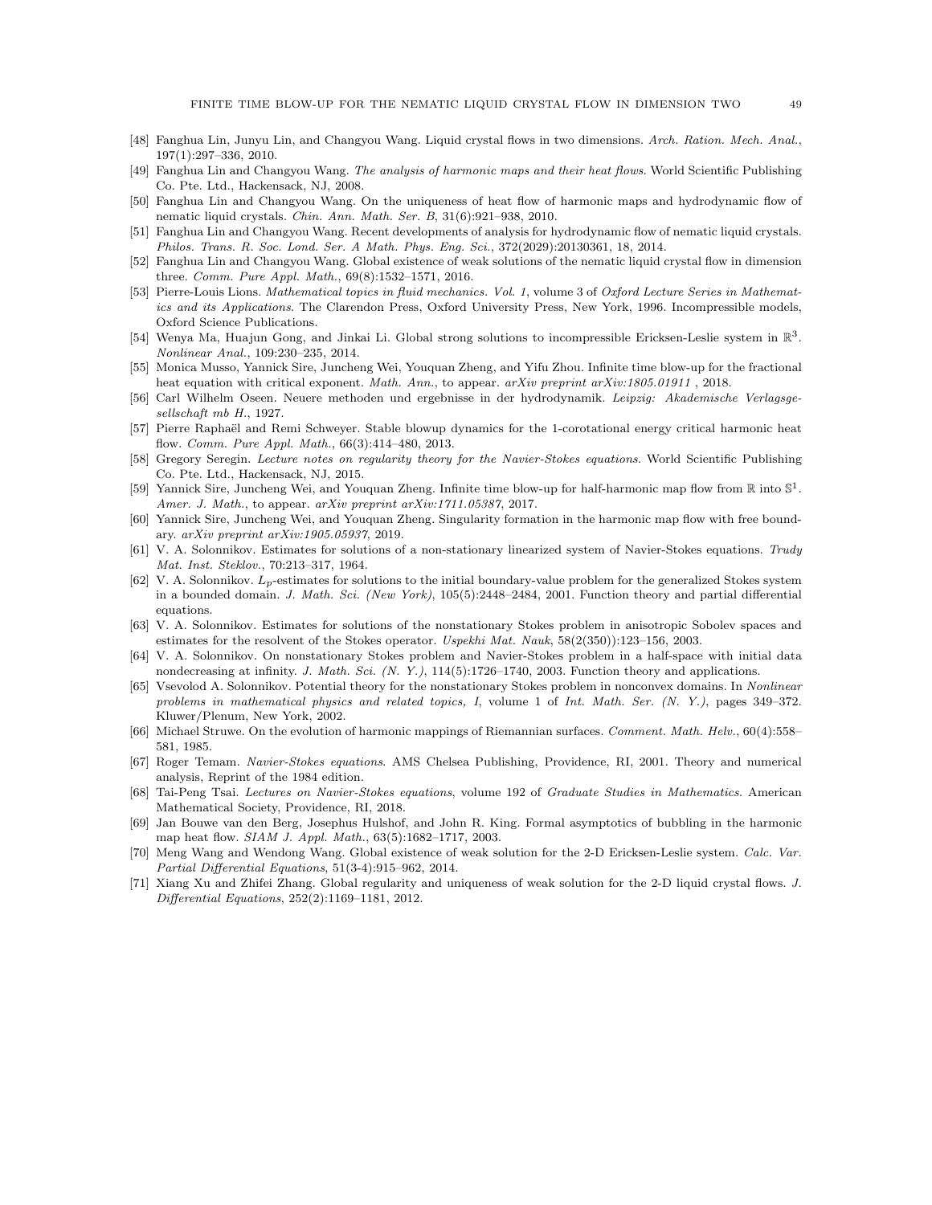[48] Fanghua Lin, Junyu Lin, and Changyou Wang. Liquid crystal flows in two dimensions. *Arch. Ration. Mech. Anal.*, 197(1):297–336, 2010.

[49] Fanghua Lin and Changyou Wang. *The analysis of harmonic maps and their heat flows*. World Scientific Publishing Co. Pte. Ltd., Hackensack, NJ, 2008.

[50] Fanghua Lin and Changyou Wang. On the uniqueness of heat flow of harmonic maps and hydrodynamic flow of nematic liquid crystals. *Chin. Ann. Math. Ser. B*, 31(6):921–938, 2010.

[51] Fanghua Lin and Changyou Wang. Recent developments of analysis for hydrodynamic flow of nematic liquid crystals. *Philos. Trans. R. Soc. Lond. Ser. A Math. Phys. Eng. Sci.*, 372(2029):20130361, 18, 2014.

[52] Fanghua Lin and Changyou Wang. Global existence of weak solutions of the nematic liquid crystal flow in dimension three. *Comm. Pure Appl. Math.*, 69(8):1532–1571, 2016.

[53] Pierre-Louis Lions. *Mathematical topics in fluid mechanics. Vol. 1*, volume 3 of *Oxford Lecture Series in Mathematics and its Applications*. The Clarendon Press, Oxford University Press, New York, 1996. Incompressible models, Oxford Science Publications.

[54] Wenya Ma, Huajun Gong, and Jinkai Li. Global strong solutions to incompressible Ericksen-Leslie system in $\mathbb{R}^3$. *Nonlinear Anal.*, 109:230–235, 2014.

[55] Monica Musso, Yannick Sire, Juncheng Wei, Youquan Zheng, and Yifu Zhou. Infinite time blow-up for the fractional heat equation with critical exponent. *Math. Ann.*, to appear. *arXiv preprint arXiv:1805.01911* , 2018.

[56] Carl Wilhelm Oseen. Neuere methoden und ergebnisse in der hydrodynamik. *Leipzig: Akademische Verlagsgesellschaft mb H.*, 1927.

[57] Pierre Raphaël and Remi Schweyer. Stable blowup dynamics for the 1-corotational energy critical harmonic heat flow. *Comm. Pure Appl. Math.*, 66(3):414–480, 2013.

[58] Gregory Seregin. *Lecture notes on regularity theory for the Navier-Stokes equations*. World Scientific Publishing Co. Pte. Ltd., Hackensack, NJ, 2015.

[59] Yannick Sire, Juncheng Wei, and Youquan Zheng. Infinite time blow-up for half-harmonic map flow from $\mathbb{R}$ into $\mathbb{S}^1$. *Amer. J. Math.*, to appear. *arXiv preprint arXiv:1711.05387*, 2017.

[60] Yannick Sire, Juncheng Wei, and Youquan Zheng. Singularity formation in the harmonic map flow with free boundary. *arXiv preprint arXiv:1905.05937*, 2019.

[61] V. A. Solonnikov. Estimates for solutions of a non-stationary linearized system of Navier-Stokes equations. *Trudy Mat. Inst. Steklov.*, 70:213–317, 1964.

[62] V. A. Solonnikov. $L_p$-estimates for solutions to the initial boundary-value problem for the generalized Stokes system in a bounded domain. *J. Math. Sci. (New York)*, 105(5):2448–2484, 2001. Function theory and partial differential equations.

[63] V. A. Solonnikov. Estimates for solutions of the nonstationary Stokes problem in anisotropic Sobolev spaces and estimates for the resolvent of the Stokes operator. *Uspekhi Mat. Nauk*, 58(2(350)):123–156, 2003.

[64] V. A. Solonnikov. On nonstationary Stokes problem and Navier-Stokes problem in a half-space with initial data nondecreasing at infinity. *J. Math. Sci. (N. Y.)*, 114(5):1726–1740, 2003. Function theory and applications.

[65] Vsevolod A. Solonnikov. Potential theory for the nonstationary Stokes problem in nonconvex domains. In *Nonlinear problems in mathematical physics and related topics, I*, volume 1 of *Int. Math. Ser. (N. Y.)*, pages 349–372. Kluwer/Plenum, New York, 2002.

[66] Michael Struwe. On the evolution of harmonic mappings of Riemannian surfaces. *Comment. Math. Helv.*, 60(4):558–581, 1985.

[67] Roger Temam. *Navier-Stokes equations*. AMS Chelsea Publishing, Providence, RI, 2001. Theory and numerical analysis, Reprint of the 1984 edition.

[68] Tai-Peng Tsai. *Lectures on Navier-Stokes equations*, volume 192 of *Graduate Studies in Mathematics*. American Mathematical Society, Providence, RI, 2018.

[69] Jan Bouwe van den Berg, Josephus Hulshof, and John R. King. Formal asymptotics of bubbling in the harmonic map heat flow. *SIAM J. Appl. Math.*, 63(5):1682–1717, 2003.

[70] Meng Wang and Wendong Wang. Global existence of weak solution for the 2-D Ericksen-Leslie system. *Calc. Var. Partial Differential Equations*, 51(3-4):915–962, 2014.

[71] Xiang Xu and Zhifei Zhang. Global regularity and uniqueness of weak solution for the 2-D liquid crystal flows. *J. Differential Equations*, 252(2):1169–1181, 2012.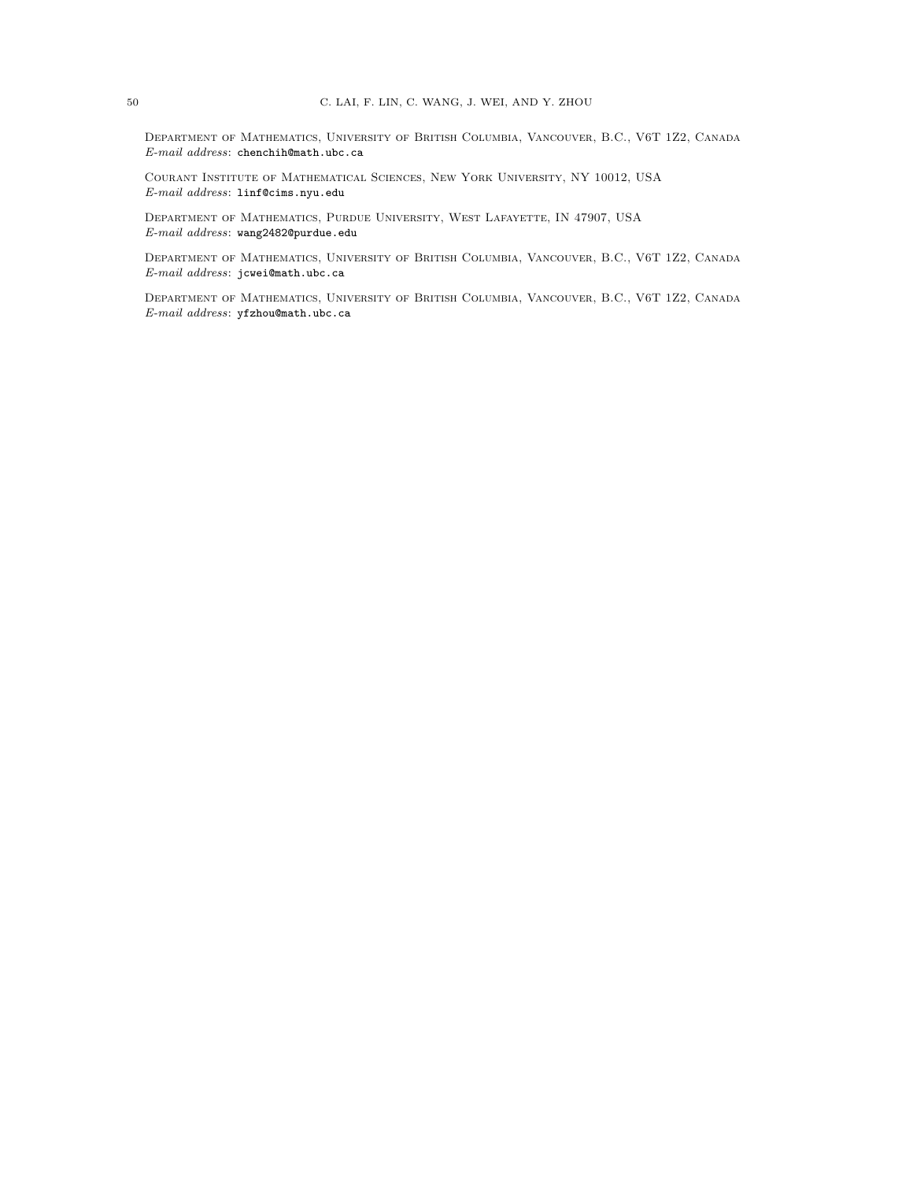Department of Mathematics, University of British Columbia, Vancouver, B.C., V6T 1Z2, Canada
*E-mail address*: chenchih@math.ubc.ca

Courant Institute of Mathematical Sciences, New York University, NY 10012, USA
*E-mail address*: linf@cims.nyu.edu

Department of Mathematics, Purdue University, West Lafayette, IN 47907, USA
*E-mail address*: wang2482@purdue.edu

Department of Mathematics, University of British Columbia, Vancouver, B.C., V6T 1Z2, Canada
*E-mail address*: jcwei@math.ubc.ca

Department of Mathematics, University of British Columbia, Vancouver, B.C., V6T 1Z2, Canada
*E-mail address*: yfzhou@math.ubc.ca